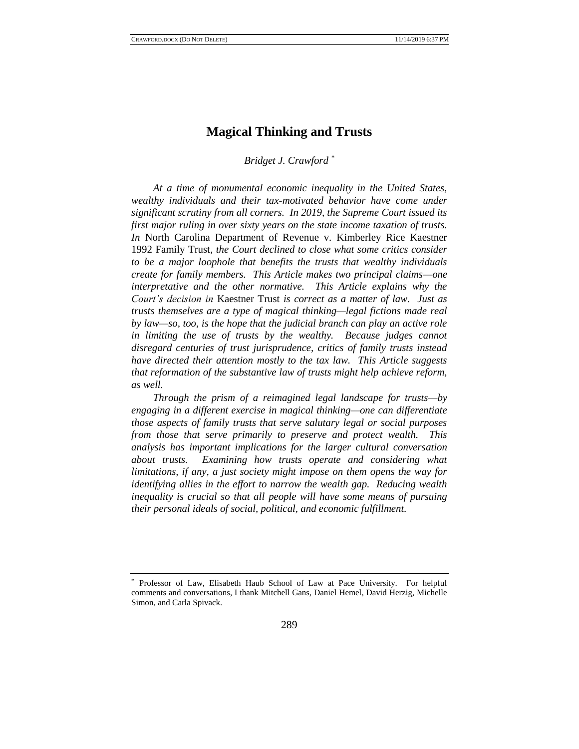# Magical Thinking and Trusts

*Bridget J. Crawford* [*]

*At a time of monumental economic inequality in the United States, wealthy individuals and their tax-motivated behavior have come under significant scrutiny from all corners. In 2019, the Supreme Court issued its first major ruling in over sixty years on the state income taxation of trusts. In* North Carolina Department of Revenue v. Kimberley Rice Kaestner 1992 Family Trust*, the Court declined to close what some critics consider to be a major loophole that benefits the trusts that wealthy individuals create for family members. This Article makes two principal claims—one interpretative and the other normative. This Article explains why the Court's decision in* Kaestner Trust *is correct as a matter of law. Just as trusts themselves are a type of magical thinking—legal fictions made real by law—so, too, is the hope that the judicial branch can play an active role in limiting the use of trusts by the wealthy. Because judges cannot disregard centuries of trust jurisprudence, critics of family trusts instead have directed their attention mostly to the tax law. This Article suggests that reformation of the substantive law of trusts might help achieve reform, as well.*

*Through the prism of a reimagined legal landscape for trusts—by engaging in a different exercise in magical thinking—one can differentiate those aspects of family trusts that serve salutary legal or social purposes from those that serve primarily to preserve and protect wealth. This analysis has important implications for the larger cultural conversation about trusts. Examining how trusts operate and considering what limitations, if any, a just society might impose on them opens the way for identifying allies in the effort to narrow the wealth gap. Reducing wealth inequality is crucial so that all people will have some means of pursuing their personal ideals of social, political, and economic fulfillment.*

---

[*] Professor of Law, Elisabeth Haub School of Law at Pace University. For helpful comments and conversations, I thank Mitchell Gans, Daniel Hemel, David Herzig, Michelle Simon, and Carla Spivack.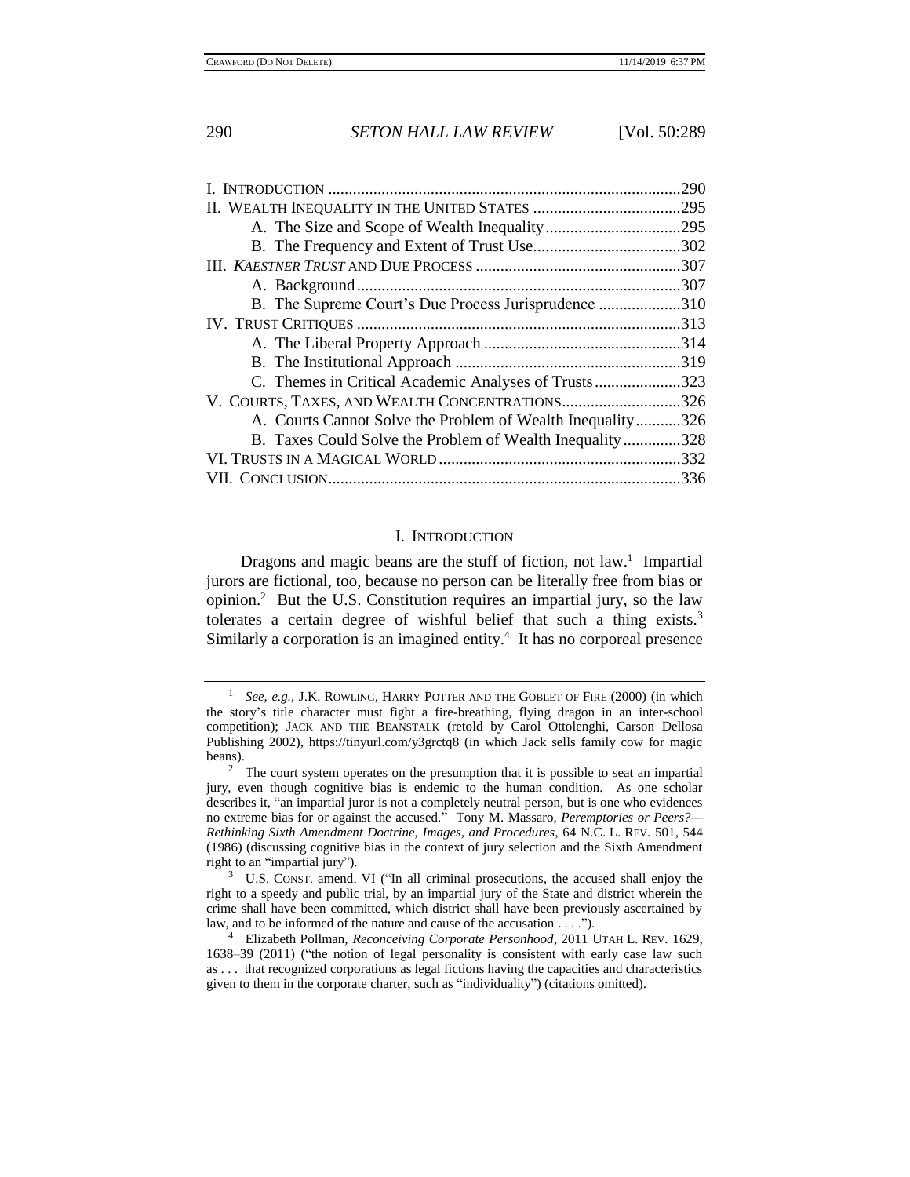| | |
|---|---|
| I. INTRODUCTION | 290 |
| II. WEALTH INEQUALITY IN THE UNITED STATES | 295 |
| A. The Size and Scope of Wealth Inequality | 295 |
| B. The Frequency and Extent of Trust Use | 302 |
| III. *KAESTNER TRUST* AND DUE PROCESS | 307 |
| A. Background | 307 |
| B. The Supreme Court's Due Process Jurisprudence | 310 |
| IV. TRUST CRITIQUES | 313 |
| A. The Liberal Property Approach | 314 |
| B. The Institutional Approach | 319 |
| C. Themes in Critical Academic Analyses of Trusts | 323 |
| V. COURTS, TAXES, AND WEALTH CONCENTRATIONS | 326 |
| A. Courts Cannot Solve the Problem of Wealth Inequality | 326 |
| B. Taxes Could Solve the Problem of Wealth Inequality | 328 |
| VI. TRUSTS IN A MAGICAL WORLD | 332 |
| VII. CONCLUSION | 336 |

## I. INTRODUCTION

Dragons and magic beans are the stuff of fiction, not law.[1] Impartial jurors are fictional, too, because no person can be literally free from bias or opinion.[2] But the U.S. Constitution requires an impartial jury, so the law tolerates a certain degree of wishful belief that such a thing exists.[3] Similarly a corporation is an imagined entity.[4] It has no corporeal presence

---

[1] *See, e.g.*, J.K. ROWLING, HARRY POTTER AND THE GOBLET OF FIRE (2000) (in which the story's title character must fight a fire-breathing, flying dragon in an inter-school competition); JACK AND THE BEANSTALK (retold by Carol Ottolenghi, Carson Dellosa Publishing 2002), https://tinyurl.com/y3grctq8 (in which Jack sells family cow for magic beans).

[2] The court system operates on the presumption that it is possible to seat an impartial jury, even though cognitive bias is endemic to the human condition. As one scholar describes it, "an impartial juror is not a completely neutral person, but is one who evidences no extreme bias for or against the accused." Tony M. Massaro, *Peremptories or Peers?—Rethinking Sixth Amendment Doctrine, Images, and Procedures*, 64 N.C. L. REV. 501, 544 (1986) (discussing cognitive bias in the context of jury selection and the Sixth Amendment right to an "impartial jury").

[3] U.S. CONST. amend. VI ("In all criminal prosecutions, the accused shall enjoy the right to a speedy and public trial, by an impartial jury of the State and district wherein the crime shall have been committed, which district shall have been previously ascertained by law, and to be informed of the nature and cause of the accusation . . . .").

[4] Elizabeth Pollman, *Reconceiving Corporate Personhood*, 2011 UTAH L. REV. 1629, 1638–39 (2011) ("the notion of legal personality is consistent with early case law such as . . . that recognized corporations as legal fictions having the capacities and characteristics given to them in the corporate charter, such as "individuality") (citations omitted).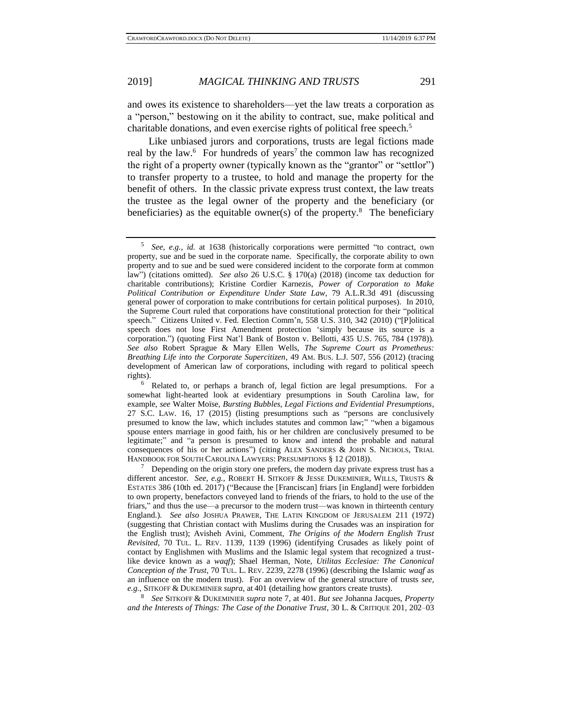and owes its existence to shareholders—yet the law treats a corporation as a "person," bestowing on it the ability to contract, sue, make political and charitable donations, and even exercise rights of political free speech.[5]

Like unbiased jurors and corporations, trusts are legal fictions made real by the law.[6] For hundreds of years[7] the common law has recognized the right of a property owner (typically known as the "grantor" or "settlor") to transfer property to a trustee, to hold and manage the property for the benefit of others. In the classic private express trust context, the law treats the trustee as the legal owner of the property and the beneficiary (or beneficiaries) as the equitable owner(s) of the property.[8] The beneficiary

---

[5] *See, e.g.*, *id.* at 1638 (historically corporations were permitted "to contract, own property, sue and be sued in the corporate name. Specifically, the corporate ability to own property and to sue and be sued were considered incident to the corporate form at common law") (citations omitted). *See also* 26 U.S.C. § 170(a) (2018) (income tax deduction for charitable contributions); Kristine Cordier Karnezis, *Power of Corporation to Make Political Contribution or Expenditure Under State Law*, 79 A.L.R.3d 491 (discussing general power of corporation to make contributions for certain political purposes). In 2010, the Supreme Court ruled that corporations have constitutional protection for their "political speech." Citizens United v. Fed. Election Comm'n, 558 U.S. 310, 342 (2010) ("[P]olitical speech does not lose First Amendment protection 'simply because its source is a corporation.") (quoting First Nat'l Bank of Boston v. Bellotti, 435 U.S. 765, 784 (1978)). *See also* Robert Sprague & Mary Ellen Wells, *The Supreme Court as Prometheus: Breathing Life into the Corporate Supercitizen*, 49 AM. BUS. L.J. 507, 556 (2012) (tracing development of American law of corporations, including with regard to political speech rights).

[6] Related to, or perhaps a branch of, legal fiction are legal presumptions. For a somewhat light-hearted look at evidentiary presumptions in South Carolina law, for example, *see* Walter Moïse, *Bursting Bubbles, Legal Fictions and Evidential Presumptions*, 27 S.C. LAW. 16, 17 (2015) (listing presumptions such as "persons are conclusively presumed to know the law, which includes statutes and common law;" "when a bigamous spouse enters marriage in good faith, his or her children are conclusively presumed to be legitimate;" and "a person is presumed to know and intend the probable and natural consequences of his or her actions") (citing ALEX SANDERS & JOHN S. NICHOLS, TRIAL HANDBOOK FOR SOUTH CAROLINA LAWYERS: PRESUMPTIONS § 12 (2018)).

[7] Depending on the origin story one prefers, the modern day private express trust has a different ancestor. *See, e.g.*, ROBERT H. SITKOFF & JESSE DUKEMINIER, WILLS, TRUSTS & ESTATES 386 (10th ed. 2017) ("Because the [Franciscan] friars [in England] were forbidden to own property, benefactors conveyed land to friends of the friars, to hold to the use of the friars," and thus the use—a precursor to the modern trust—was known in thirteenth century England.). *See also* JOSHUA PRAWER, THE LATIN KINGDOM OF JERUSALEM 211 (1972) (suggesting that Christian contact with Muslims during the Crusades was an inspiration for the English trust); Avisheh Avini, Comment, *The Origins of the Modern English Trust Revisited*, 70 TUL. L. REV. 1139, 1139 (1996) (identifying Crusades as likely point of contact by Englishmen with Muslims and the Islamic legal system that recognized a trust-like device known as a *waqf*); Shael Herman, Note, *Utilitas Ecclesiae: The Canonical Conception of the Trust*, 70 TUL. L. REV. 2239, 2278 (1996) (describing the Islamic *waqf* as an influence on the modern trust). For an overview of the general structure of trusts *see, e.g.*, SITKOFF & DUKEMINIER *supra*, at 401 (detailing how grantors create trusts).

[8] *See* SITKOFF & DUKEMINIER *supra* note 7, at 401. *But see* Johanna Jacques, *Property and the Interests of Things: The Case of the Donative Trust*, 30 L. & CRITIQUE 201, 202–03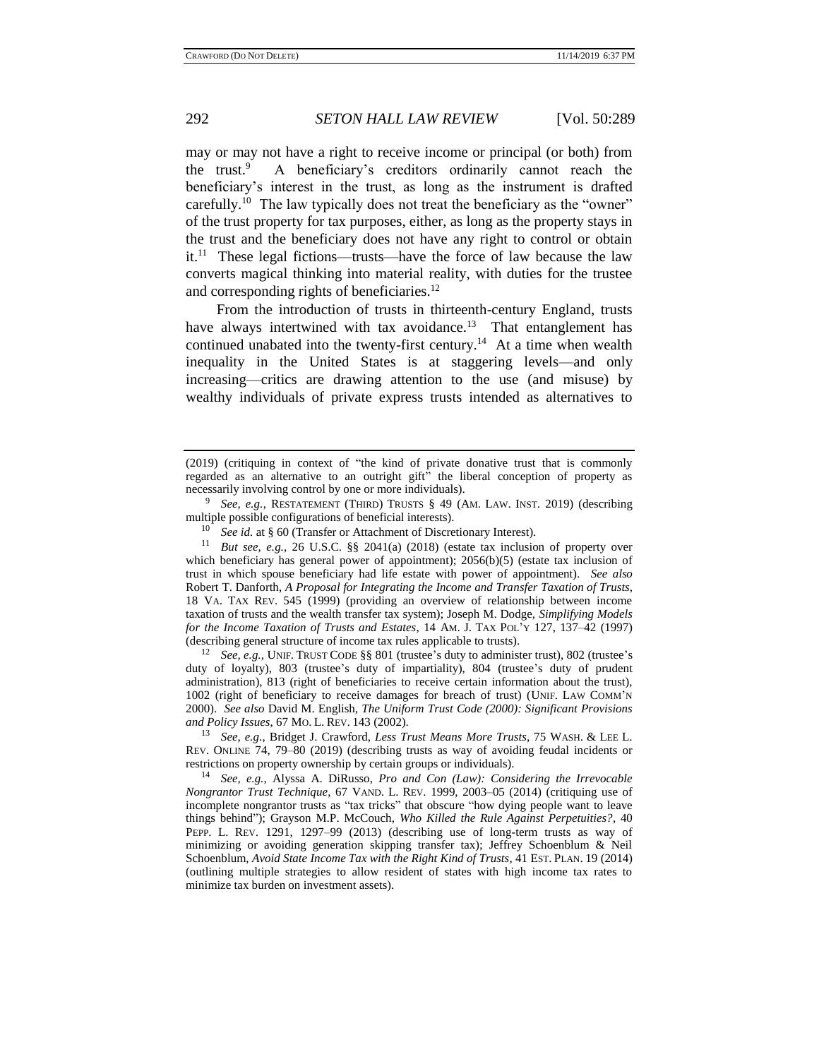may or may not have a right to receive income or principal (or both) from the trust.[9] A beneficiary's creditors ordinarily cannot reach the beneficiary's interest in the trust, as long as the instrument is drafted carefully.[10] The law typically does not treat the beneficiary as the "owner" of the trust property for tax purposes, either, as long as the property stays in the trust and the beneficiary does not have any right to control or obtain it.[11] These legal fictions—trusts—have the force of law because the law converts magical thinking into material reality, with duties for the trustee and corresponding rights of beneficiaries.[12]

From the introduction of trusts in thirteenth-century England, trusts have always intertwined with tax avoidance.[13] That entanglement has continued unabated into the twenty-first century.[14] At a time when wealth inequality in the United States is at staggering levels—and only increasing—critics are drawing attention to the use (and misuse) by wealthy individuals of private express trusts intended as alternatives to

---

(2019) (critiquing in context of "the kind of private donative trust that is commonly regarded as an alternative to an outright gift" the liberal conception of property as necessarily involving control by one or more individuals).

[9] *See, e.g.*, RESTATEMENT (THIRD) TRUSTS § 49 (AM. LAW. INST. 2019) (describing multiple possible configurations of beneficial interests).

[10] *See id.* at § 60 (Transfer or Attachment of Discretionary Interest).

[11] *But see, e.g.*, 26 U.S.C. §§ 2041(a) (2018) (estate tax inclusion of property over which beneficiary has general power of appointment); 2056(b)(5) (estate tax inclusion of trust in which spouse beneficiary had life estate with power of appointment). *See also* Robert T. Danforth, *A Proposal for Integrating the Income and Transfer Taxation of Trusts*, 18 VA. TAX REV. 545 (1999) (providing an overview of relationship between income taxation of trusts and the wealth transfer tax system); Joseph M. Dodge, *Simplifying Models for the Income Taxation of Trusts and Estates*, 14 AM. J. TAX POL'Y 127, 137–42 (1997) (describing general structure of income tax rules applicable to trusts).

[12] *See, e.g.*, UNIF. TRUST CODE §§ 801 (trustee's duty to administer trust), 802 (trustee's duty of loyalty), 803 (trustee's duty of impartiality), 804 (trustee's duty of prudent administration), 813 (right of beneficiaries to receive certain information about the trust), 1002 (right of beneficiary to receive damages for breach of trust) (UNIF. LAW COMM'N 2000). *See also* David M. English, *The Uniform Trust Code (2000): Significant Provisions and Policy Issues*, 67 MO. L. REV. 143 (2002).

[13] *See, e.g.*, Bridget J. Crawford, *Less Trust Means More Trusts*, 75 WASH. & LEE L. REV. ONLINE 74, 79–80 (2019) (describing trusts as way of avoiding feudal incidents or restrictions on property ownership by certain groups or individuals).

[14] *See, e.g.*, Alyssa A. DiRusso, *Pro and Con (Law): Considering the Irrevocable Nongrantor Trust Technique*, 67 VAND. L. REV. 1999, 2003–05 (2014) (critiquing use of incomplete nongrantor trusts as "tax tricks" that obscure "how dying people want to leave things behind"); Grayson M.P. McCouch, *Who Killed the Rule Against Perpetuities?*, 40 PEPP. L. REV. 1291, 1297–99 (2013) (describing use of long-term trusts as way of minimizing or avoiding generation skipping transfer tax); Jeffrey Schoenblum & Neil Schoenblum, *Avoid State Income Tax with the Right Kind of Trusts*, 41 EST. PLAN. 19 (2014) (outlining multiple strategies to allow resident of states with high income tax rates to minimize tax burden on investment assets).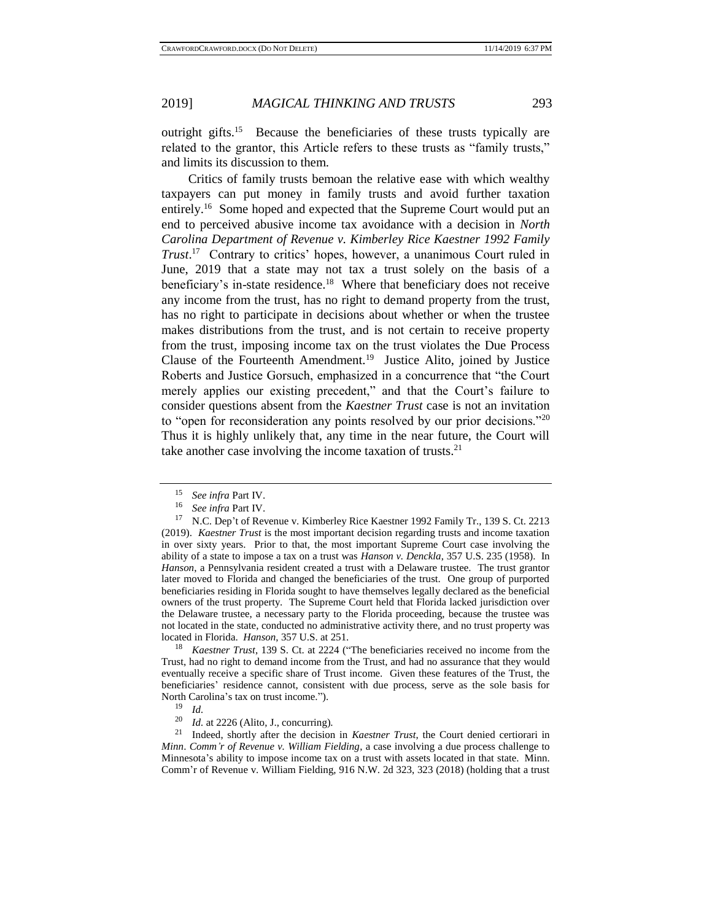outright gifts.[15] Because the beneficiaries of these trusts typically are related to the grantor, this Article refers to these trusts as "family trusts," and limits its discussion to them.

Critics of family trusts bemoan the relative ease with which wealthy taxpayers can put money in family trusts and avoid further taxation entirely.[16] Some hoped and expected that the Supreme Court would put an end to perceived abusive income tax avoidance with a decision in *North Carolina Department of Revenue v. Kimberley Rice Kaestner 1992 Family Trust*.[17] Contrary to critics' hopes, however, a unanimous Court ruled in June, 2019 that a state may not tax a trust solely on the basis of a beneficiary's in-state residence.[18] Where that beneficiary does not receive any income from the trust, has no right to demand property from the trust, has no right to participate in decisions about whether or when the trustee makes distributions from the trust, and is not certain to receive property from the trust, imposing income tax on the trust violates the Due Process Clause of the Fourteenth Amendment.[19] Justice Alito, joined by Justice Roberts and Justice Gorsuch, emphasized in a concurrence that "the Court merely applies our existing precedent," and that the Court's failure to consider questions absent from the *Kaestner Trust* case is not an invitation to "open for reconsideration any points resolved by our prior decisions."[20] Thus it is highly unlikely that, any time in the near future, the Court will take another case involving the income taxation of trusts.[21]

---

[15] *See infra* Part IV.

[16] *See infra* Part IV.

[17] N.C. Dep't of Revenue v. Kimberley Rice Kaestner 1992 Family Tr., 139 S. Ct. 2213 (2019). *Kaestner Trust* is the most important decision regarding trusts and income taxation in over sixty years. Prior to that, the most important Supreme Court case involving the ability of a state to impose a tax on a trust was *Hanson v. Denckla*, 357 U.S. 235 (1958). In *Hanson*, a Pennsylvania resident created a trust with a Delaware trustee. The trust grantor later moved to Florida and changed the beneficiaries of the trust. One group of purported beneficiaries residing in Florida sought to have themselves legally declared as the beneficial owners of the trust property. The Supreme Court held that Florida lacked jurisdiction over the Delaware trustee, a necessary party to the Florida proceeding, because the trustee was not located in the state, conducted no administrative activity there, and no trust property was located in Florida. *Hanson*, 357 U.S. at 251.

[18] *Kaestner Trust*, 139 S. Ct. at 2224 ("The beneficiaries received no income from the Trust, had no right to demand income from the Trust, and had no assurance that they would eventually receive a specific share of Trust income. Given these features of the Trust, the beneficiaries' residence cannot, consistent with due process, serve as the sole basis for North Carolina's tax on trust income.").

[19] *Id.*

[20] *Id.* at 2226 (Alito, J., concurring).

[21] Indeed, shortly after the decision in *Kaestner Trust*, the Court denied certiorari in *Minn. Comm'r of Revenue v. William Fielding*, a case involving a due process challenge to Minnesota's ability to impose income tax on a trust with assets located in that state. Minn. Comm'r of Revenue v. William Fielding, 916 N.W. 2d 323, 323 (2018) (holding that a trust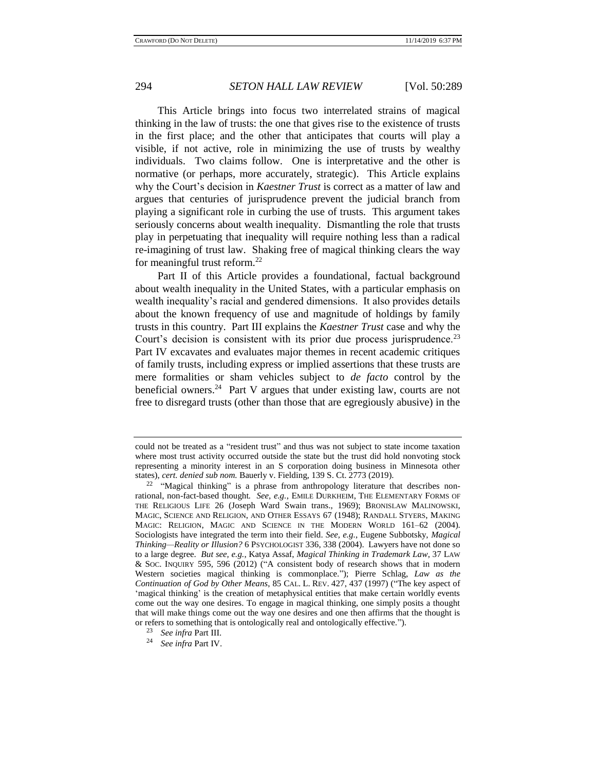This Article brings into focus two interrelated strains of magical thinking in the law of trusts: the one that gives rise to the existence of trusts in the first place; and the other that anticipates that courts will play a visible, if not active, role in minimizing the use of trusts by wealthy individuals. Two claims follow. One is interpretative and the other is normative (or perhaps, more accurately, strategic). This Article explains why the Court's decision in *Kaestner Trust* is correct as a matter of law and argues that centuries of jurisprudence prevent the judicial branch from playing a significant role in curbing the use of trusts. This argument takes seriously concerns about wealth inequality. Dismantling the role that trusts play in perpetuating that inequality will require nothing less than a radical re-imagining of trust law. Shaking free of magical thinking clears the way for meaningful trust reform.[22]

Part II of this Article provides a foundational, factual background about wealth inequality in the United States, with a particular emphasis on wealth inequality's racial and gendered dimensions. It also provides details about the known frequency of use and magnitude of holdings by family trusts in this country. Part III explains the *Kaestner Trust* case and why the Court's decision is consistent with its prior due process jurisprudence.[23] Part IV excavates and evaluates major themes in recent academic critiques of family trusts, including express or implied assertions that these trusts are mere formalities or sham vehicles subject to *de facto* control by the beneficial owners.[24] Part V argues that under existing law, courts are not free to disregard trusts (other than those that are egregiously abusive) in the

---

could not be treated as a "resident trust" and thus was not subject to state income taxation where most trust activity occurred outside the state but the trust did hold nonvoting stock representing a minority interest in an S corporation doing business in Minnesota other states), *cert. denied sub nom.* Bauerly v. Fielding, 139 S. Ct. 2773 (2019).

[22] "Magical thinking" is a phrase from anthropology literature that describes non-rational, non-fact-based thought. *See, e.g.*, EMILE DURKHEIM, THE ELEMENTARY FORMS OF THE RELIGIOUS LIFE 26 (Joseph Ward Swain trans., 1969); BRONISLAW MALINOWSKI, MAGIC, SCIENCE AND RELIGION, AND OTHER ESSAYS 67 (1948); RANDALL STYERS, MAKING MAGIC: RELIGION, MAGIC AND SCIENCE IN THE MODERN WORLD 161–62 (2004). Sociologists have integrated the term into their field. *See, e.g.*, Eugene Subbotsky, *Magical Thinking—Reality or Illusion?* 6 PSYCHOLOGIST 336, 338 (2004). Lawyers have not done so to a large degree. *But see, e.g.*, Katya Assaf, *Magical Thinking in Trademark Law*, 37 LAW & SOC. INQUIRY 595, 596 (2012) ("A consistent body of research shows that in modern Western societies magical thinking is commonplace."); Pierre Schlag, *Law as the Continuation of God by Other Means*, 85 CAL. L. REV. 427, 437 (1997) ("The key aspect of 'magical thinking' is the creation of metaphysical entities that make certain worldly events come out the way one desires. To engage in magical thinking, one simply posits a thought that will make things come out the way one desires and one then affirms that the thought is or refers to something that is ontologically real and ontologically effective.").

[23] *See infra* Part III.

[24] *See infra* Part IV.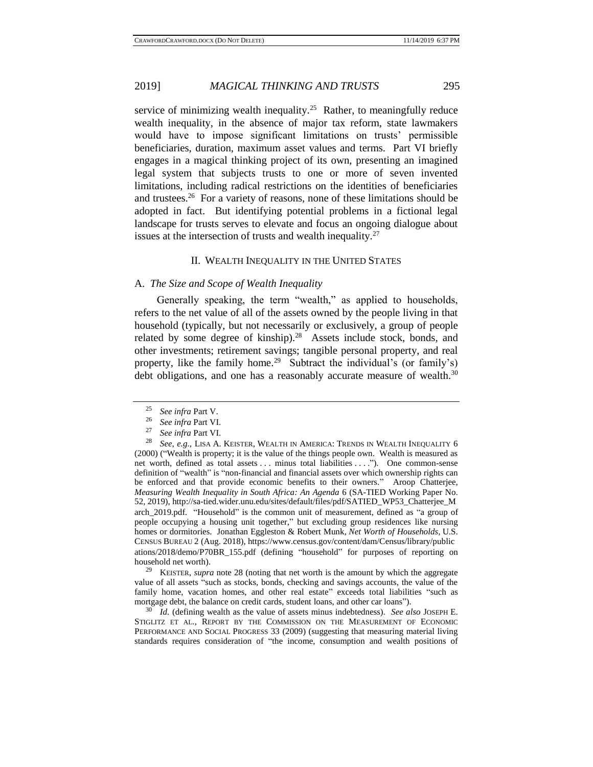service of minimizing wealth inequality.[25] Rather, to meaningfully reduce wealth inequality, in the absence of major tax reform, state lawmakers would have to impose significant limitations on trusts' permissible beneficiaries, duration, maximum asset values and terms. Part VI briefly engages in a magical thinking project of its own, presenting an imagined legal system that subjects trusts to one or more of seven invented limitations, including radical restrictions on the identities of beneficiaries and trustees.[26] For a variety of reasons, none of these limitations should be adopted in fact. But identifying potential problems in a fictional legal landscape for trusts serves to elevate and focus an ongoing dialogue about issues at the intersection of trusts and wealth inequality.[27]

## II. Wealth Inequality in the United States

### A. *The Size and Scope of Wealth Inequality*

Generally speaking, the term "wealth," as applied to households, refers to the net value of all of the assets owned by the people living in that household (typically, but not necessarily or exclusively, a group of people related by some degree of kinship).[28] Assets include stock, bonds, and other investments; retirement savings; tangible personal property, and real property, like the family home.[29] Subtract the individual's (or family's) debt obligations, and one has a reasonably accurate measure of wealth.[30]

---

[25] *See infra* Part V.

[26] *See infra* Part VI.

[27] *See infra* Part VI.

[28] *See, e.g.*, Lisa A. Keister, Wealth in America: Trends in Wealth Inequality 6 (2000) ("Wealth is property; it is the value of the things people own. Wealth is measured as net worth, defined as total assets . . . minus total liabilities . . . ."). One common-sense definition of "wealth" is "non-financial and financial assets over which ownership rights can be enforced and that provide economic benefits to their owners." Aroop Chatterjee, *Measuring Wealth Inequality in South Africa: An Agenda* 6 (SA-TIED Working Paper No. 52, 2019), http://sa-tied.wider.unu.edu/sites/default/files/pdf/SATIED_WP53_Chatterjee_March_2019.pdf. "Household" is the common unit of measurement, defined as "a group of people occupying a housing unit together," but excluding group residences like nursing homes or dormitories. Jonathan Eggleston & Robert Munk, *Net Worth of Households*, U.S. Census Bureau 2 (Aug. 2018), https://www.census.gov/content/dam/Census/library/publications/2018/demo/P70BR_155.pdf (defining "household" for purposes of reporting on household net worth).

[29] Keister, *supra* note 28 (noting that net worth is the amount by which the aggregate value of all assets "such as stocks, bonds, checking and savings accounts, the value of the family home, vacation homes, and other real estate" exceeds total liabilities "such as mortgage debt, the balance on credit cards, student loans, and other car loans").

[30] *Id.* (defining wealth as the value of assets minus indebtedness). *See also* Joseph E. Stiglitz et al., Report by the Commission on the Measurement of Economic Performance and Social Progress 33 (2009) (suggesting that measuring material living standards requires consideration of "the income, consumption and wealth positions of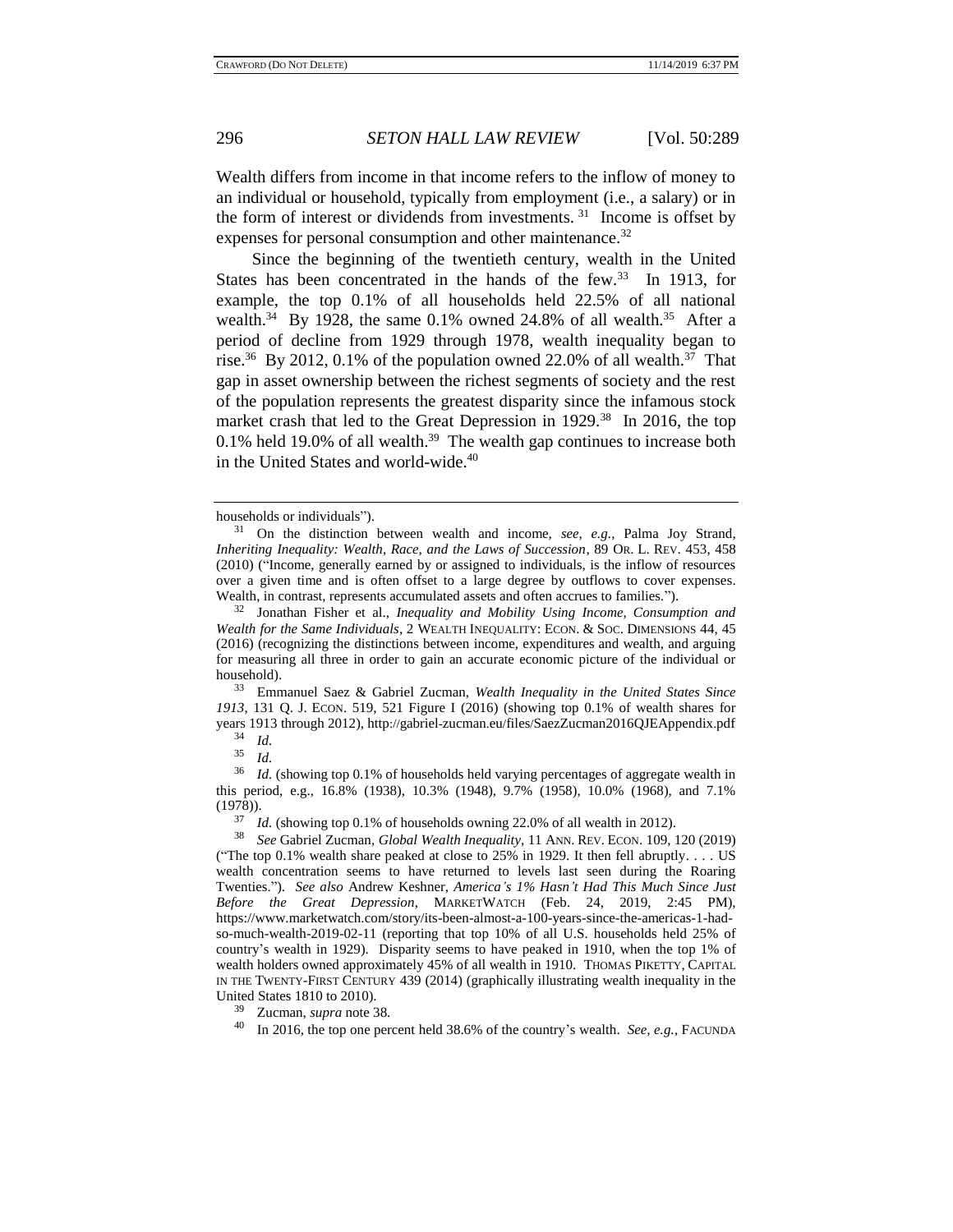Wealth differs from income in that income refers to the inflow of money to an individual or household, typically from employment (i.e., a salary) or in the form of interest or dividends from investments.[31] Income is offset by expenses for personal consumption and other maintenance.[32]

Since the beginning of the twentieth century, wealth in the United States has been concentrated in the hands of the few.[33] In 1913, for example, the top 0.1% of all households held 22.5% of all national wealth.[34] By 1928, the same 0.1% owned 24.8% of all wealth.[35] After a period of decline from 1929 through 1978, wealth inequality began to rise.[36] By 2012, 0.1% of the population owned 22.0% of all wealth.[37] That gap in asset ownership between the richest segments of society and the rest of the population represents the greatest disparity since the infamous stock market crash that led to the Great Depression in 1929.[38] In 2016, the top 0.1% held 19.0% of all wealth.[39] The wealth gap continues to increase both in the United States and world-wide.[40]

---

households or individuals").

[31] On the distinction between wealth and income, *see, e.g.*, Palma Joy Strand, *Inheriting Inequality: Wealth, Race, and the Laws of Succession*, 89 OR. L. REV. 453, 458 (2010) ("Income, generally earned by or assigned to individuals, is the inflow of resources over a given time and is often offset to a large degree by outflows to cover expenses. Wealth, in contrast, represents accumulated assets and often accrues to families.").

[32] Jonathan Fisher et al., *Inequality and Mobility Using Income, Consumption and Wealth for the Same Individuals*, 2 WEALTH INEQUALITY: ECON. & SOC. DIMENSIONS 44, 45 (2016) (recognizing the distinctions between income, expenditures and wealth, and arguing for measuring all three in order to gain an accurate economic picture of the individual or household).

[33] Emmanuel Saez & Gabriel Zucman, *Wealth Inequality in the United States Since 1913*, 131 Q. J. ECON. 519, 521 Figure I (2016) (showing top 0.1% of wealth shares for years 1913 through 2012), http://gabriel-zucman.eu/files/SaezZucman2016QJEAppendix.pdf

[34] *Id.*

[35] *Id.*

[36] *Id.* (showing top 0.1% of households held varying percentages of aggregate wealth in this period, e.g., 16.8% (1938), 10.3% (1948), 9.7% (1958), 10.0% (1968), and 7.1% (1978)).

[37] *Id.* (showing top 0.1% of households owning 22.0% of all wealth in 2012).

[38] *See* Gabriel Zucman, *Global Wealth Inequality*, 11 ANN. REV. ECON. 109, 120 (2019) ("The top 0.1% wealth share peaked at close to 25% in 1929. It then fell abruptly. . . . US wealth concentration seems to have returned to levels last seen during the Roaring Twenties."). *See also* Andrew Keshner, *America's 1% Hasn't Had This Much Since Just Before the Great Depression*, MARKETWATCH (Feb. 24, 2019, 2:45 PM), https://www.marketwatch.com/story/its-been-almost-a-100-years-since-the-americas-1-had-so-much-wealth-2019-02-11 (reporting that top 10% of all U.S. households held 25% of country's wealth in 1929). Disparity seems to have peaked in 1910, when the top 1% of wealth holders owned approximately 45% of all wealth in 1910. THOMAS PIKETTY, CAPITAL IN THE TWENTY-FIRST CENTURY 439 (2014) (graphically illustrating wealth inequality in the United States 1810 to 2010).

[39] Zucman, *supra* note 38.

[40] In 2016, the top one percent held 38.6% of the country's wealth. *See, e.g.*, FACUNDA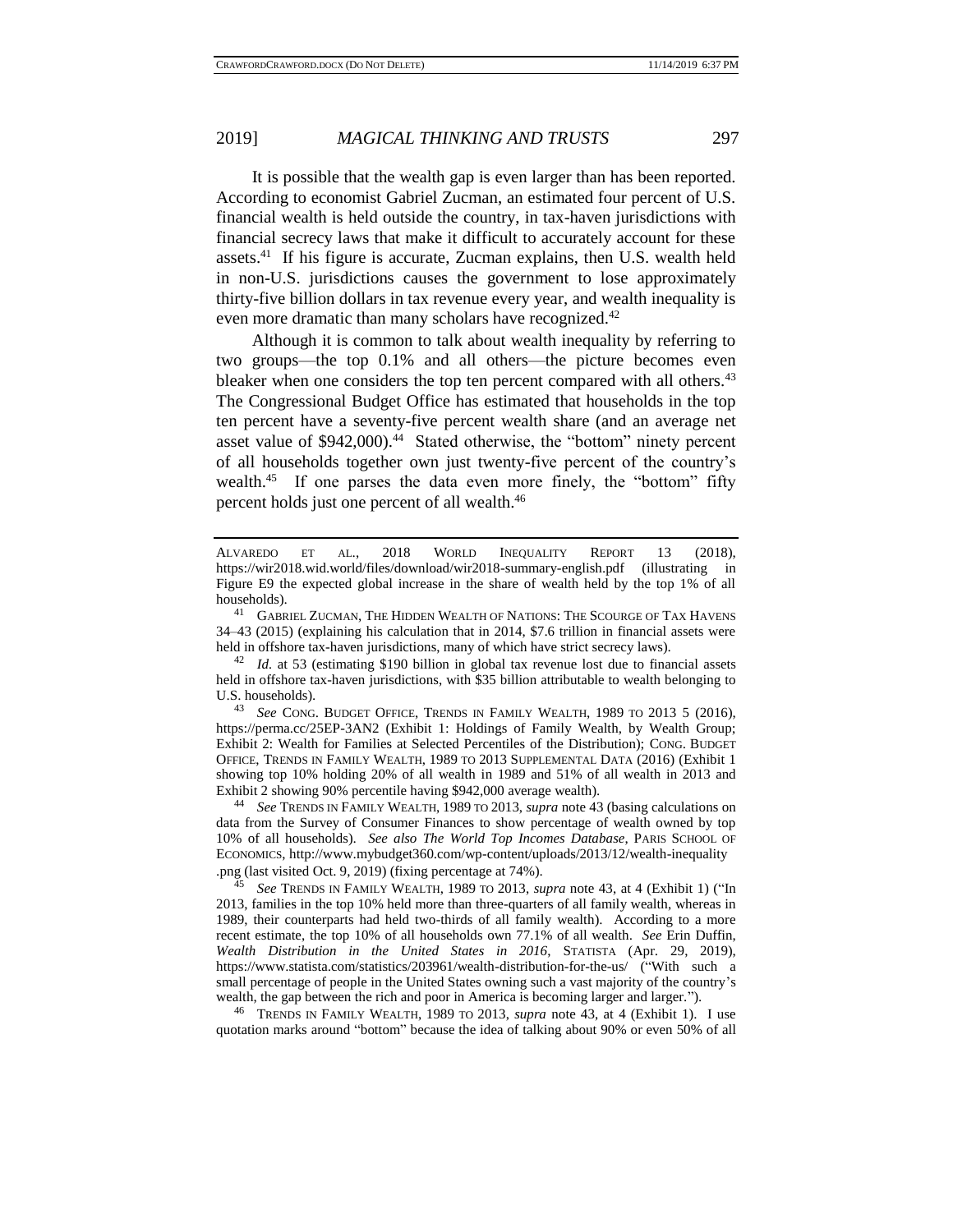It is possible that the wealth gap is even larger than has been reported. According to economist Gabriel Zucman, an estimated four percent of U.S. financial wealth is held outside the country, in tax-haven jurisdictions with financial secrecy laws that make it difficult to accurately account for these assets.[41] If his figure is accurate, Zucman explains, then U.S. wealth held in non-U.S. jurisdictions causes the government to lose approximately thirty-five billion dollars in tax revenue every year, and wealth inequality is even more dramatic than many scholars have recognized.[42]

Although it is common to talk about wealth inequality by referring to two groups—the top 0.1% and all others—the picture becomes even bleaker when one considers the top ten percent compared with all others.[43] The Congressional Budget Office has estimated that households in the top ten percent have a seventy-five percent wealth share (and an average net asset value of $942,000).[44] Stated otherwise, the "bottom" ninety percent of all households together own just twenty-five percent of the country's wealth.[45] If one parses the data even more finely, the "bottom" fifty percent holds just one percent of all wealth.[46]

---

ALVAREDO ET AL., 2018 WORLD INEQUALITY REPORT 13 (2018), https://wir2018.wid.world/files/download/wir2018-summary-english.pdf (illustrating in Figure E9 the expected global increase in the share of wealth held by the top 1% of all households).

[41] GABRIEL ZUCMAN, THE HIDDEN WEALTH OF NATIONS: THE SCOURGE OF TAX HAVENS 34–43 (2015) (explaining his calculation that in 2014, $7.6 trillion in financial assets were held in offshore tax-haven jurisdictions, many of which have strict secrecy laws).

[42] *Id.* at 53 (estimating $190 billion in global tax revenue lost due to financial assets held in offshore tax-haven jurisdictions, with $35 billion attributable to wealth belonging to U.S. households).

[43] *See* CONG. BUDGET OFFICE, TRENDS IN FAMILY WEALTH, 1989 TO 2013 5 (2016), https://perma.cc/25EP-3AN2 (Exhibit 1: Holdings of Family Wealth, by Wealth Group; Exhibit 2: Wealth for Families at Selected Percentiles of the Distribution); CONG. BUDGET OFFICE, TRENDS IN FAMILY WEALTH, 1989 TO 2013 SUPPLEMENTAL DATA (2016) (Exhibit 1 showing top 10% holding 20% of all wealth in 1989 and 51% of all wealth in 2013 and Exhibit 2 showing 90% percentile having $942,000 average wealth).

[44] *See* TRENDS IN FAMILY WEALTH, 1989 TO 2013, *supra* note 43 (basing calculations on data from the Survey of Consumer Finances to show percentage of wealth owned by top 10% of all households). *See also The World Top Incomes Database*, PARIS SCHOOL OF ECONOMICS, http://www.mybudget360.com/wp-content/uploads/2013/12/wealth-inequality.png (last visited Oct. 9, 2019) (fixing percentage at 74%).

[45] *See* TRENDS IN FAMILY WEALTH, 1989 TO 2013, *supra* note 43, at 4 (Exhibit 1) ("In 2013, families in the top 10% held more than three-quarters of all family wealth, whereas in 1989, their counterparts had held two-thirds of all family wealth). According to a more recent estimate, the top 10% of all households own 77.1% of all wealth. *See* Erin Duffin, *Wealth Distribution in the United States in 2016*, STATISTA (Apr. 29, 2019), https://www.statista.com/statistics/203961/wealth-distribution-for-the-us/ ("With such a small percentage of people in the United States owning such a vast majority of the country's wealth, the gap between the rich and poor in America is becoming larger and larger.").

[46] TRENDS IN FAMILY WEALTH, 1989 TO 2013, *supra* note 43, at 4 (Exhibit 1). I use quotation marks around "bottom" because the idea of talking about 90% or even 50% of all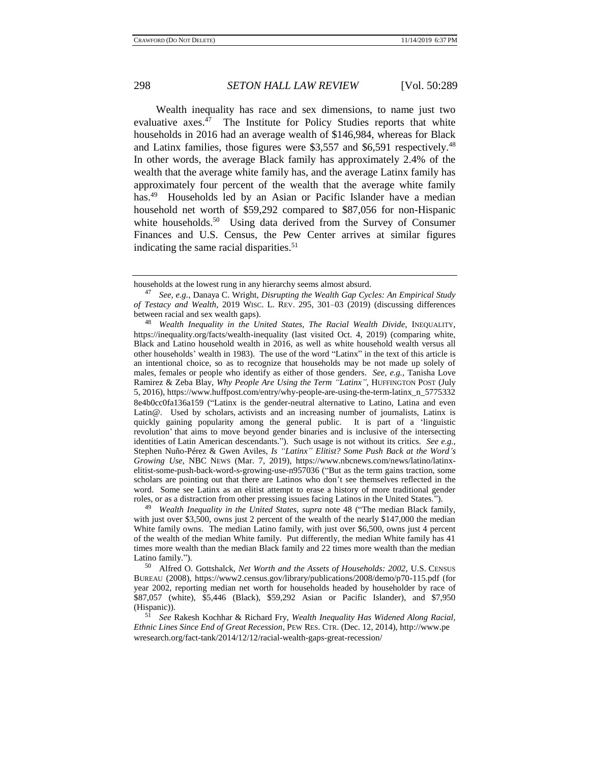Wealth inequality has race and sex dimensions, to name just two evaluative axes.[47] The Institute for Policy Studies reports that white households in 2016 had an average wealth of $146,984, whereas for Black and Latinx families, those figures were $3,557 and $6,591 respectively.[48] In other words, the average Black family has approximately 2.4% of the wealth that the average white family has, and the average Latinx family has approximately four percent of the wealth that the average white family has.[49] Households led by an Asian or Pacific Islander have a median household net worth of $59,292 compared to $87,056 for non-Hispanic white households.[50] Using data derived from the Survey of Consumer Finances and U.S. Census, the Pew Center arrives at similar figures indicating the same racial disparities.[51]

---

households at the lowest rung in any hierarchy seems almost absurd.

[47] *See, e.g.*, Danaya C. Wright, *Disrupting the Wealth Gap Cycles: An Empirical Study of Testacy and Wealth*, 2019 WISC. L. REV. 295, 301–03 (2019) (discussing differences between racial and sex wealth gaps).

[48] *Wealth Inequality in the United States, The Racial Wealth Divide*, INEQUALITY, https://inequality.org/facts/wealth-inequality (last visited Oct. 4, 2019) (comparing white, Black and Latino household wealth in 2016, as well as white household wealth versus all other households' wealth in 1983). The use of the word "Latinx" in the text of this article is an intentional choice, so as to recognize that households may be not made up solely of males, females or people who identify as either of those genders. *See, e.g.*, Tanisha Love Ramirez & Zeba Blay, *Why People Are Using the Term "Latinx"*, HUFFINGTON POST (July 5, 2016), https://www.huffpost.com/entry/why-people-are-using-the-term-latinx_n_5775332 8e4b0cc0fa136a159 ("Latinx is the gender-neutral alternative to Latino, Latina and even Latin@. Used by scholars, activists and an increasing number of journalists, Latinx is quickly gaining popularity among the general public. It is part of a 'linguistic revolution' that aims to move beyond gender binaries and is inclusive of the intersecting identities of Latin American descendants."). Such usage is not without its critics. *See e.g.*, Stephen Nuño-Pérez & Gwen Aviles, *Is "Latinx" Elitist? Some Push Back at the Word's Growing Use*, NBC NEWS (Mar. 7, 2019), https://www.nbcnews.com/news/latino/latinx-elitist-some-push-back-word-s-growing-use-n957036 ("But as the term gains traction, some scholars are pointing out that there are Latinos who don't see themselves reflected in the word. Some see Latinx as an elitist attempt to erase a history of more traditional gender roles, or as a distraction from other pressing issues facing Latinos in the United States.").

[49] *Wealth Inequality in the United States*, *supra* note 48 ("The median Black family, with just over $3,500, owns just 2 percent of the wealth of the nearly $147,000 the median White family owns. The median Latino family, with just over $6,500, owns just 4 percent of the wealth of the median White family. Put differently, the median White family has 41 times more wealth than the median Black family and 22 times more wealth than the median Latino family.").

[50] Alfred O. Gottshalck, *Net Worth and the Assets of Households: 2002*, U.S. CENSUS BUREAU (2008), https://www2.census.gov/library/publications/2008/demo/p70-115.pdf (for year 2002, reporting median net worth for households headed by householder by race of $87,057 (white), $5,446 (Black), $59,292 Asian or Pacific Islander), and $7,950 (Hispanic)).

[51] *See* Rakesh Kochhar & Richard Fry, *Wealth Inequality Has Widened Along Racial, Ethnic Lines Since End of Great Recession*, PEW RES. CTR. (Dec. 12, 2014), http://www.pewresearch.org/fact-tank/2014/12/12/racial-wealth-gaps-great-recession/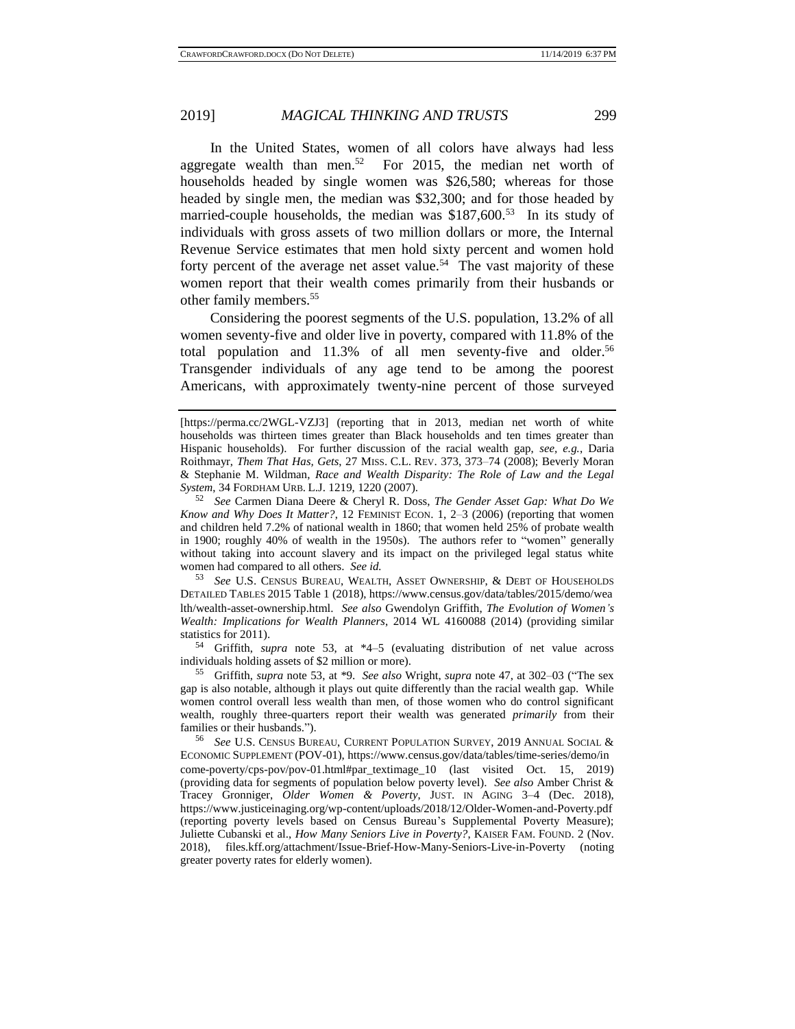In the United States, women of all colors have always had less aggregate wealth than men.[52] For 2015, the median net worth of households headed by single women was $26,580; whereas for those headed by single men, the median was $32,300; and for those headed by married-couple households, the median was $187,600.[53] In its study of individuals with gross assets of two million dollars or more, the Internal Revenue Service estimates that men hold sixty percent and women hold forty percent of the average net asset value.[54] The vast majority of these women report that their wealth comes primarily from their husbands or other family members.[55]

Considering the poorest segments of the U.S. population, 13.2% of all women seventy-five and older live in poverty, compared with 11.8% of the total population and 11.3% of all men seventy-five and older.[56] Transgender individuals of any age tend to be among the poorest Americans, with approximately twenty-nine percent of those surveyed

---

[https://perma.cc/2WGL-VZJ3] (reporting that in 2013, median net worth of white households was thirteen times greater than Black households and ten times greater than Hispanic households). For further discussion of the racial wealth gap, *see, e.g.*, Daria Roithmayr, *Them That Has, Gets*, 27 MISS. C.L. REV. 373, 373–74 (2008); Beverly Moran & Stephanie M. Wildman, *Race and Wealth Disparity: The Role of Law and the Legal System*, 34 FORDHAM URB. L.J. 1219, 1220 (2007).

[52] *See* Carmen Diana Deere & Cheryl R. Doss, *The Gender Asset Gap: What Do We Know and Why Does It Matter?*, 12 FEMINIST ECON. 1, 2–3 (2006) (reporting that women and children held 7.2% of national wealth in 1860; that women held 25% of probate wealth in 1900; roughly 40% of wealth in the 1950s). The authors refer to "women" generally without taking into account slavery and its impact on the privileged legal status white women had compared to all others. *See id.*

[53] *See* U.S. CENSUS BUREAU, WEALTH, ASSET OWNERSHIP, & DEBT OF HOUSEHOLDS DETAILED TABLES 2015 Table 1 (2018), https://www.census.gov/data/tables/2015/demo/wealth/wealth-asset-ownership.html. *See also* Gwendolyn Griffith, *The Evolution of Women's Wealth: Implications for Wealth Planners*, 2014 WL 4160088 (2014) (providing similar statistics for 2011).

[54] Griffith, *supra* note 53, at *4–5 (evaluating distribution of net value across individuals holding assets of $2 million or more).

[55] Griffith, *supra* note 53, at *9. *See also* Wright, *supra* note 47, at 302–03 ("The sex gap is also notable, although it plays out quite differently than the racial wealth gap. While women control overall less wealth than men, of those women who do control significant wealth, roughly three-quarters report their wealth was generated *primarily* from their families or their husbands.").

[56] *See* U.S. CENSUS BUREAU, CURRENT POPULATION SURVEY, 2019 ANNUAL SOCIAL & ECONOMIC SUPPLEMENT (POV-01), https://www.census.gov/data/tables/time-series/demo/income-poverty/cps-pov/pov-01.html#par_textimage_10 (last visited Oct. 15, 2019) (providing data for segments of population below poverty level). *See also* Amber Christ & Tracey Gronniger, *Older Women & Poverty*, JUST. IN AGING 3–4 (Dec. 2018), https://www.justiceinaging.org/wp-content/uploads/2018/12/Older-Women-and-Poverty.pdf (reporting poverty levels based on Census Bureau's Supplemental Poverty Measure); Juliette Cubanski et al., *How Many Seniors Live in Poverty?*, KAISER FAM. FOUND. 2 (Nov. 2018), files.kff.org/attachment/Issue-Brief-How-Many-Seniors-Live-in-Poverty (noting greater poverty rates for elderly women).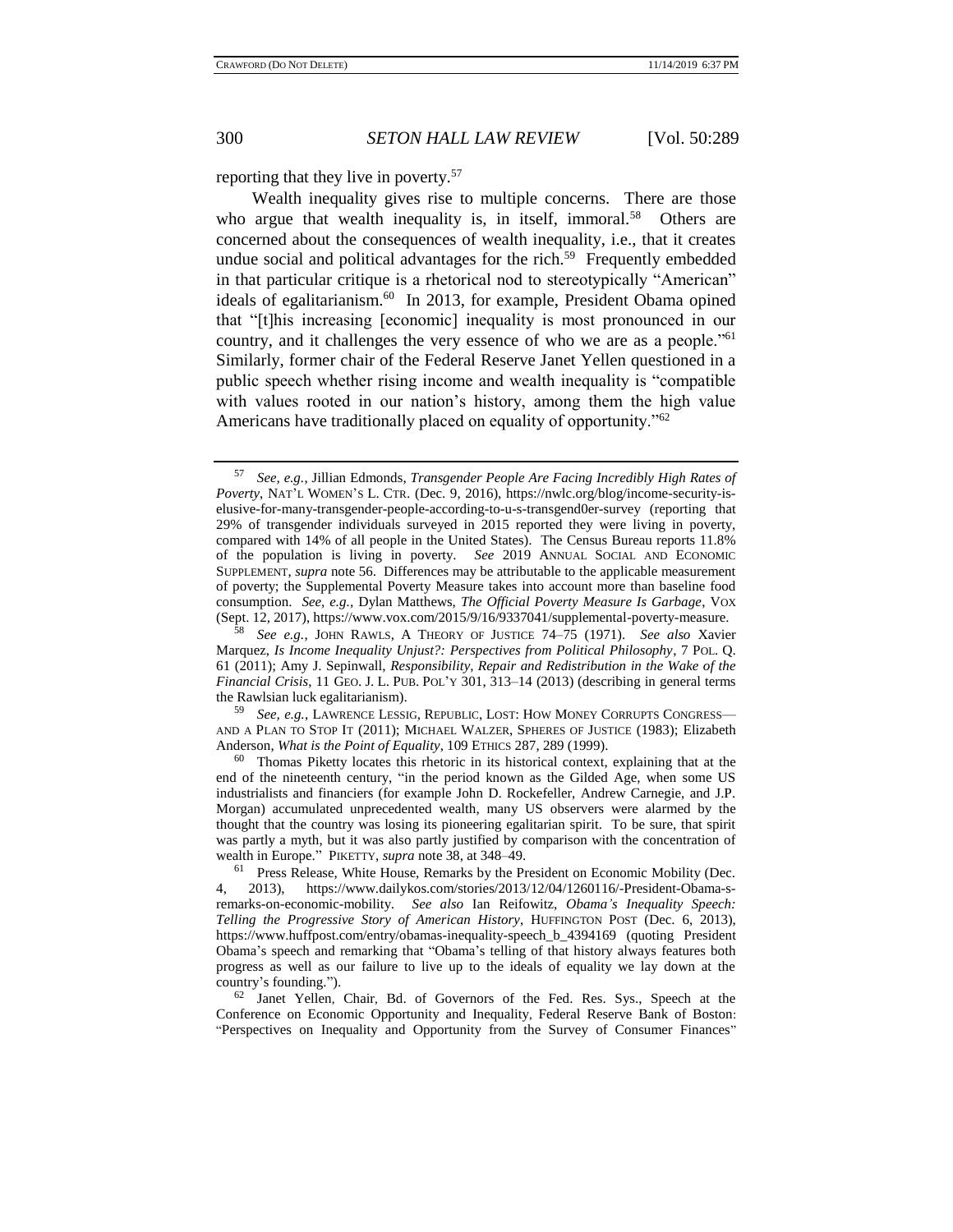reporting that they live in poverty.[57]

Wealth inequality gives rise to multiple concerns. There are those who argue that wealth inequality is, in itself, immoral.[58] Others are concerned about the consequences of wealth inequality, i.e., that it creates undue social and political advantages for the rich.[59] Frequently embedded in that particular critique is a rhetorical nod to stereotypically "American" ideals of egalitarianism.[60] In 2013, for example, President Obama opined that "[t]his increasing [economic] inequality is most pronounced in our country, and it challenges the very essence of who we are as a people."[61] Similarly, former chair of the Federal Reserve Janet Yellen questioned in a public speech whether rising income and wealth inequality is "compatible with values rooted in our nation's history, among them the high value Americans have traditionally placed on equality of opportunity."[62]

---

[57] *See, e.g.*, Jillian Edmonds, *Transgender People Are Facing Incredibly High Rates of Poverty*, NAT'L WOMEN'S L. CTR. (Dec. 9, 2016), https://nwlc.org/blog/income-security-is-elusive-for-many-transgender-people-according-to-u-s-transgend0er-survey (reporting that 29% of transgender individuals surveyed in 2015 reported they were living in poverty, compared with 14% of all people in the United States). The Census Bureau reports 11.8% of the population is living in poverty. *See* 2019 ANNUAL SOCIAL AND ECONOMIC SUPPLEMENT, *supra* note 56. Differences may be attributable to the applicable measurement of poverty; the Supplemental Poverty Measure takes into account more than baseline food consumption. *See, e.g.*, Dylan Matthews, *The Official Poverty Measure Is Garbage*, VOX (Sept. 12, 2017), https://www.vox.com/2015/9/16/9337041/supplemental-poverty-measure.

[58] *See e.g.*, JOHN RAWLS, A THEORY OF JUSTICE 74–75 (1971). *See also* Xavier Marquez, *Is Income Inequality Unjust?: Perspectives from Political Philosophy*, 7 POL. Q. 61 (2011); Amy J. Sepinwall, *Responsibility, Repair and Redistribution in the Wake of the Financial Crisis*, 11 GEO. J. L. PUB. POL'Y 301, 313–14 (2013) (describing in general terms the Rawlsian luck egalitarianism).

[59] *See, e.g.*, LAWRENCE LESSIG, REPUBLIC, LOST: HOW MONEY CORRUPTS CONGRESS—AND A PLAN TO STOP IT (2011); MICHAEL WALZER, SPHERES OF JUSTICE (1983); Elizabeth Anderson, *What is the Point of Equality*, 109 ETHICS 287, 289 (1999).

[60] Thomas Piketty locates this rhetoric in its historical context, explaining that at the end of the nineteenth century, "in the period known as the Gilded Age, when some US industrialists and financiers (for example John D. Rockefeller, Andrew Carnegie, and J.P. Morgan) accumulated unprecedented wealth, many US observers were alarmed by the thought that the country was losing its pioneering egalitarian spirit. To be sure, that spirit was partly a myth, but it was also partly justified by comparison with the concentration of wealth in Europe." PIKETTY, *supra* note 38, at 348–49.

[61] Press Release, White House, Remarks by the President on Economic Mobility (Dec. 4, 2013), https://www.dailykos.com/stories/2013/12/04/1260116/-President-Obama-s-remarks-on-economic-mobility. *See also* Ian Reifowitz, *Obama's Inequality Speech: Telling the Progressive Story of American History*, HUFFINGTON POST (Dec. 6, 2013), https://www.huffpost.com/entry/obamas-inequality-speech_b_4394169 (quoting President Obama's speech and remarking that "Obama's telling of that history always features both progress as well as our failure to live up to the ideals of equality we lay down at the country's founding.").

[62] Janet Yellen, Chair, Bd. of Governors of the Fed. Res. Sys., Speech at the Conference on Economic Opportunity and Inequality, Federal Reserve Bank of Boston: "Perspectives on Inequality and Opportunity from the Survey of Consumer Finances"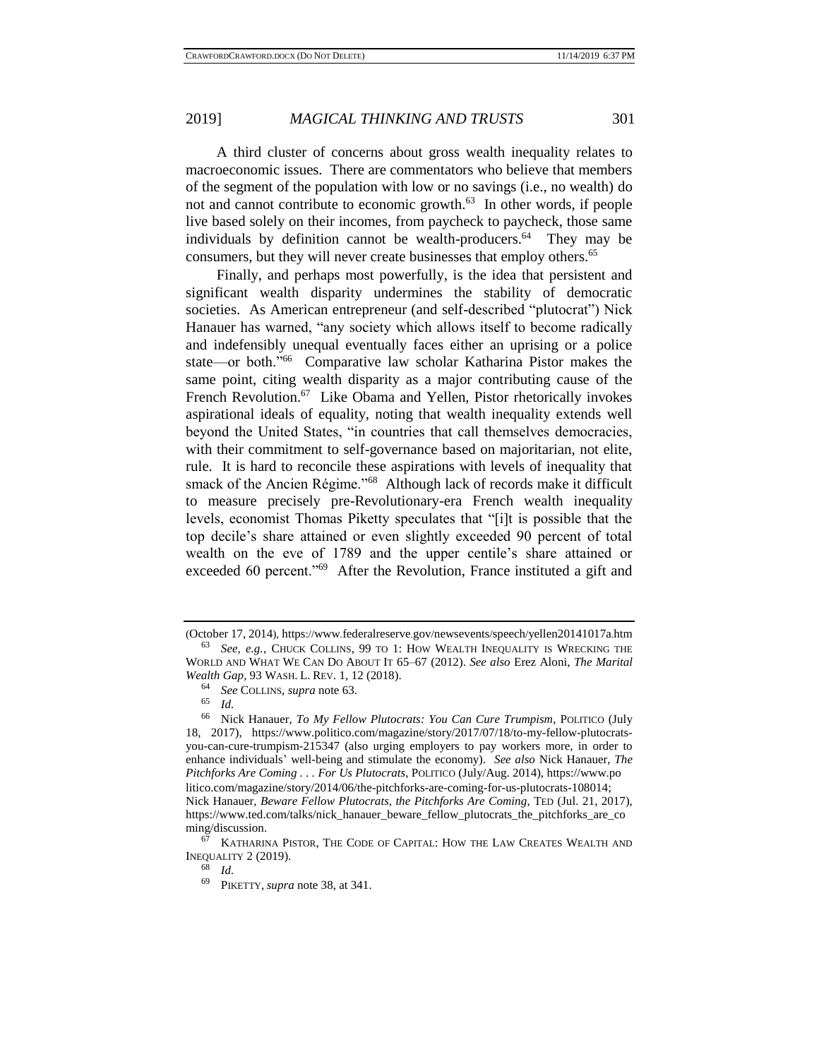A third cluster of concerns about gross wealth inequality relates to macroeconomic issues. There are commentators who believe that members of the segment of the population with low or no savings (i.e., no wealth) do not and cannot contribute to economic growth.[63] In other words, if people live based solely on their incomes, from paycheck to paycheck, those same individuals by definition cannot be wealth-producers.[64] They may be consumers, but they will never create businesses that employ others.[65]

Finally, and perhaps most powerfully, is the idea that persistent and significant wealth disparity undermines the stability of democratic societies. As American entrepreneur (and self-described "plutocrat") Nick Hanauer has warned, "any society which allows itself to become radically and indefensibly unequal eventually faces either an uprising or a police state—or both."[66] Comparative law scholar Katharina Pistor makes the same point, citing wealth disparity as a major contributing cause of the French Revolution.[67] Like Obama and Yellen, Pistor rhetorically invokes aspirational ideals of equality, noting that wealth inequality extends well beyond the United States, "in countries that call themselves democracies, with their commitment to self-governance based on majoritarian, not elite, rule. It is hard to reconcile these aspirations with levels of inequality that smack of the Ancien Régime."[68] Although lack of records make it difficult to measure precisely pre-Revolutionary-era French wealth inequality levels, economist Thomas Piketty speculates that "[i]t is possible that the top decile's share attained or even slightly exceeded 90 percent of total wealth on the eve of 1789 and the upper centile's share attained or exceeded 60 percent."[69] After the Revolution, France instituted a gift and

---

(October 17, 2014), https://www.federalreserve.gov/newsevents/speech/yellen20141017a.htm

[63] *See, e.g.*, CHUCK COLLINS, 99 TO 1: HOW WEALTH INEQUALITY IS WRECKING THE WORLD AND WHAT WE CAN DO ABOUT IT 65–67 (2012). *See also* Erez Aloni, *The Marital Wealth Gap*, 93 WASH. L. REV. 1, 12 (2018).

[64] *See* COLLINS, *supra* note 63.

[65] *Id.*

[66] Nick Hanauer, *To My Fellow Plutocrats: You Can Cure Trumpism*, POLITICO (July 18, 2017), https://www.politico.com/magazine/story/2017/07/18/to-my-fellow-plutocrats-you-can-cure-trumpism-215347 (also urging employers to pay workers more, in order to enhance individuals' well-being and stimulate the economy). *See also* Nick Hanauer, *The Pitchforks Are Coming . . . For Us Plutocrats*, POLITICO (July/Aug. 2014), https://www.politico.com/magazine/story/2014/06/the-pitchforks-are-coming-for-us-plutocrats-108014; Nick Hanauer, *Beware Fellow Plutocrats, the Pitchforks Are Coming*, TED (Jul. 21, 2017), https://www.ted.com/talks/nick_hanauer_beware_fellow_plutocrats_the_pitchforks_are_coming/discussion.

[67] KATHARINA PISTOR, THE CODE OF CAPITAL: HOW THE LAW CREATES WEALTH AND INEQUALITY 2 (2019).

[68] *Id.*

[69] PIKETTY, *supra* note 38, at 341.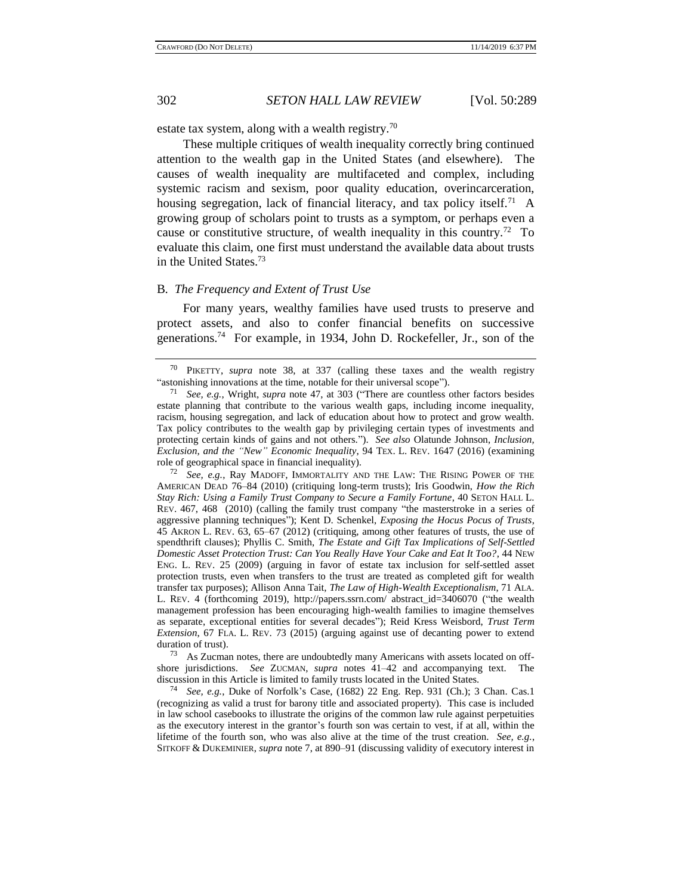estate tax system, along with a wealth registry.[70]

These multiple critiques of wealth inequality correctly bring continued attention to the wealth gap in the United States (and elsewhere). The causes of wealth inequality are multifaceted and complex, including systemic racism and sexism, poor quality education, overincarceration, housing segregation, lack of financial literacy, and tax policy itself.[71] A growing group of scholars point to trusts as a symptom, or perhaps even a cause or constitutive structure, of wealth inequality in this country.[72] To evaluate this claim, one first must understand the available data about trusts in the United States.[73]

### B. *The Frequency and Extent of Trust Use*

For many years, wealthy families have used trusts to preserve and protect assets, and also to confer financial benefits on successive generations.[74] For example, in 1934, John D. Rockefeller, Jr., son of the

---

[70] PIKETTY, *supra* note 38, at 337 (calling these taxes and the wealth registry "astonishing innovations at the time, notable for their universal scope").

[71] *See, e.g.*, Wright, *supra* note 47, at 303 ("There are countless other factors besides estate planning that contribute to the various wealth gaps, including income inequality, racism, housing segregation, and lack of education about how to protect and grow wealth. Tax policy contributes to the wealth gap by privileging certain types of investments and protecting certain kinds of gains and not others."). *See also* Olatunde Johnson, *Inclusion, Exclusion, and the "New" Economic Inequality*, 94 TEX. L. REV. 1647 (2016) (examining role of geographical space in financial inequality).

[72] *See, e.g.*, RAY MADOFF, IMMORTALITY AND THE LAW: THE RISING POWER OF THE AMERICAN DEAD 76–84 (2010) (critiquing long-term trusts); Iris Goodwin, *How the Rich Stay Rich: Using a Family Trust Company to Secure a Family Fortune*, 40 SETON HALL L. REV. 467, 468 (2010) (calling the family trust company "the masterstroke in a series of aggressive planning techniques"); Kent D. Schenkel, *Exposing the Hocus Pocus of Trusts*, 45 AKRON L. REV. 63, 65–67 (2012) (critiquing, among other features of trusts, the use of spendthrift clauses); Phyllis C. Smith, *The Estate and Gift Tax Implications of Self-Settled Domestic Asset Protection Trust: Can You Really Have Your Cake and Eat It Too?*, 44 NEW ENG. L. REV. 25 (2009) (arguing in favor of estate tax inclusion for self-settled asset protection trusts, even when transfers to the trust are treated as completed gift for wealth transfer tax purposes); Allison Anna Tait, *The Law of High-Wealth Exceptionalism*, 71 ALA. L. REV. 4 (forthcoming 2019), http://papers.ssrn.com/ abstract_id=3406070 ("the wealth management profession has been encouraging high-wealth families to imagine themselves as separate, exceptional entities for several decades"); Reid Kress Weisbord, *Trust Term Extension*, 67 FLA. L. REV. 73 (2015) (arguing against use of decanting power to extend duration of trust).

[73] As Zucman notes, there are undoubtedly many Americans with assets located on off-shore jurisdictions. *See* ZUCMAN, *supra* notes 41–42 and accompanying text. The discussion in this Article is limited to family trusts located in the United States.

[74] *See, e.g.*, Duke of Norfolk's Case, (1682) 22 Eng. Rep. 931 (Ch.); 3 Chan. Cas.1 (recognizing as valid a trust for barony title and associated property). This case is included in law school casebooks to illustrate the origins of the common law rule against perpetuities as the executory interest in the grantor's fourth son was certain to vest, if at all, within the lifetime of the fourth son, who was also alive at the time of the trust creation. *See, e.g.*, SITKOFF & DUKEMINIER, *supra* note 7, at 890–91 (discussing validity of executory interest in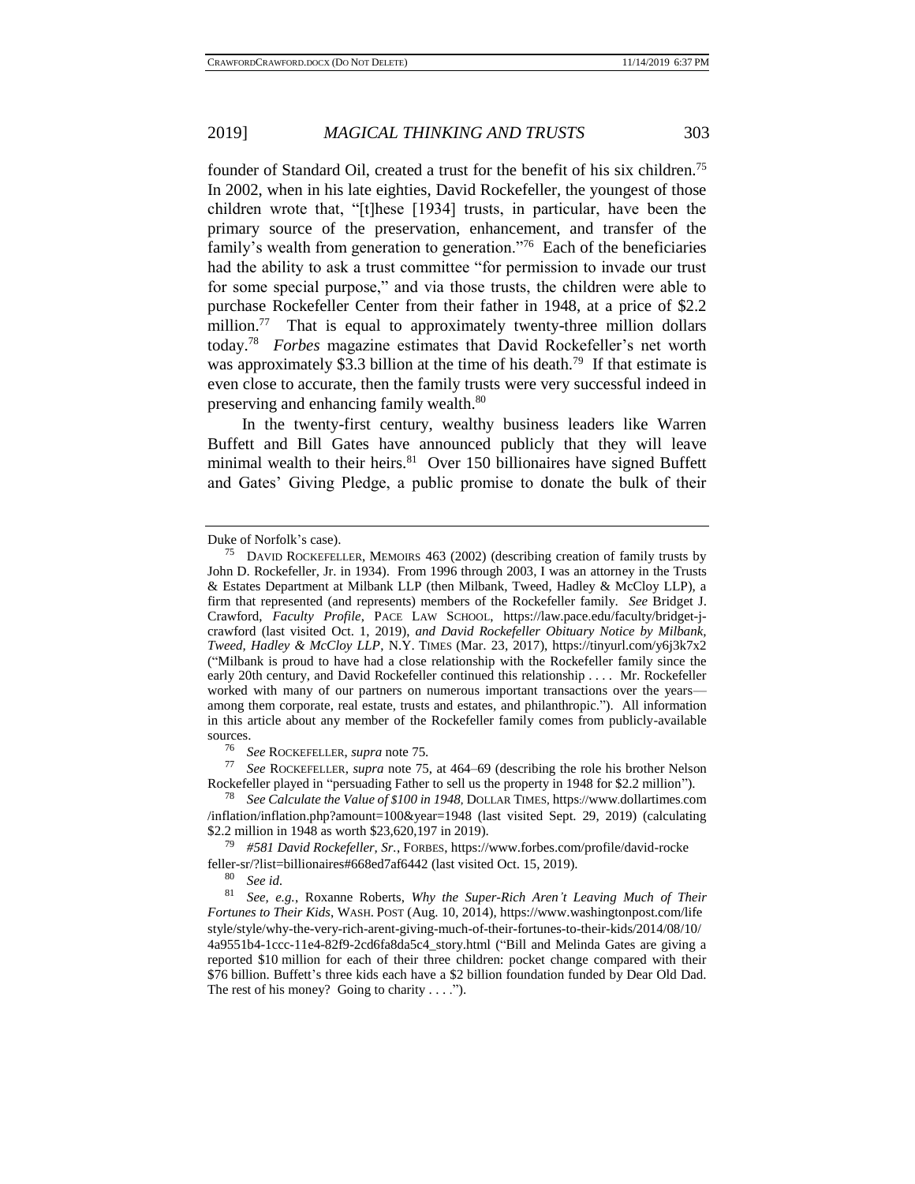founder of Standard Oil, created a trust for the benefit of his six children.[75] In 2002, when in his late eighties, David Rockefeller, the youngest of those children wrote that, "[t]hese [1934] trusts, in particular, have been the primary source of the preservation, enhancement, and transfer of the family's wealth from generation to generation."[76] Each of the beneficiaries had the ability to ask a trust committee "for permission to invade our trust for some special purpose," and via those trusts, the children were able to purchase Rockefeller Center from their father in 1948, at a price of $2.2 million.[77] That is equal to approximately twenty-three million dollars today.[78] *Forbes* magazine estimates that David Rockefeller's net worth was approximately $3.3 billion at the time of his death.[79] If that estimate is even close to accurate, then the family trusts were very successful indeed in preserving and enhancing family wealth.[80]

In the twenty-first century, wealthy business leaders like Warren Buffett and Bill Gates have announced publicly that they will leave minimal wealth to their heirs.[81] Over 150 billionaires have signed Buffett and Gates' Giving Pledge, a public promise to donate the bulk of their

---

Duke of Norfolk's case).

[75] DAVID ROCKEFELLER, MEMOIRS 463 (2002) (describing creation of family trusts by John D. Rockefeller, Jr. in 1934). From 1996 through 2003, I was an attorney in the Trusts & Estates Department at Milbank LLP (then Milbank, Tweed, Hadley & McCloy LLP), a firm that represented (and represents) members of the Rockefeller family. *See* Bridget J. Crawford, *Faculty Profile*, PACE LAW SCHOOL, https://law.pace.edu/faculty/bridget-j-crawford (last visited Oct. 1, 2019), *and David Rockefeller Obituary Notice by Milbank, Tweed, Hadley & McCloy LLP*, N.Y. TIMES (Mar. 23, 2017), https://tinyurl.com/y6j3k7x2 ("Milbank is proud to have had a close relationship with the Rockefeller family since the early 20th century, and David Rockefeller continued this relationship . . . . Mr. Rockefeller worked with many of our partners on numerous important transactions over the years—among them corporate, real estate, trusts and estates, and philanthropic."). All information in this article about any member of the Rockefeller family comes from publicly-available sources.

[76] *See* ROCKEFELLER, *supra* note 75.

[77] *See* ROCKEFELLER, *supra* note 75, at 464–69 (describing the role his brother Nelson Rockefeller played in "persuading Father to sell us the property in 1948 for $2.2 million").

[78] *See Calculate the Value of $100 in 1948*, DOLLAR TIMES, https://www.dollartimes.com /inflation/inflation.php?amount=100&year=1948 (last visited Sept. 29, 2019) (calculating $2.2 million in 1948 as worth $23,620,197 in 2019).

[79] *#581 David Rockefeller, Sr.*, FORBES, https://www.forbes.com/profile/david-rockefeller-sr/?list=billionaires#668ed7af6442 (last visited Oct. 15, 2019).

[80] *See id.*

[81] *See, e.g.*, Roxanne Roberts, *Why the Super-Rich Aren't Leaving Much of Their Fortunes to Their Kids*, WASH. POST (Aug. 10, 2014), https://www.washingtonpost.com/lifestyle/style/why-the-very-rich-arent-giving-much-of-their-fortunes-to-their-kids/2014/08/10/4a9551b4-1ccc-11e4-82f9-2cd6fa8da5c4_story.html ("Bill and Melinda Gates are giving a reported $10 million for each of their three children: pocket change compared with their $76 billion. Buffett's three kids each have a $2 billion foundation funded by Dear Old Dad. The rest of his money? Going to charity . . . .").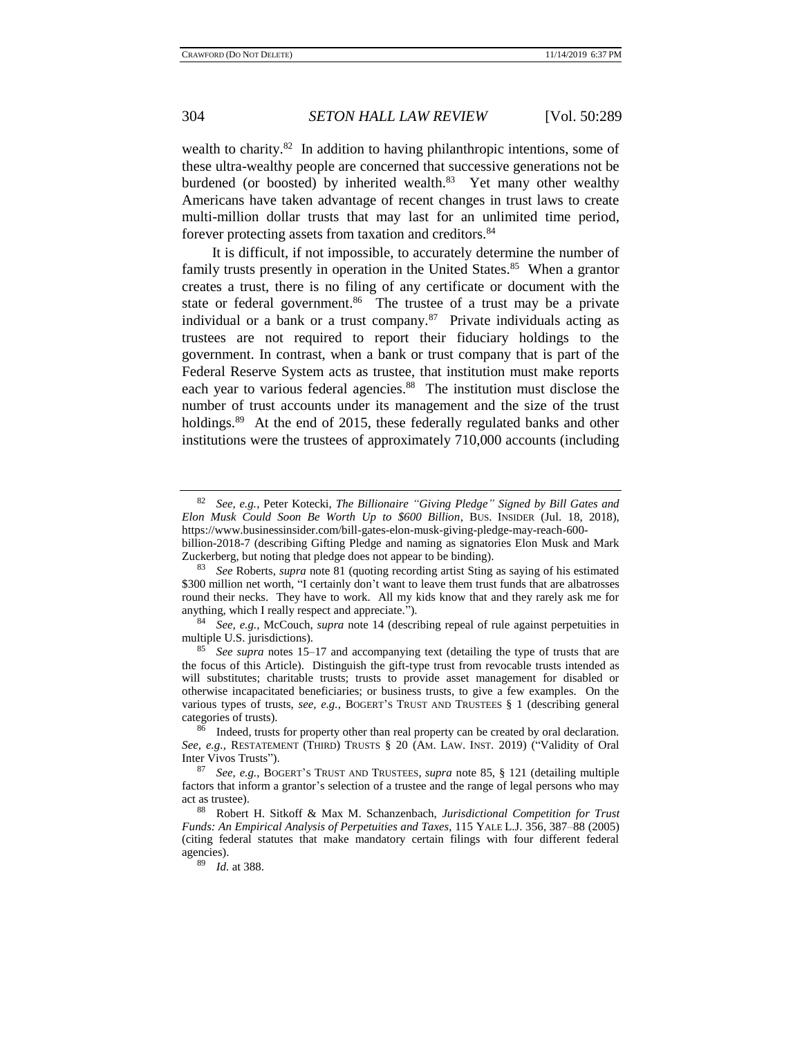wealth to charity.[82] In addition to having philanthropic intentions, some of these ultra-wealthy people are concerned that successive generations not be burdened (or boosted) by inherited wealth.[83] Yet many other wealthy Americans have taken advantage of recent changes in trust laws to create multi-million dollar trusts that may last for an unlimited time period, forever protecting assets from taxation and creditors.[84]

It is difficult, if not impossible, to accurately determine the number of family trusts presently in operation in the United States.[85] When a grantor creates a trust, there is no filing of any certificate or document with the state or federal government.[86] The trustee of a trust may be a private individual or a bank or a trust company.[87] Private individuals acting as trustees are not required to report their fiduciary holdings to the government. In contrast, when a bank or trust company that is part of the Federal Reserve System acts as trustee, that institution must make reports each year to various federal agencies.[88] The institution must disclose the number of trust accounts under its management and the size of the trust holdings.[89] At the end of 2015, these federally regulated banks and other institutions were the trustees of approximately 710,000 accounts (including

---

[82] *See, e.g.*, Peter Kotecki, *The Billionaire "Giving Pledge" Signed by Bill Gates and Elon Musk Could Soon Be Worth Up to $600 Billion*, BUS. INSIDER (Jul. 18, 2018), https://www.businessinsider.com/bill-gates-elon-musk-giving-pledge-may-reach-600-billion-2018-7 (describing Gifting Pledge and naming as signatories Elon Musk and Mark Zuckerberg, but noting that pledge does not appear to be binding).

[83] *See* Roberts, *supra* note 81 (quoting recording artist Sting as saying of his estimated $300 million net worth, "I certainly don't want to leave them trust funds that are albatrosses round their necks. They have to work. All my kids know that and they rarely ask me for anything, which I really respect and appreciate.").

[84] *See, e.g.*, McCouch, *supra* note 14 (describing repeal of rule against perpetuities in multiple U.S. jurisdictions).

[85] *See supra* notes 15–17 and accompanying text (detailing the type of trusts that are the focus of this Article). Distinguish the gift-type trust from revocable trusts intended as will substitutes; charitable trusts; trusts to provide asset management for disabled or otherwise incapacitated beneficiaries; or business trusts, to give a few examples. On the various types of trusts, *see, e.g.*, BOGERT'S TRUST AND TRUSTEES § 1 (describing general categories of trusts).

[86] Indeed, trusts for property other than real property can be created by oral declaration. *See, e.g.*, RESTATEMENT (THIRD) TRUSTS § 20 (AM. LAW. INST. 2019) ("Validity of Oral Inter Vivos Trusts").

[87] *See, e.g.*, BOGERT'S TRUST AND TRUSTEES, *supra* note 85, § 121 (detailing multiple factors that inform a grantor's selection of a trustee and the range of legal persons who may act as trustee).

[88] Robert H. Sitkoff & Max M. Schanzenbach, *Jurisdictional Competition for Trust Funds: An Empirical Analysis of Perpetuities and Taxes*, 115 YALE L.J. 356, 387–88 (2005) (citing federal statutes that make mandatory certain filings with four different federal agencies).

[89] *Id.* at 388.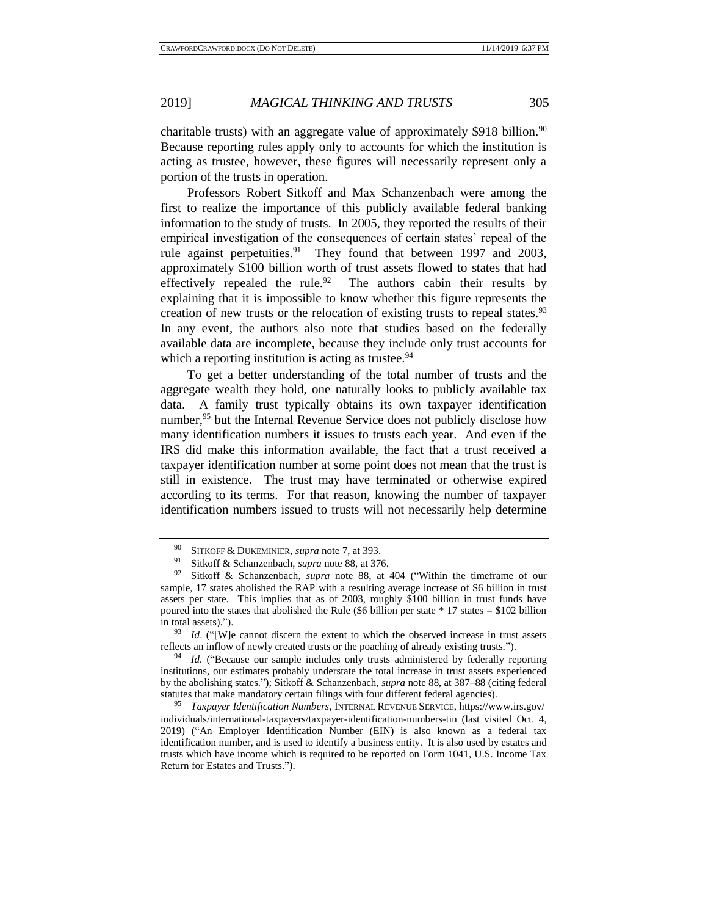charitable trusts) with an aggregate value of approximately $918 billion.[90] Because reporting rules apply only to accounts for which the institution is acting as trustee, however, these figures will necessarily represent only a portion of the trusts in operation.

Professors Robert Sitkoff and Max Schanzenbach were among the first to realize the importance of this publicly available federal banking information to the study of trusts. In 2005, they reported the results of their empirical investigation of the consequences of certain states' repeal of the rule against perpetuities.[91] They found that between 1997 and 2003, approximately $100 billion worth of trust assets flowed to states that had effectively repealed the rule.[92] The authors cabin their results by explaining that it is impossible to know whether this figure represents the creation of new trusts or the relocation of existing trusts to repeal states.[93] In any event, the authors also note that studies based on the federally available data are incomplete, because they include only trust accounts for which a reporting institution is acting as trustee.[94]

To get a better understanding of the total number of trusts and the aggregate wealth they hold, one naturally looks to publicly available tax data. A family trust typically obtains its own taxpayer identification number,[95] but the Internal Revenue Service does not publicly disclose how many identification numbers it issues to trusts each year. And even if the IRS did make this information available, the fact that a trust received a taxpayer identification number at some point does not mean that the trust is still in existence. The trust may have terminated or otherwise expired according to its terms. For that reason, knowing the number of taxpayer identification numbers issued to trusts will not necessarily help determine

---

[90] SITKOFF & DUKEMINIER, *supra* note 7, at 393.

[91] Sitkoff & Schanzenbach, *supra* note 88, at 376.

[92] Sitkoff & Schanzenbach, *supra* note 88, at 404 ("Within the timeframe of our sample, 17 states abolished the RAP with a resulting average increase of $6 billion in trust assets per state. This implies that as of 2003, roughly $100 billion in trust funds have poured into the states that abolished the Rule ($6 billion per state * 17 states = $102 billion in total assets).").

[93] *Id*. ("[W]e cannot discern the extent to which the observed increase in trust assets reflects an inflow of newly created trusts or the poaching of already existing trusts.").

[94] *Id.* ("Because our sample includes only trusts administered by federally reporting institutions, our estimates probably understate the total increase in trust assets experienced by the abolishing states."); Sitkoff & Schanzenbach, *supra* note 88, at 387–88 (citing federal statutes that make mandatory certain filings with four different federal agencies).

[95] *Taxpayer Identification Numbers*, INTERNAL REVENUE SERVICE, https://www.irs.gov/individuals/international-taxpayers/taxpayer-identification-numbers-tin (last visited Oct. 4, 2019) ("An Employer Identification Number (EIN) is also known as a federal tax identification number, and is used to identify a business entity. It is also used by estates and trusts which have income which is required to be reported on Form 1041, U.S. Income Tax Return for Estates and Trusts.").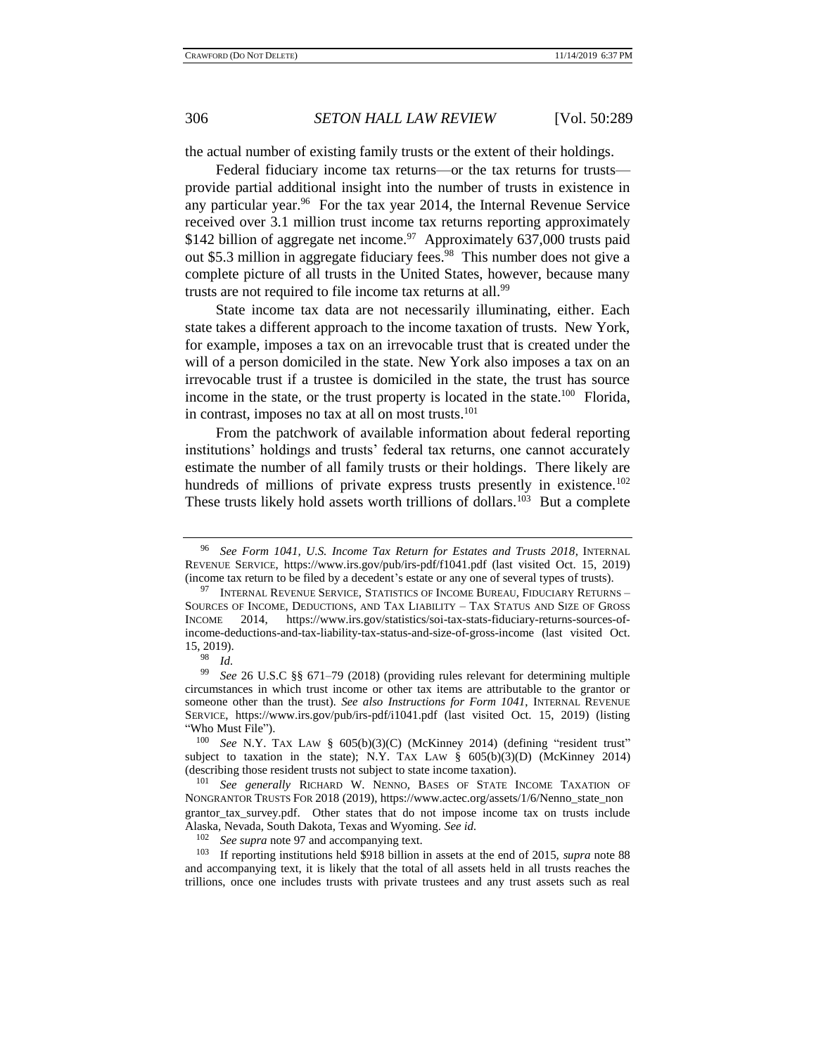the actual number of existing family trusts or the extent of their holdings.

Federal fiduciary income tax returns—or the tax returns for trusts—provide partial additional insight into the number of trusts in existence in any particular year.[96] For the tax year 2014, the Internal Revenue Service received over 3.1 million trust income tax returns reporting approximately $142 billion of aggregate net income.[97] Approximately 637,000 trusts paid out $5.3 million in aggregate fiduciary fees.[98] This number does not give a complete picture of all trusts in the United States, however, because many trusts are not required to file income tax returns at all.[99]

State income tax data are not necessarily illuminating, either. Each state takes a different approach to the income taxation of trusts. New York, for example, imposes a tax on an irrevocable trust that is created under the will of a person domiciled in the state. New York also imposes a tax on an irrevocable trust if a trustee is domiciled in the state, the trust has source income in the state, or the trust property is located in the state.[100] Florida, in contrast, imposes no tax at all on most trusts.[101]

From the patchwork of available information about federal reporting institutions' holdings and trusts' federal tax returns, one cannot accurately estimate the number of all family trusts or their holdings. There likely are hundreds of millions of private express trusts presently in existence.[102] These trusts likely hold assets worth trillions of dollars.[103] But a complete

---

[96] *See Form 1041, U.S. Income Tax Return for Estates and Trusts 2018*, INTERNAL REVENUE SERVICE, https://www.irs.gov/pub/irs-pdf/f1041.pdf (last visited Oct. 15, 2019) (income tax return to be filed by a decedent's estate or any one of several types of trusts).

[97] INTERNAL REVENUE SERVICE, STATISTICS OF INCOME BUREAU, FIDUCIARY RETURNS – SOURCES OF INCOME, DEDUCTIONS, AND TAX LIABILITY – TAX STATUS AND SIZE OF GROSS INCOME 2014, https://www.irs.gov/statistics/soi-tax-stats-fiduciary-returns-sources-of-income-deductions-and-tax-liability-tax-status-and-size-of-gross-income (last visited Oct. 15, 2019).

[98] *Id.*

[99] *See* 26 U.S.C §§ 671–79 (2018) (providing rules relevant for determining multiple circumstances in which trust income or other tax items are attributable to the grantor or someone other than the trust). *See also Instructions for Form 1041*, INTERNAL REVENUE SERVICE, https://www.irs.gov/pub/irs-pdf/i1041.pdf (last visited Oct. 15, 2019) (listing "Who Must File").

[100] *See* N.Y. TAX LAW § 605(b)(3)(C) (McKinney 2014) (defining "resident trust" subject to taxation in the state); N.Y. TAX LAW § 605(b)(3)(D) (McKinney 2014) (describing those resident trusts not subject to state income taxation).

[101] *See generally* RICHARD W. NENNO, BASES OF STATE INCOME TAXATION OF NONGRANTOR TRUSTS FOR 2018 (2019), https://www.actec.org/assets/1/6/Nenno_state_non grantor_tax_survey.pdf. Other states that do not impose income tax on trusts include Alaska, Nevada, South Dakota, Texas and Wyoming. *See id.*

[102] *See supra* note 97 and accompanying text.

[103] If reporting institutions held $918 billion in assets at the end of 2015, *supra* note 88 and accompanying text, it is likely that the total of all assets held in all trusts reaches the trillions, once one includes trusts with private trustees and any trust assets such as real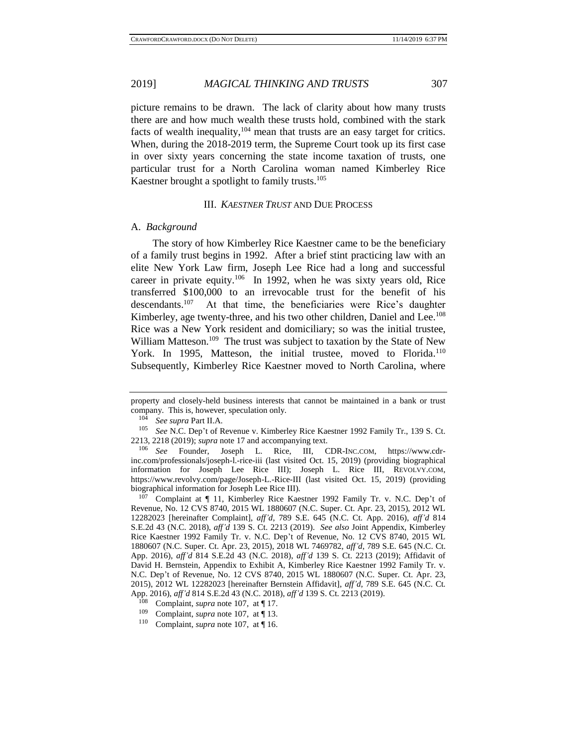picture remains to be drawn. The lack of clarity about how many trusts there are and how much wealth these trusts hold, combined with the stark facts of wealth inequality,[104] mean that trusts are an easy target for critics. When, during the 2018-2019 term, the Supreme Court took up its first case in over sixty years concerning the state income taxation of trusts, one particular trust for a North Carolina woman named Kimberley Rice Kaestner brought a spotlight to family trusts.[105]

### III. *KAESTNER TRUST* AND DUE PROCESS

#### A. *Background*

The story of how Kimberley Rice Kaestner came to be the beneficiary of a family trust begins in 1992. After a brief stint practicing law with an elite New York Law firm, Joseph Lee Rice had a long and successful career in private equity.[106] In 1992, when he was sixty years old, Rice transferred $100,000 to an irrevocable trust for the benefit of his descendants.[107] At that time, the beneficiaries were Rice's daughter Kimberley, age twenty-three, and his two other children, Daniel and Lee.[108] Rice was a New York resident and domiciliary; so was the initial trustee, William Matteson.[109] The trust was subject to taxation by the State of New York. In 1995, Matteson, the initial trustee, moved to Florida.[110] Subsequently, Kimberley Rice Kaestner moved to North Carolina, where

---

property and closely-held business interests that cannot be maintained in a bank or trust company. This is, however, speculation only.

[104] *See supra* Part II.A.

[105] *See* N.C. Dep't of Revenue v. Kimberley Rice Kaestner 1992 Family Tr., 139 S. Ct. 2213, 2218 (2019); *supra* note 17 and accompanying text.

[106] *See* Founder, Joseph L. Rice, III, CDR-INC.COM, https://www.cdr-inc.com/professionals/joseph-l.-rice-iii (last visited Oct. 15, 2019) (providing biographical information for Joseph Lee Rice III); Joseph L. Rice III, REVOLVY.COM, https://www.revolvy.com/page/Joseph-L.-Rice-III (last visited Oct. 15, 2019) (providing biographical information for Joseph Lee Rice III).

[107] Complaint at ¶ 11, Kimberley Rice Kaestner 1992 Family Tr. v. N.C. Dep't of Revenue, No. 12 CVS 8740, 2015 WL 1880607 (N.C. Super. Ct. Apr. 23, 2015), 2012 WL 12282023 [hereinafter Complaint], *aff'd*, 789 S.E. 645 (N.C. Ct. App. 2016), *aff'd* 814 S.E.2d 43 (N.C. 2018), *aff'd* 139 S. Ct. 2213 (2019). *See also* Joint Appendix, Kimberley Rice Kaestner 1992 Family Tr. v. N.C. Dep't of Revenue, No. 12 CVS 8740, 2015 WL 1880607 (N.C. Super. Ct. Apr. 23, 2015), 2018 WL 7469782, *aff'd*, 789 S.E. 645 (N.C. Ct. App. 2016), *aff'd* 814 S.E.2d 43 (N.C. 2018), *aff'd* 139 S. Ct. 2213 (2019); Affidavit of David H. Bernstein, Appendix to Exhibit A, Kimberley Rice Kaestner 1992 Family Tr. v. N.C. Dep't of Revenue, No. 12 CVS 8740, 2015 WL 1880607 (N.C. Super. Ct. Apr. 23, 2015), 2012 WL 12282023 [hereinafter Bernstein Affidavit], *aff'd*, 789 S.E. 645 (N.C. Ct. App. 2016), *aff'd* 814 S.E.2d 43 (N.C. 2018), *aff'd* 139 S. Ct. 2213 (2019).

[108] Complaint, *supra* note 107, at ¶ 17.

[109] Complaint, *supra* note 107, at ¶ 13.

[110] Complaint, *supra* note 107, at ¶ 16.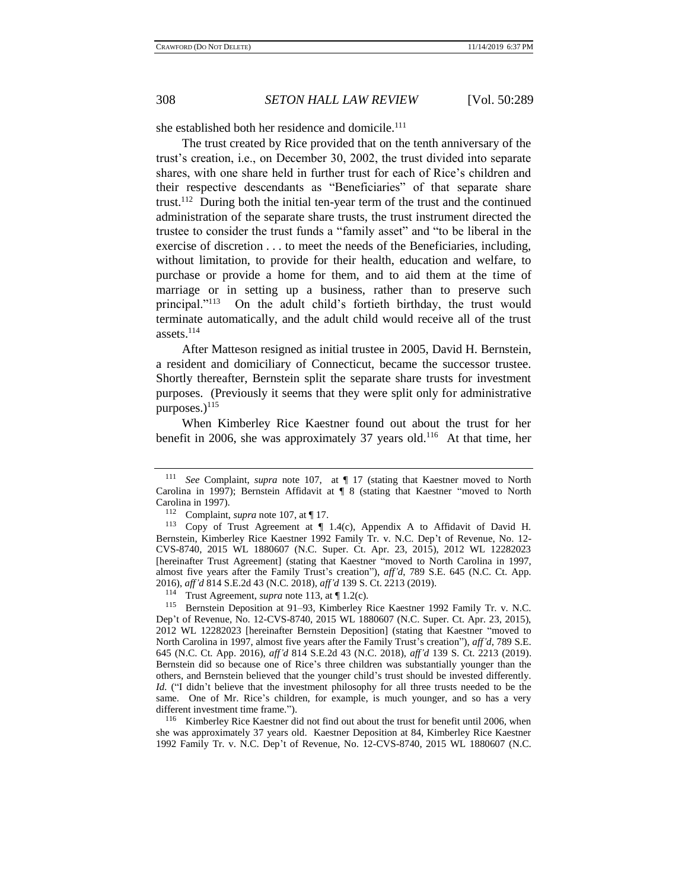she established both her residence and domicile.[111]

The trust created by Rice provided that on the tenth anniversary of the trust's creation, i.e., on December 30, 2002, the trust divided into separate shares, with one share held in further trust for each of Rice's children and their respective descendants as "Beneficiaries" of that separate share trust.[112] During both the initial ten-year term of the trust and the continued administration of the separate share trusts, the trust instrument directed the trustee to consider the trust funds a "family asset" and "to be liberal in the exercise of discretion . . . to meet the needs of the Beneficiaries, including, without limitation, to provide for their health, education and welfare, to purchase or provide a home for them, and to aid them at the time of marriage or in setting up a business, rather than to preserve such principal."[113] On the adult child's fortieth birthday, the trust would terminate automatically, and the adult child would receive all of the trust assets.[114]

After Matteson resigned as initial trustee in 2005, David H. Bernstein, a resident and domiciliary of Connecticut, became the successor trustee. Shortly thereafter, Bernstein split the separate share trusts for investment purposes. (Previously it seems that they were split only for administrative purposes.)[115]

When Kimberley Rice Kaestner found out about the trust for her benefit in 2006, she was approximately 37 years old.[116] At that time, her

---

[111] *See* Complaint, *supra* note 107, at ¶ 17 (stating that Kaestner moved to North Carolina in 1997); Bernstein Affidavit at ¶ 8 (stating that Kaestner "moved to North Carolina in 1997).

[112] Complaint, *supra* note 107, at ¶ 17.

[113] Copy of Trust Agreement at ¶ 1.4(c), Appendix A to Affidavit of David H. Bernstein, Kimberley Rice Kaestner 1992 Family Tr. v. N.C. Dep't of Revenue, No. 12-CVS-8740, 2015 WL 1880607 (N.C. Super. Ct. Apr. 23, 2015), 2012 WL 12282023 [hereinafter Trust Agreement] (stating that Kaestner "moved to North Carolina in 1997, almost five years after the Family Trust's creation"), *aff'd*, 789 S.E. 645 (N.C. Ct. App. 2016), *aff'd* 814 S.E.2d 43 (N.C. 2018), *aff'd* 139 S. Ct. 2213 (2019).

[114] Trust Agreement, *supra* note 113, at ¶ 1.2(c).

[115] Bernstein Deposition at 91–93, Kimberley Rice Kaestner 1992 Family Tr. v. N.C. Dep't of Revenue, No. 12-CVS-8740, 2015 WL 1880607 (N.C. Super. Ct. Apr. 23, 2015), 2012 WL 12282023 [hereinafter Bernstein Deposition] (stating that Kaestner "moved to North Carolina in 1997, almost five years after the Family Trust's creation"), *aff'd*, 789 S.E. 645 (N.C. Ct. App. 2016), *aff'd* 814 S.E.2d 43 (N.C. 2018), *aff'd* 139 S. Ct. 2213 (2019). Bernstein did so because one of Rice's three children was substantially younger than the others, and Bernstein believed that the younger child's trust should be invested differently. *Id.* ("I didn't believe that the investment philosophy for all three trusts needed to be the same. One of Mr. Rice's children, for example, is much younger, and so has a very different investment time frame.").

[116] Kimberley Rice Kaestner did not find out about the trust for benefit until 2006, when she was approximately 37 years old. Kaestner Deposition at 84, Kimberley Rice Kaestner 1992 Family Tr. v. N.C. Dep't of Revenue, No. 12-CVS-8740, 2015 WL 1880607 (N.C.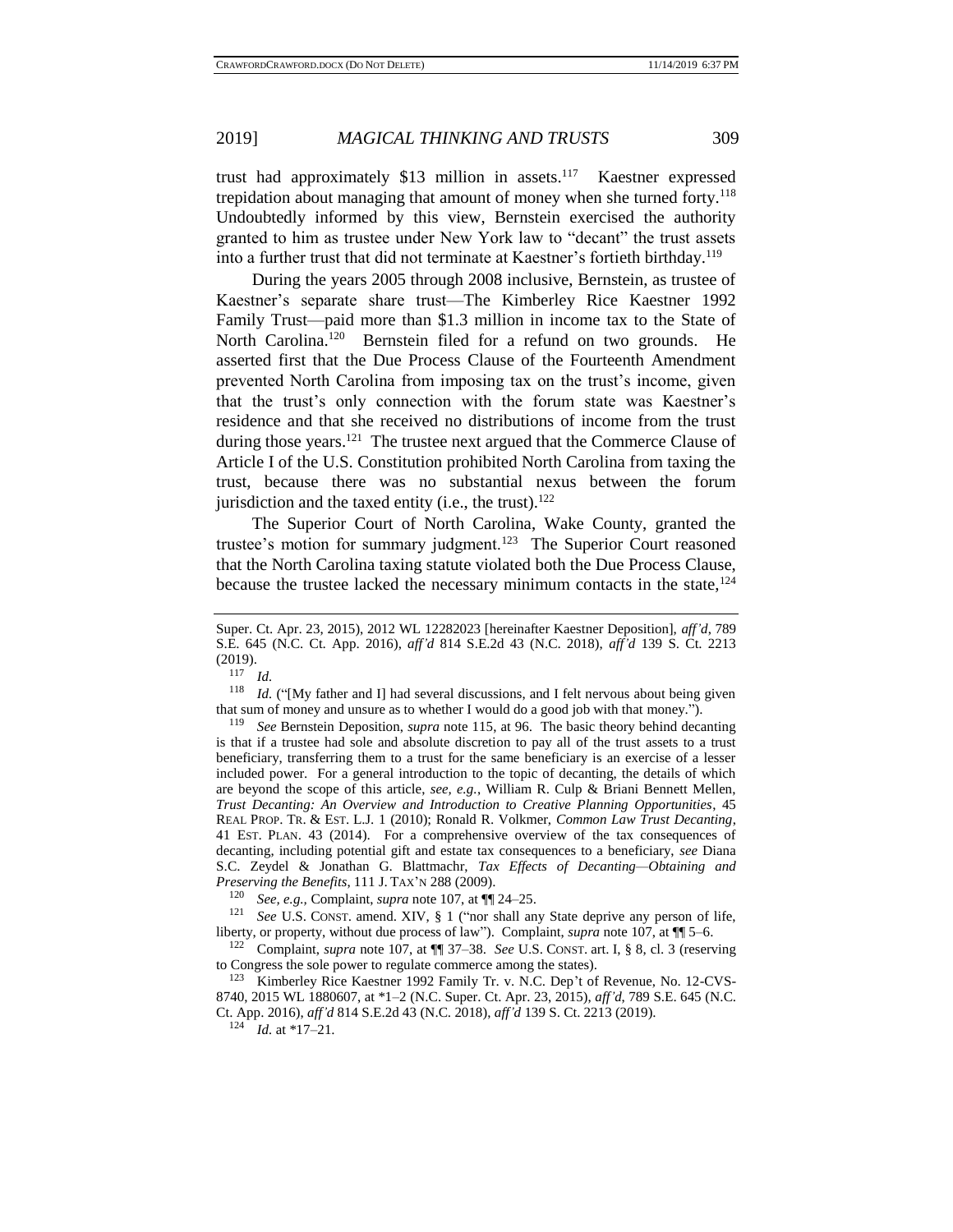trust had approximately $13 million in assets.[117] Kaestner expressed trepidation about managing that amount of money when she turned forty.[118] Undoubtedly informed by this view, Bernstein exercised the authority granted to him as trustee under New York law to "decant" the trust assets into a further trust that did not terminate at Kaestner's fortieth birthday.[119]

During the years 2005 through 2008 inclusive, Bernstein, as trustee of Kaestner's separate share trust—The Kimberley Rice Kaestner 1992 Family Trust—paid more than $1.3 million in income tax to the State of North Carolina.[120] Bernstein filed for a refund on two grounds. He asserted first that the Due Process Clause of the Fourteenth Amendment prevented North Carolina from imposing tax on the trust's income, given that the trust's only connection with the forum state was Kaestner's residence and that she received no distributions of income from the trust during those years.[121] The trustee next argued that the Commerce Clause of Article I of the U.S. Constitution prohibited North Carolina from taxing the trust, because there was no substantial nexus between the forum jurisdiction and the taxed entity (i.e., the trust).[122]

The Superior Court of North Carolina, Wake County, granted the trustee's motion for summary judgment.[123] The Superior Court reasoned that the North Carolina taxing statute violated both the Due Process Clause, because the trustee lacked the necessary minimum contacts in the state,[124]

---

Super. Ct. Apr. 23, 2015), 2012 WL 12282023 [hereinafter Kaestner Deposition], *aff'd*, 789 S.E. 645 (N.C. Ct. App. 2016), *aff'd* 814 S.E.2d 43 (N.C. 2018), *aff'd* 139 S. Ct. 2213 (2019).

[117] *Id.*

[118] *Id.* ("[My father and I] had several discussions, and I felt nervous about being given that sum of money and unsure as to whether I would do a good job with that money.").

[119] *See* Bernstein Deposition, *supra* note 115, at 96. The basic theory behind decanting is that if a trustee had sole and absolute discretion to pay all of the trust assets to a trust beneficiary, transferring them to a trust for the same beneficiary is an exercise of a lesser included power. For a general introduction to the topic of decanting, the details of which are beyond the scope of this article, *see, e.g.*, William R. Culp & Briani Bennett Mellen, *Trust Decanting: An Overview and Introduction to Creative Planning Opportunities*, 45 REAL PROP. TR. & EST. L.J. 1 (2010); Ronald R. Volkmer, *Common Law Trust Decanting*, 41 EST. PLAN. 43 (2014). For a comprehensive overview of the tax consequences of decanting, including potential gift and estate tax consequences to a beneficiary, *see* Diana S.C. Zeydel & Jonathan G. Blattmachr, *Tax Effects of Decanting—Obtaining and Preserving the Benefits*, 111 J. TAX'N 288 (2009).

[120] *See, e.g.*, Complaint, *supra* note 107, at ¶¶ 24–25.

[121] *See* U.S. CONST. amend. XIV, § 1 ("nor shall any State deprive any person of life, liberty, or property, without due process of law"). Complaint, *supra* note 107, at ¶¶ 5–6.

[122] Complaint, *supra* note 107, at ¶¶ 37–38. *See* U.S. CONST. art. I, § 8, cl. 3 (reserving to Congress the sole power to regulate commerce among the states).

[123] Kimberley Rice Kaestner 1992 Family Tr. v. N.C. Dep't of Revenue, No. 12-CVS-8740, 2015 WL 1880607, at *1–2 (N.C. Super. Ct. Apr. 23, 2015), *aff'd*, 789 S.E. 645 (N.C. Ct. App. 2016), *aff'd* 814 S.E.2d 43 (N.C. 2018), *aff'd* 139 S. Ct. 2213 (2019).

[124] *Id.* at *17–21.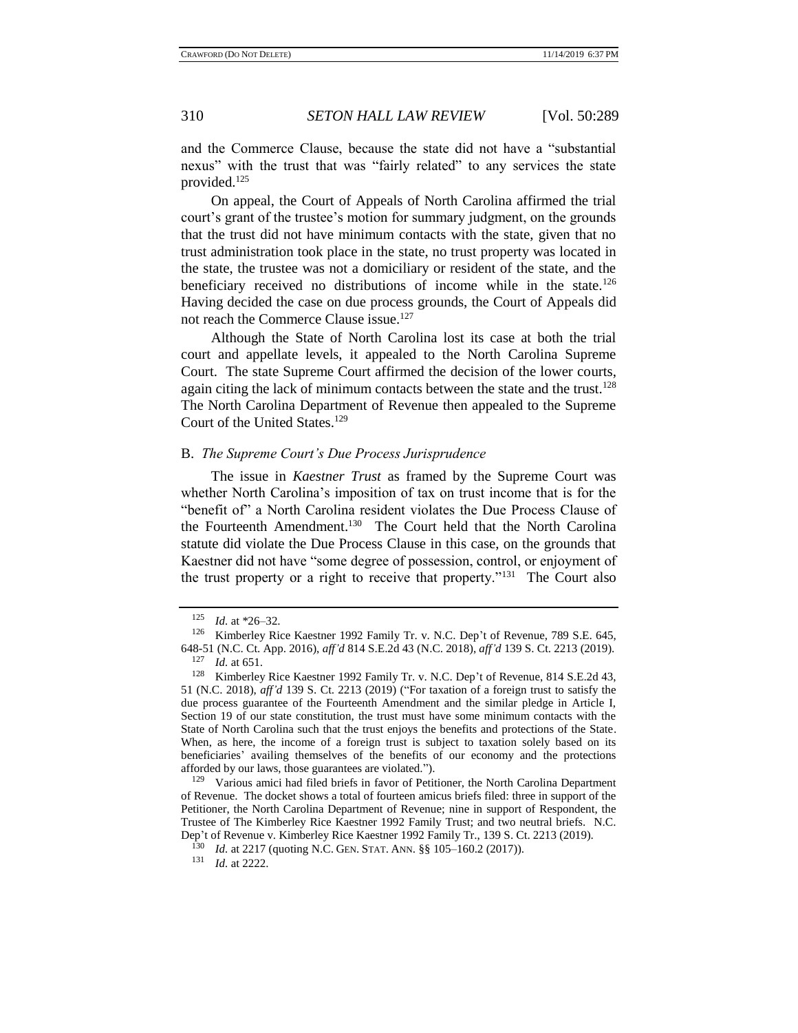and the Commerce Clause, because the state did not have a "substantial nexus" with the trust that was "fairly related" to any services the state provided.[125]

On appeal, the Court of Appeals of North Carolina affirmed the trial court's grant of the trustee's motion for summary judgment, on the grounds that the trust did not have minimum contacts with the state, given that no trust administration took place in the state, no trust property was located in the state, the trustee was not a domiciliary or resident of the state, and the beneficiary received no distributions of income while in the state.[126] Having decided the case on due process grounds, the Court of Appeals did not reach the Commerce Clause issue.[127]

Although the State of North Carolina lost its case at both the trial court and appellate levels, it appealed to the North Carolina Supreme Court. The state Supreme Court affirmed the decision of the lower courts, again citing the lack of minimum contacts between the state and the trust.[128] The North Carolina Department of Revenue then appealed to the Supreme Court of the United States.[129]

## B. *The Supreme Court's Due Process Jurisprudence*

The issue in *Kaestner Trust* as framed by the Supreme Court was whether North Carolina's imposition of tax on trust income that is for the "benefit of" a North Carolina resident violates the Due Process Clause of the Fourteenth Amendment.[130] The Court held that the North Carolina statute did violate the Due Process Clause in this case, on the grounds that Kaestner did not have "some degree of possession, control, or enjoyment of the trust property or a right to receive that property."[131] The Court also

---

[125] *Id.* at *26–32.

[126] Kimberley Rice Kaestner 1992 Family Tr. v. N.C. Dep't of Revenue, 789 S.E. 645, 648-51 (N.C. Ct. App. 2016), *aff'd* 814 S.E.2d 43 (N.C. 2018), *aff'd* 139 S. Ct. 2213 (2019).

[127] *Id.* at 651.

[128] Kimberley Rice Kaestner 1992 Family Tr. v. N.C. Dep't of Revenue, 814 S.E.2d 43, 51 (N.C. 2018), *aff'd* 139 S. Ct. 2213 (2019) ("For taxation of a foreign trust to satisfy the due process guarantee of the Fourteenth Amendment and the similar pledge in Article I, Section 19 of our state constitution, the trust must have some minimum contacts with the State of North Carolina such that the trust enjoys the benefits and protections of the State. When, as here, the income of a foreign trust is subject to taxation solely based on its beneficiaries' availing themselves of the benefits of our economy and the protections afforded by our laws, those guarantees are violated.").

[129] Various amici had filed briefs in favor of Petitioner, the North Carolina Department of Revenue. The docket shows a total of fourteen amicus briefs filed: three in support of the Petitioner, the North Carolina Department of Revenue; nine in support of Respondent, the Trustee of The Kimberley Rice Kaestner 1992 Family Trust; and two neutral briefs. N.C. Dep't of Revenue v. Kimberley Rice Kaestner 1992 Family Tr., 139 S. Ct. 2213 (2019).

[130] *Id.* at 2217 (quoting N.C. GEN. STAT. ANN. §§ 105–160.2 (2017)).

[131] *Id.* at 2222.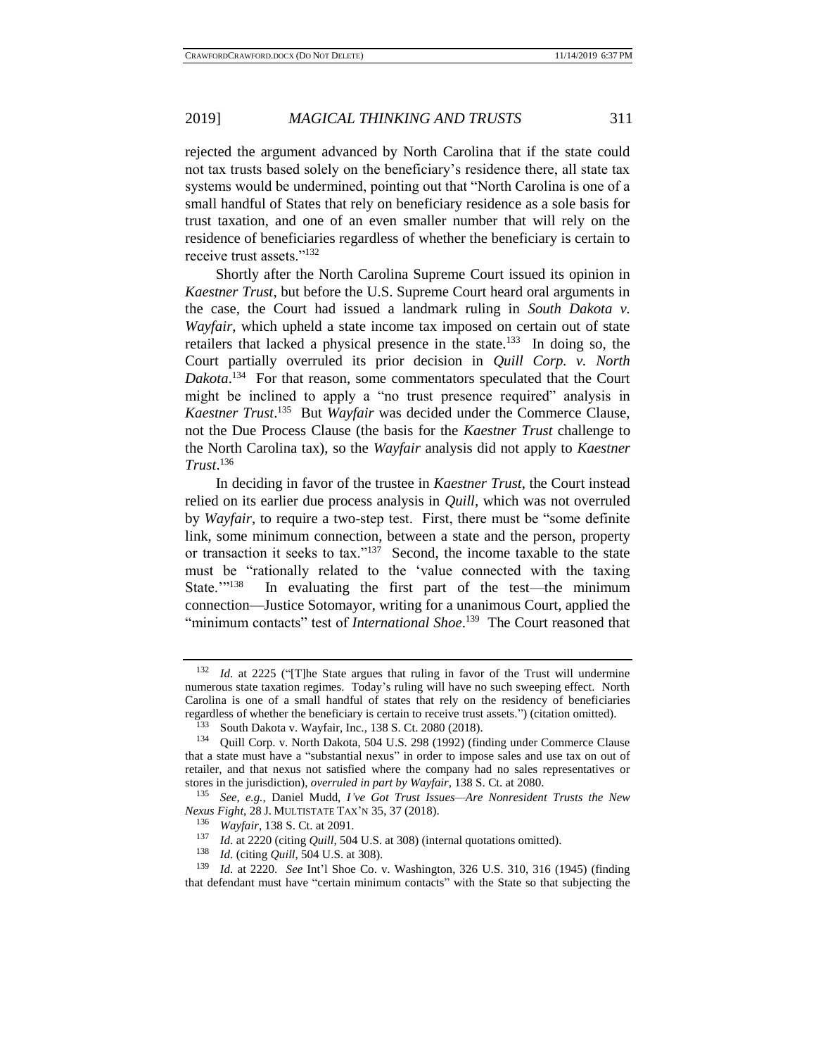rejected the argument advanced by North Carolina that if the state could not tax trusts based solely on the beneficiary's residence there, all state tax systems would be undermined, pointing out that "North Carolina is one of a small handful of States that rely on beneficiary residence as a sole basis for trust taxation, and one of an even smaller number that will rely on the residence of beneficiaries regardless of whether the beneficiary is certain to receive trust assets."[132]

Shortly after the North Carolina Supreme Court issued its opinion in *Kaestner Trust*, but before the U.S. Supreme Court heard oral arguments in the case, the Court had issued a landmark ruling in *South Dakota v. Wayfair*, which upheld a state income tax imposed on certain out of state retailers that lacked a physical presence in the state.[133] In doing so, the Court partially overruled its prior decision in *Quill Corp. v. North Dakota*.[134] For that reason, some commentators speculated that the Court might be inclined to apply a "no trust presence required" analysis in *Kaestner Trust*.[135] But *Wayfair* was decided under the Commerce Clause, not the Due Process Clause (the basis for the *Kaestner Trust* challenge to the North Carolina tax), so the *Wayfair* analysis did not apply to *Kaestner Trust*.[136]

In deciding in favor of the trustee in *Kaestner Trust*, the Court instead relied on its earlier due process analysis in *Quill*, which was not overruled by *Wayfair*, to require a two-step test. First, there must be "some definite link, some minimum connection, between a state and the person, property or transaction it seeks to tax."[137] Second, the income taxable to the state must be "rationally related to the 'value connected with the taxing State.'"[138] In evaluating the first part of the test—the minimum connection—Justice Sotomayor, writing for a unanimous Court, applied the "minimum contacts" test of *International Shoe*.[139] The Court reasoned that

---

[132] *Id.* at 2225 ("[T]he State argues that ruling in favor of the Trust will undermine numerous state taxation regimes. Today's ruling will have no such sweeping effect. North Carolina is one of a small handful of states that rely on the residency of beneficiaries regardless of whether the beneficiary is certain to receive trust assets.") (citation omitted).

[133] South Dakota v. Wayfair, Inc., 138 S. Ct. 2080 (2018).

[134] Quill Corp. v. North Dakota, 504 U.S. 298 (1992) (finding under Commerce Clause that a state must have a "substantial nexus" in order to impose sales and use tax on out of retailer, and that nexus not satisfied where the company had no sales representatives or stores in the jurisdiction), *overruled in part by Wayfair*, 138 S. Ct. at 2080.

[135] *See, e.g.*, Daniel Mudd, *I've Got Trust Issues—Are Nonresident Trusts the New Nexus Fight*, 28 J. MULTISTATE TAX'N 35, 37 (2018).

[136] *Wayfair*, 138 S. Ct. at 2091.

[137] *Id.* at 2220 (citing *Quill*, 504 U.S. at 308) (internal quotations omitted).

[138] *Id.* (citing *Quill*, 504 U.S. at 308).

[139] *Id.* at 2220. *See* Int'l Shoe Co. v. Washington, 326 U.S. 310, 316 (1945) (finding that defendant must have "certain minimum contacts" with the State so that subjecting the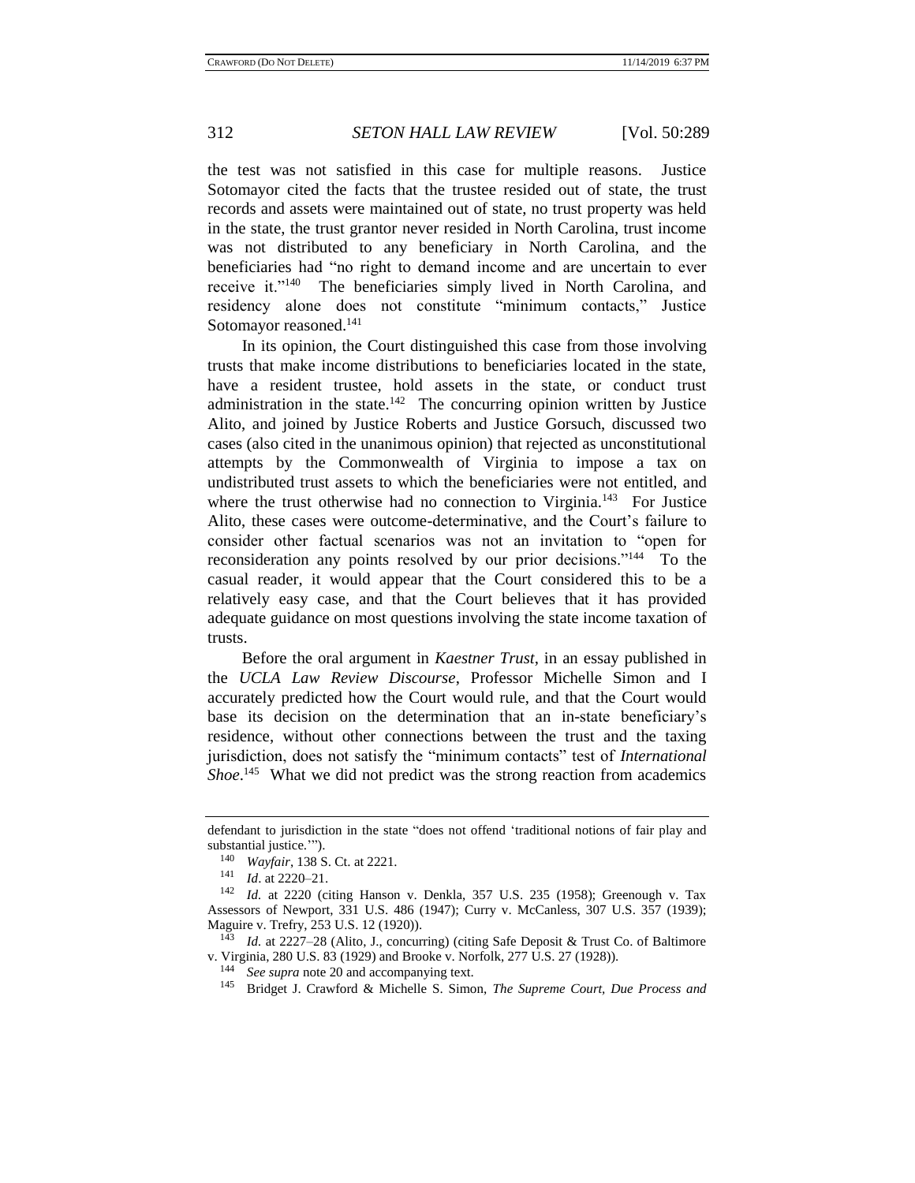the test was not satisfied in this case for multiple reasons. Justice Sotomayor cited the facts that the trustee resided out of state, the trust records and assets were maintained out of state, no trust property was held in the state, the trust grantor never resided in North Carolina, trust income was not distributed to any beneficiary in North Carolina, and the beneficiaries had "no right to demand income and are uncertain to ever receive it."[140] The beneficiaries simply lived in North Carolina, and residency alone does not constitute "minimum contacts," Justice Sotomayor reasoned.[141]

In its opinion, the Court distinguished this case from those involving trusts that make income distributions to beneficiaries located in the state, have a resident trustee, hold assets in the state, or conduct trust administration in the state.[142] The concurring opinion written by Justice Alito, and joined by Justice Roberts and Justice Gorsuch, discussed two cases (also cited in the unanimous opinion) that rejected as unconstitutional attempts by the Commonwealth of Virginia to impose a tax on undistributed trust assets to which the beneficiaries were not entitled, and where the trust otherwise had no connection to Virginia.[143] For Justice Alito, these cases were outcome-determinative, and the Court's failure to consider other factual scenarios was not an invitation to "open for reconsideration any points resolved by our prior decisions."[144] To the casual reader, it would appear that the Court considered this to be a relatively easy case, and that the Court believes that it has provided adequate guidance on most questions involving the state income taxation of trusts.

Before the oral argument in *Kaestner Trust*, in an essay published in the *UCLA Law Review Discourse*, Professor Michelle Simon and I accurately predicted how the Court would rule, and that the Court would base its decision on the determination that an in-state beneficiary's residence, without other connections between the trust and the taxing jurisdiction, does not satisfy the "minimum contacts" test of *International Shoe*.[145] What we did not predict was the strong reaction from academics

---

defendant to jurisdiction in the state "does not offend 'traditional notions of fair play and substantial justice.'").

[140] *Wayfair*, 138 S. Ct. at 2221.

[141] *Id*. at 2220–21.

[142] *Id.* at 2220 (citing Hanson v. Denkla, 357 U.S. 235 (1958); Greenough v. Tax Assessors of Newport, 331 U.S. 486 (1947); Curry v. McCanless, 307 U.S. 357 (1939); Maguire v. Trefry, 253 U.S. 12 (1920)).

[143] *Id.* at 2227–28 (Alito, J., concurring) (citing Safe Deposit & Trust Co. of Baltimore v. Virginia, 280 U.S. 83 (1929) and Brooke v. Norfolk, 277 U.S. 27 (1928)).

[144] *See supra* note 20 and accompanying text.

[145] Bridget J. Crawford & Michelle S. Simon, *The Supreme Court, Due Process and*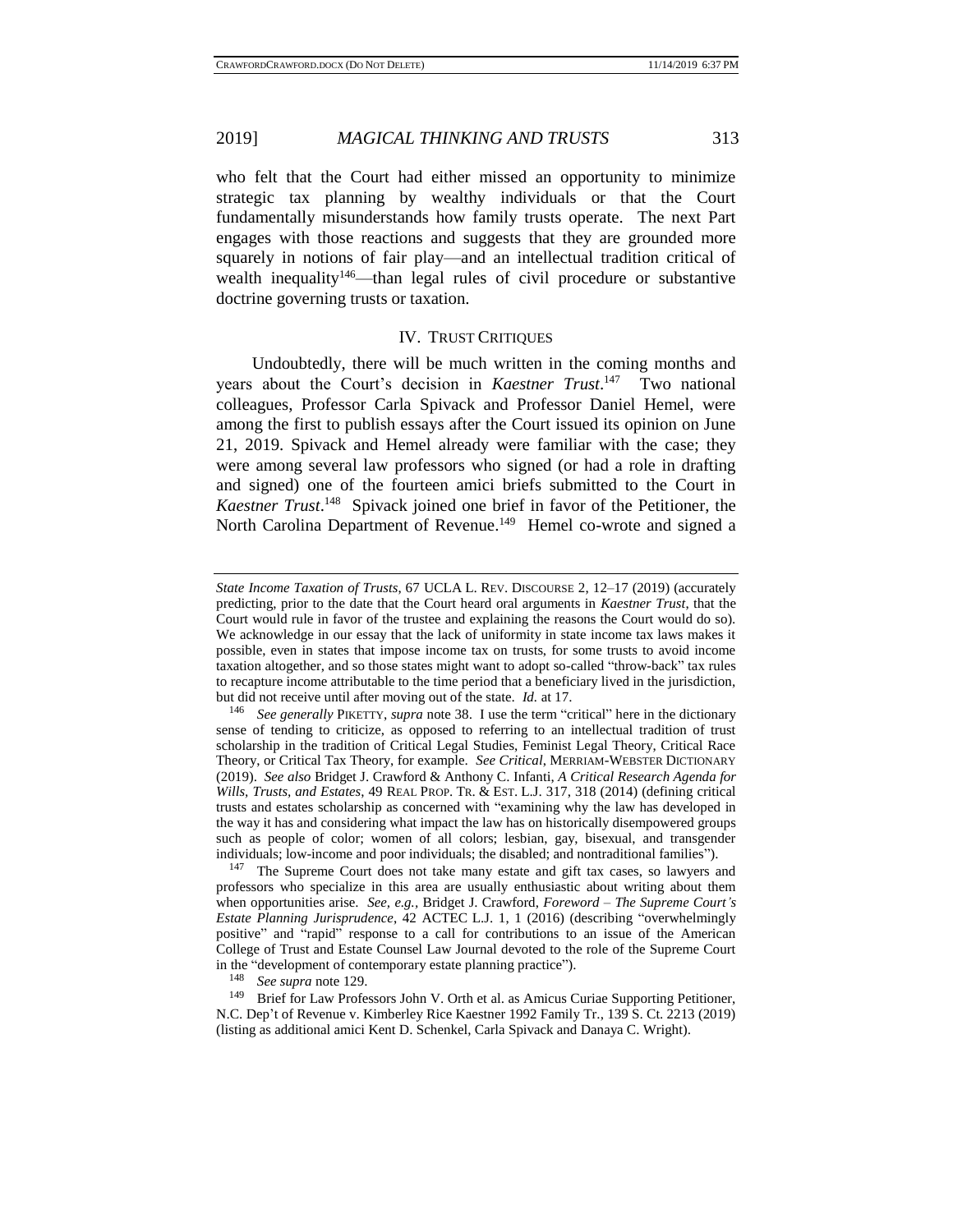who felt that the Court had either missed an opportunity to minimize strategic tax planning by wealthy individuals or that the Court fundamentally misunderstands how family trusts operate. The next Part engages with those reactions and suggests that they are grounded more squarely in notions of fair play—and an intellectual tradition critical of wealth inequality[146]—than legal rules of civil procedure or substantive doctrine governing trusts or taxation.

## IV. TRUST CRITIQUES

Undoubtedly, there will be much written in the coming months and years about the Court's decision in *Kaestner Trust*.[147] Two national colleagues, Professor Carla Spivack and Professor Daniel Hemel, were among the first to publish essays after the Court issued its opinion on June 21, 2019. Spivack and Hemel already were familiar with the case; they were among several law professors who signed (or had a role in drafting and signed) one of the fourteen amici briefs submitted to the Court in *Kaestner Trust*.[148] Spivack joined one brief in favor of the Petitioner, the North Carolina Department of Revenue.[149] Hemel co-wrote and signed a

---

*State Income Taxation of Trusts*, 67 UCLA L. REV. DISCOURSE 2, 12–17 (2019) (accurately predicting, prior to the date that the Court heard oral arguments in *Kaestner Trust*, that the Court would rule in favor of the trustee and explaining the reasons the Court would do so). We acknowledge in our essay that the lack of uniformity in state income tax laws makes it possible, even in states that impose income tax on trusts, for some trusts to avoid income taxation altogether, and so those states might want to adopt so-called "throw-back" tax rules to recapture income attributable to the time period that a beneficiary lived in the jurisdiction, but did not receive until after moving out of the state. *Id.* at 17.

[146] *See generally* PIKETTY, *supra* note 38. I use the term "critical" here in the dictionary sense of tending to criticize, as opposed to referring to an intellectual tradition of trust scholarship in the tradition of Critical Legal Studies, Feminist Legal Theory, Critical Race Theory, or Critical Tax Theory, for example. *See Critical*, MERRIAM-WEBSTER DICTIONARY (2019). *See also* Bridget J. Crawford & Anthony C. Infanti, *A Critical Research Agenda for Wills, Trusts, and Estates*, 49 REAL PROP. TR. & EST. L.J. 317, 318 (2014) (defining critical trusts and estates scholarship as concerned with "examining why the law has developed in the way it has and considering what impact the law has on historically disempowered groups such as people of color; women of all colors; lesbian, gay, bisexual, and transgender individuals; low-income and poor individuals; the disabled; and nontraditional families").

[147] The Supreme Court does not take many estate and gift tax cases, so lawyers and professors who specialize in this area are usually enthusiastic about writing about them when opportunities arise. *See, e.g.*, Bridget J. Crawford, *Foreword – The Supreme Court's Estate Planning Jurisprudence*, 42 ACTEC L.J. 1, 1 (2016) (describing "overwhelmingly positive" and "rapid" response to a call for contributions to an issue of the American College of Trust and Estate Counsel Law Journal devoted to the role of the Supreme Court in the "development of contemporary estate planning practice").

[148] *See supra* note 129.

[149] Brief for Law Professors John V. Orth et al. as Amicus Curiae Supporting Petitioner, N.C. Dep't of Revenue v. Kimberley Rice Kaestner 1992 Family Tr., 139 S. Ct. 2213 (2019) (listing as additional amici Kent D. Schenkel, Carla Spivack and Danaya C. Wright).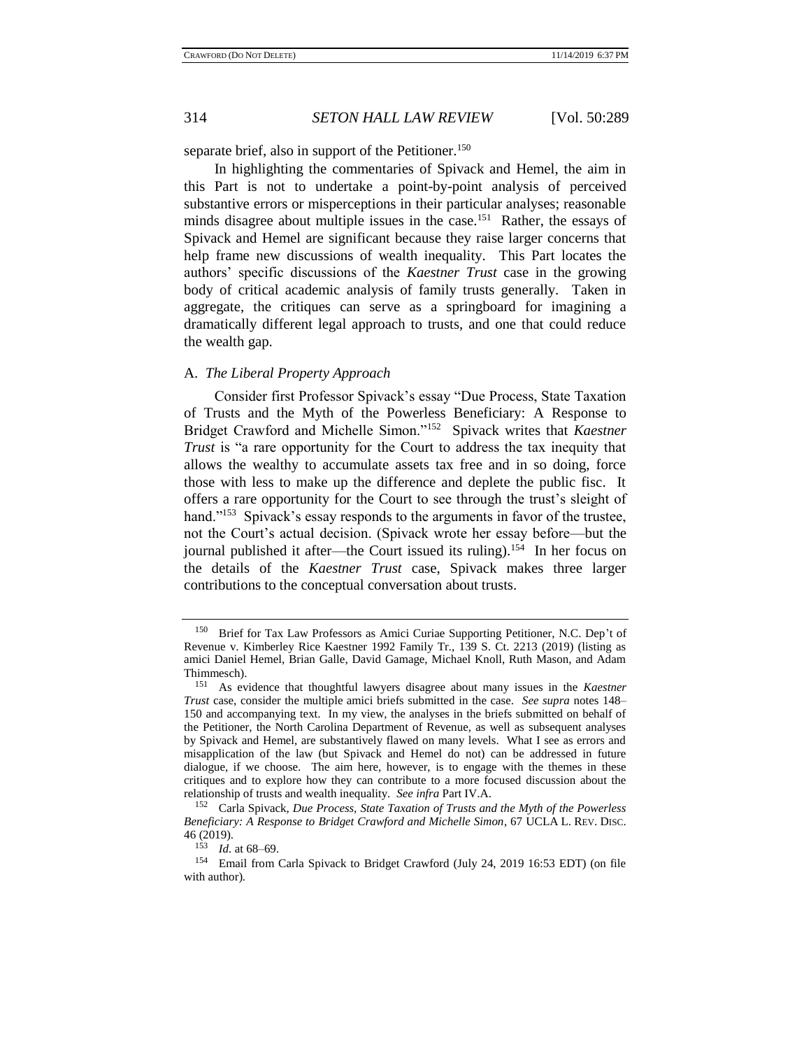separate brief, also in support of the Petitioner.[150]

In highlighting the commentaries of Spivack and Hemel, the aim in this Part is not to undertake a point-by-point analysis of perceived substantive errors or misperceptions in their particular analyses; reasonable minds disagree about multiple issues in the case.[151] Rather, the essays of Spivack and Hemel are significant because they raise larger concerns that help frame new discussions of wealth inequality. This Part locates the authors' specific discussions of the *Kaestner Trust* case in the growing body of critical academic analysis of family trusts generally. Taken in aggregate, the critiques can serve as a springboard for imagining a dramatically different legal approach to trusts, and one that could reduce the wealth gap.

### A. *The Liberal Property Approach*

Consider first Professor Spivack's essay "Due Process, State Taxation of Trusts and the Myth of the Powerless Beneficiary: A Response to Bridget Crawford and Michelle Simon."[152] Spivack writes that *Kaestner Trust* is "a rare opportunity for the Court to address the tax inequity that allows the wealthy to accumulate assets tax free and in so doing, force those with less to make up the difference and deplete the public fisc. It offers a rare opportunity for the Court to see through the trust's sleight of hand."[153] Spivack's essay responds to the arguments in favor of the trustee, not the Court's actual decision. (Spivack wrote her essay before—but the journal published it after—the Court issued its ruling).[154] In her focus on the details of the *Kaestner Trust* case, Spivack makes three larger contributions to the conceptual conversation about trusts.

---

[150] Brief for Tax Law Professors as Amici Curiae Supporting Petitioner, N.C. Dep't of Revenue v. Kimberley Rice Kaestner 1992 Family Tr., 139 S. Ct. 2213 (2019) (listing as amici Daniel Hemel, Brian Galle, David Gamage, Michael Knoll, Ruth Mason, and Adam Thimmesch).

[151] As evidence that thoughtful lawyers disagree about many issues in the *Kaestner Trust* case, consider the multiple amici briefs submitted in the case. *See supra* notes 148–150 and accompanying text. In my view, the analyses in the briefs submitted on behalf of the Petitioner, the North Carolina Department of Revenue, as well as subsequent analyses by Spivack and Hemel, are substantively flawed on many levels. What I see as errors and misapplication of the law (but Spivack and Hemel do not) can be addressed in future dialogue, if we choose. The aim here, however, is to engage with the themes in these critiques and to explore how they can contribute to a more focused discussion about the relationship of trusts and wealth inequality. *See infra* Part IV.A.

[152] Carla Spivack, *Due Process, State Taxation of Trusts and the Myth of the Powerless Beneficiary: A Response to Bridget Crawford and Michelle Simon*, 67 UCLA L. REV. DISC. 46 (2019).

[153] *Id.* at 68–69.

[154] Email from Carla Spivack to Bridget Crawford (July 24, 2019 16:53 EDT) (on file with author).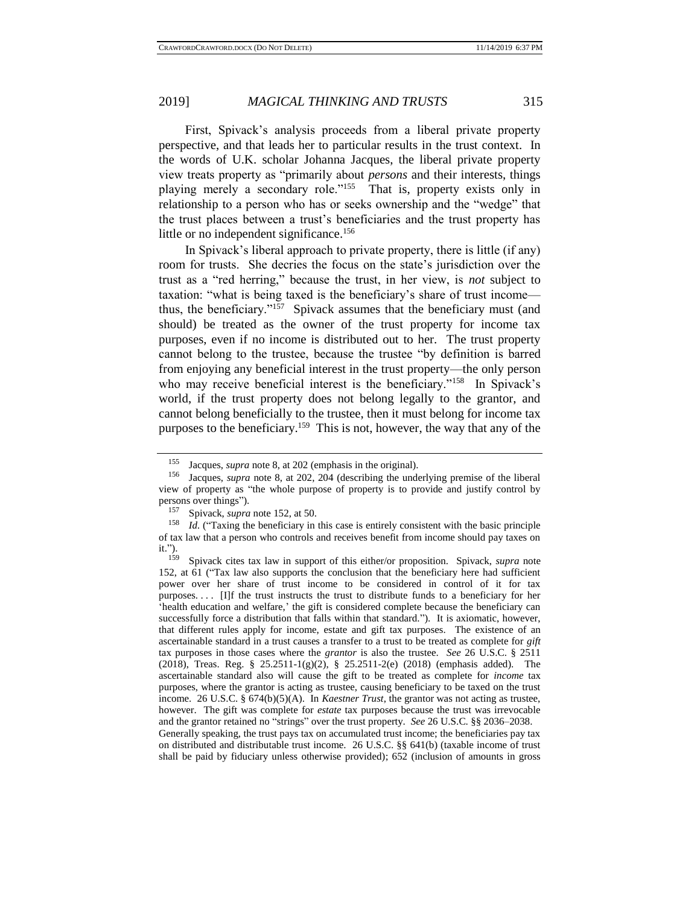First, Spivack's analysis proceeds from a liberal private property perspective, and that leads her to particular results in the trust context. In the words of U.K. scholar Johanna Jacques, the liberal private property view treats property as "primarily about *persons* and their interests, things playing merely a secondary role."[155] That is, property exists only in relationship to a person who has or seeks ownership and the "wedge" that the trust places between a trust's beneficiaries and the trust property has little or no independent significance.[156]

In Spivack's liberal approach to private property, there is little (if any) room for trusts. She decries the focus on the state's jurisdiction over the trust as a "red herring," because the trust, in her view, is *not* subject to taxation: "what is being taxed is the beneficiary's share of trust income—thus, the beneficiary."[157] Spivack assumes that the beneficiary must (and should) be treated as the owner of the trust property for income tax purposes, even if no income is distributed out to her. The trust property cannot belong to the trustee, because the trustee "by definition is barred from enjoying any beneficial interest in the trust property—the only person who may receive beneficial interest is the beneficiary."[158] In Spivack's world, if the trust property does not belong legally to the grantor, and cannot belong beneficially to the trustee, then it must belong for income tax purposes to the beneficiary.[159] This is not, however, the way that any of the

---

[155] Jacques, *supra* note 8, at 202 (emphasis in the original).

[156] Jacques, *supra* note 8, at 202, 204 (describing the underlying premise of the liberal view of property as "the whole purpose of property is to provide and justify control by persons over things").

[157] Spivack, *supra* note 152, at 50.

[158] *Id.* ("Taxing the beneficiary in this case is entirely consistent with the basic principle of tax law that a person who controls and receives benefit from income should pay taxes on it.").

[159] Spivack cites tax law in support of this either/or proposition. Spivack, *supra* note 152, at 61 ("Tax law also supports the conclusion that the beneficiary here had sufficient power over her share of trust income to be considered in control of it for tax purposes. . . . [I]f the trust instructs the trust to distribute funds to a beneficiary for her 'health education and welfare,' the gift is considered complete because the beneficiary can successfully force a distribution that falls within that standard."). It is axiomatic, however, that different rules apply for income, estate and gift tax purposes. The existence of an ascertainable standard in a trust causes a transfer to a trust to be treated as complete for *gift* tax purposes in those cases where the *grantor* is also the trustee. *See* 26 U.S.C. § 2511 (2018), Treas. Reg. § 25.2511-1(g)(2), § 25.2511-2(e) (2018) (emphasis added). The ascertainable standard also will cause the gift to be treated as complete for *income* tax purposes, where the grantor is acting as trustee, causing beneficiary to be taxed on the trust income. 26 U.S.C. § 674(b)(5)(A). In *Kaestner Trust*, the grantor was not acting as trustee, however. The gift was complete for *estate* tax purposes because the trust was irrevocable and the grantor retained no "strings" over the trust property. *See* 26 U.S.C. §§ 2036–2038.
Generally speaking, the trust pays tax on accumulated trust income; the beneficiaries pay tax on distributed and distributable trust income. 26 U.S.C. §§ 641(b) (taxable income of trust shall be paid by fiduciary unless otherwise provided); 652 (inclusion of amounts in gross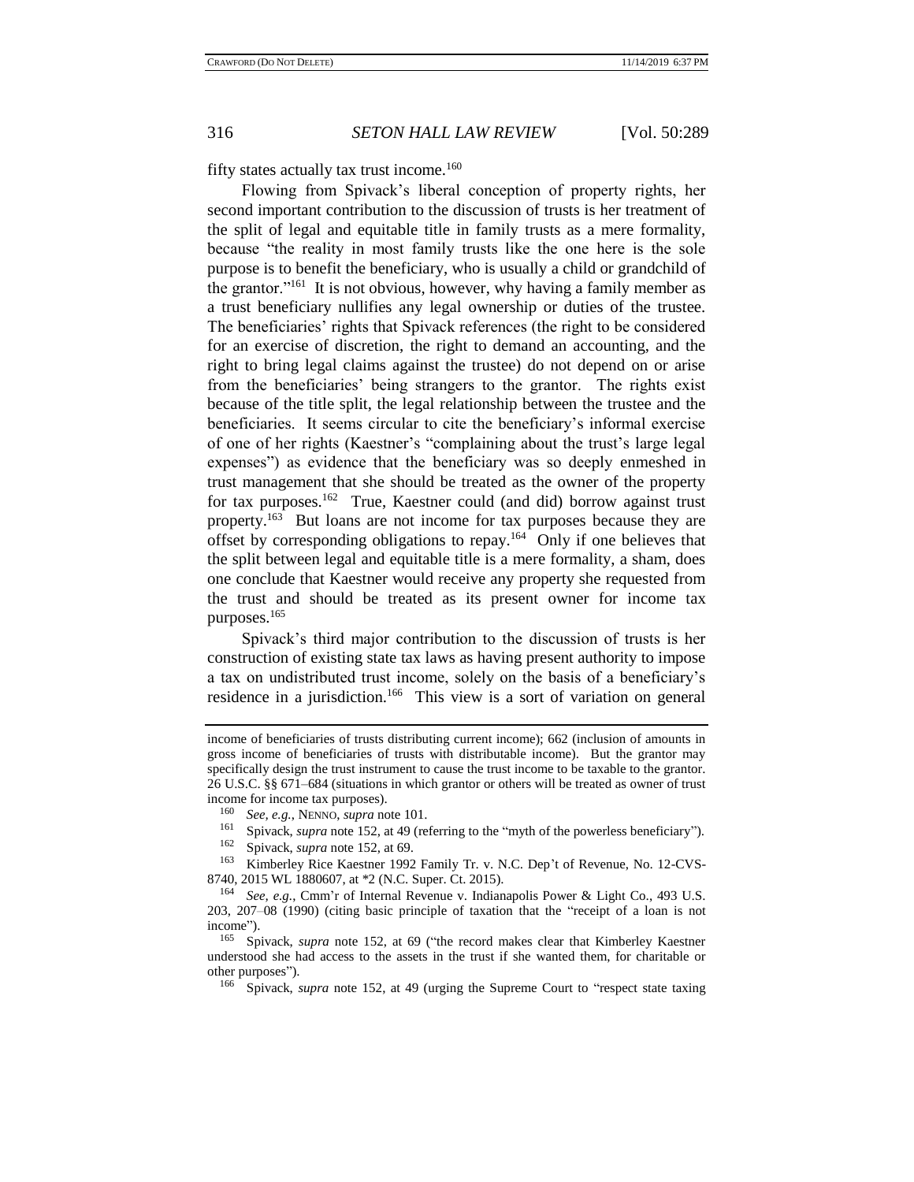fifty states actually tax trust income.[160]

Flowing from Spivack's liberal conception of property rights, her second important contribution to the discussion of trusts is her treatment of the split of legal and equitable title in family trusts as a mere formality, because "the reality in most family trusts like the one here is the sole purpose is to benefit the beneficiary, who is usually a child or grandchild of the grantor."[161] It is not obvious, however, why having a family member as a trust beneficiary nullifies any legal ownership or duties of the trustee. The beneficiaries' rights that Spivack references (the right to be considered for an exercise of discretion, the right to demand an accounting, and the right to bring legal claims against the trustee) do not depend on or arise from the beneficiaries' being strangers to the grantor. The rights exist because of the title split, the legal relationship between the trustee and the beneficiaries. It seems circular to cite the beneficiary's informal exercise of one of her rights (Kaestner's "complaining about the trust's large legal expenses") as evidence that the beneficiary was so deeply enmeshed in trust management that she should be treated as the owner of the property for tax purposes.[162] True, Kaestner could (and did) borrow against trust property.[163] But loans are not income for tax purposes because they are offset by corresponding obligations to repay.[164] Only if one believes that the split between legal and equitable title is a mere formality, a sham, does one conclude that Kaestner would receive any property she requested from the trust and should be treated as its present owner for income tax purposes.[165]

Spivack's third major contribution to the discussion of trusts is her construction of existing state tax laws as having present authority to impose a tax on undistributed trust income, solely on the basis of a beneficiary's residence in a jurisdiction.[166] This view is a sort of variation on general

---

income of beneficiaries of trusts distributing current income); 662 (inclusion of amounts in gross income of beneficiaries of trusts with distributable income). But the grantor may specifically design the trust instrument to cause the trust income to be taxable to the grantor. 26 U.S.C. §§ 671–684 (situations in which grantor or others will be treated as owner of trust income for income tax purposes).

[160] *See, e.g.*, NENNO, *supra* note 101.

[161] Spivack, *supra* note 152, at 49 (referring to the "myth of the powerless beneficiary").

[162] Spivack, *supra* note 152, at 69.

[163] Kimberley Rice Kaestner 1992 Family Tr. v. N.C. Dep't of Revenue, No. 12-CVS-8740, 2015 WL 1880607, at *2 (N.C. Super. Ct. 2015).

[164] *See, e.g.*, Cmm'r of Internal Revenue v. Indianapolis Power & Light Co., 493 U.S. 203, 207–08 (1990) (citing basic principle of taxation that the "receipt of a loan is not income").

[165] Spivack, *supra* note 152, at 69 ("the record makes clear that Kimberley Kaestner understood she had access to the assets in the trust if she wanted them, for charitable or other purposes").

[166] Spivack, *supra* note 152, at 49 (urging the Supreme Court to "respect state taxing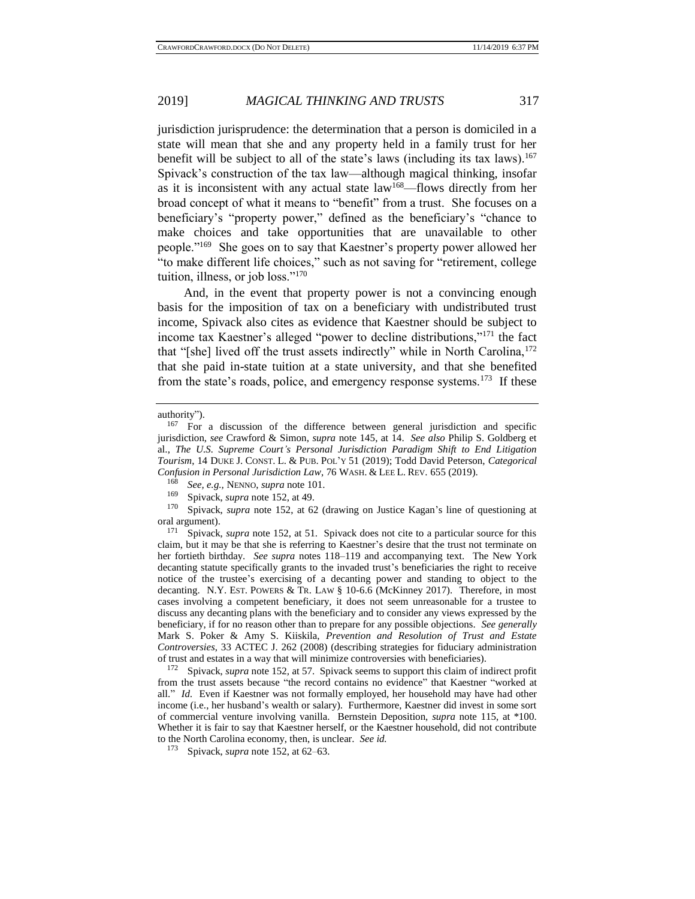jurisdiction jurisprudence: the determination that a person is domiciled in a state will mean that she and any property held in a family trust for her benefit will be subject to all of the state's laws (including its tax laws).[167] Spivack's construction of the tax law—although magical thinking, insofar as it is inconsistent with any actual state law[168]—flows directly from her broad concept of what it means to "benefit" from a trust. She focuses on a beneficiary's "property power," defined as the beneficiary's "chance to make choices and take opportunities that are unavailable to other people."[169] She goes on to say that Kaestner's property power allowed her "to make different life choices," such as not saving for "retirement, college tuition, illness, or job loss."[170]

And, in the event that property power is not a convincing enough basis for the imposition of tax on a beneficiary with undistributed trust income, Spivack also cites as evidence that Kaestner should be subject to income tax Kaestner's alleged "power to decline distributions,"[171] the fact that "[she] lived off the trust assets indirectly" while in North Carolina,[172] that she paid in-state tuition at a state university, and that she benefited from the state's roads, police, and emergency response systems.[173] If these

---

authority").

[167] For a discussion of the difference between general jurisdiction and specific jurisdiction, *see* Crawford & Simon, *supra* note 145, at 14. *See also* Philip S. Goldberg et al., *The U.S. Supreme Court's Personal Jurisdiction Paradigm Shift to End Litigation Tourism*, 14 DUKE J. CONST. L. & PUB. POL'Y 51 (2019); Todd David Peterson, *Categorical Confusion in Personal Jurisdiction Law*, 76 WASH. & LEE L. REV. 655 (2019).

[168] *See, e.g.*, NENNO, *supra* note 101.

[169] Spivack, *supra* note 152, at 49.

[170] Spivack, *supra* note 152, at 62 (drawing on Justice Kagan's line of questioning at oral argument).

[171] Spivack, *supra* note 152, at 51. Spivack does not cite to a particular source for this claim, but it may be that she is referring to Kaestner's desire that the trust not terminate on her fortieth birthday. *See supra* notes 118–119 and accompanying text. The New York decanting statute specifically grants to the invaded trust's beneficiaries the right to receive notice of the trustee's exercising of a decanting power and standing to object to the decanting. N.Y. EST. POWERS & TR. LAW § 10-6.6 (McKinney 2017). Therefore, in most cases involving a competent beneficiary, it does not seem unreasonable for a trustee to discuss any decanting plans with the beneficiary and to consider any views expressed by the beneficiary, if for no reason other than to prepare for any possible objections. *See generally* Mark S. Poker & Amy S. Kiiskila, *Prevention and Resolution of Trust and Estate Controversies*, 33 ACTEC J. 262 (2008) (describing strategies for fiduciary administration of trust and estates in a way that will minimize controversies with beneficiaries).

[172] Spivack, *supra* note 152, at 57. Spivack seems to support this claim of indirect profit from the trust assets because "the record contains no evidence" that Kaestner "worked at all." *Id.* Even if Kaestner was not formally employed, her household may have had other income (i.e., her husband's wealth or salary). Furthermore, Kaestner did invest in some sort of commercial venture involving vanilla. Bernstein Deposition, *supra* note 115, at *100. Whether it is fair to say that Kaestner herself, or the Kaestner household, did not contribute to the North Carolina economy, then, is unclear. *See id.*

[173] Spivack, *supra* note 152, at 62–63.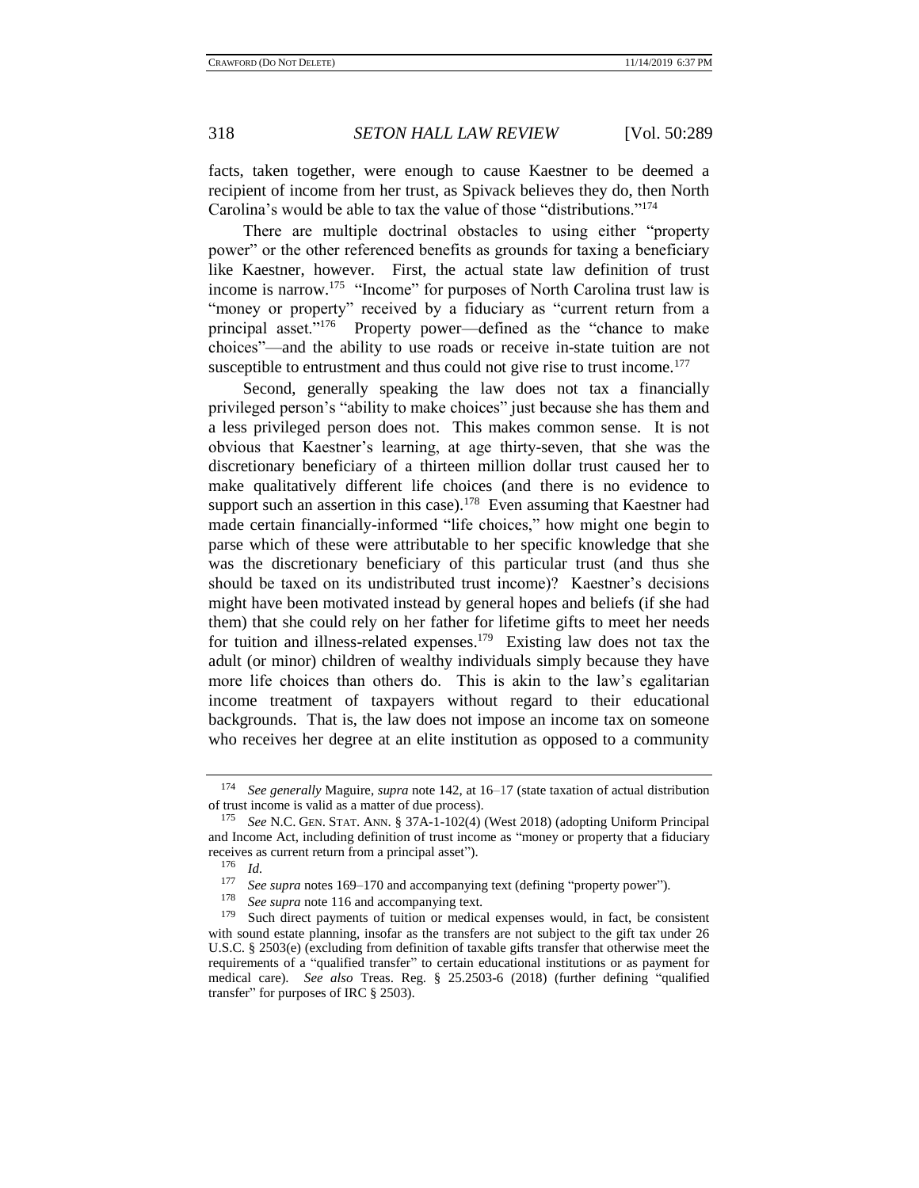facts, taken together, were enough to cause Kaestner to be deemed a recipient of income from her trust, as Spivack believes they do, then North Carolina's would be able to tax the value of those "distributions."[174]

There are multiple doctrinal obstacles to using either "property power" or the other referenced benefits as grounds for taxing a beneficiary like Kaestner, however. First, the actual state law definition of trust income is narrow.[175] "Income" for purposes of North Carolina trust law is "money or property" received by a fiduciary as "current return from a principal asset."[176] Property power—defined as the "chance to make choices"—and the ability to use roads or receive in-state tuition are not susceptible to entrustment and thus could not give rise to trust income.[177]

Second, generally speaking the law does not tax a financially privileged person's "ability to make choices" just because she has them and a less privileged person does not. This makes common sense. It is not obvious that Kaestner's learning, at age thirty-seven, that she was the discretionary beneficiary of a thirteen million dollar trust caused her to make qualitatively different life choices (and there is no evidence to support such an assertion in this case).[178] Even assuming that Kaestner had made certain financially-informed "life choices," how might one begin to parse which of these were attributable to her specific knowledge that she was the discretionary beneficiary of this particular trust (and thus she should be taxed on its undistributed trust income)? Kaestner's decisions might have been motivated instead by general hopes and beliefs (if she had them) that she could rely on her father for lifetime gifts to meet her needs for tuition and illness-related expenses.[179] Existing law does not tax the adult (or minor) children of wealthy individuals simply because they have more life choices than others do. This is akin to the law's egalitarian income treatment of taxpayers without regard to their educational backgrounds. That is, the law does not impose an income tax on someone who receives her degree at an elite institution as opposed to a community

---

[174] *See generally* Maguire, *supra* note 142, at 16–17 (state taxation of actual distribution of trust income is valid as a matter of due process).

[175] *See* N.C. GEN. STAT. ANN. § 37A-1-102(4) (West 2018) (adopting Uniform Principal and Income Act, including definition of trust income as "money or property that a fiduciary receives as current return from a principal asset").

[176] *Id.*

[177] *See supra* notes 169–170 and accompanying text (defining "property power").

[178] *See supra* note 116 and accompanying text.

[179] Such direct payments of tuition or medical expenses would, in fact, be consistent with sound estate planning, insofar as the transfers are not subject to the gift tax under 26 U.S.C. § 2503(e) (excluding from definition of taxable gifts transfer that otherwise meet the requirements of a "qualified transfer" to certain educational institutions or as payment for medical care). *See also* Treas. Reg. § 25.2503-6 (2018) (further defining "qualified transfer" for purposes of IRC § 2503).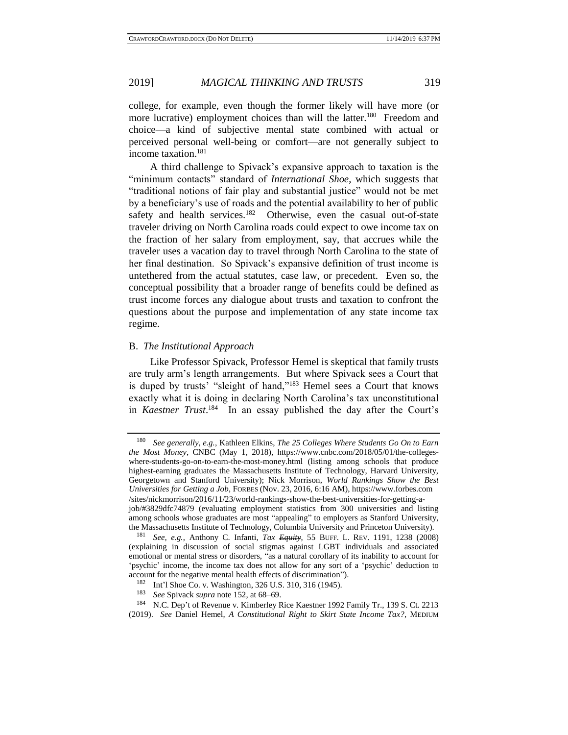college, for example, even though the former likely will have more (or more lucrative) employment choices than will the latter.[180] Freedom and choice—a kind of subjective mental state combined with actual or perceived personal well-being or comfort—are not generally subject to income taxation.[181]

A third challenge to Spivack's expansive approach to taxation is the "minimum contacts" standard of *International Shoe*, which suggests that "traditional notions of fair play and substantial justice" would not be met by a beneficiary's use of roads and the potential availability to her of public safety and health services.[182] Otherwise, even the casual out-of-state traveler driving on North Carolina roads could expect to owe income tax on the fraction of her salary from employment, say, that accrues while the traveler uses a vacation day to travel through North Carolina to the state of her final destination. So Spivack's expansive definition of trust income is untethered from the actual statutes, case law, or precedent. Even so, the conceptual possibility that a broader range of benefits could be defined as trust income forces any dialogue about trusts and taxation to confront the questions about the purpose and implementation of any state income tax regime.

## B. *The Institutional Approach*

Like Professor Spivack, Professor Hemel is skeptical that family trusts are truly arm's length arrangements. But where Spivack sees a Court that is duped by trusts' "sleight of hand,"[183] Hemel sees a Court that knows exactly what it is doing in declaring North Carolina's tax unconstitutional in *Kaestner Trust*.[184] In an essay published the day after the Court's

---

[180] *See generally, e.g.*, Kathleen Elkins, *The 25 Colleges Where Students Go On to Earn the Most Money*, CNBC (May 1, 2018), https://www.cnbc.com/2018/05/01/the-colleges-where-students-go-on-to-earn-the-most-money.html (listing among schools that produce highest-earning graduates the Massachusetts Institute of Technology, Harvard University, Georgetown and Stanford University); Nick Morrison, *World Rankings Show the Best Universities for Getting a Job*, FORBES (Nov. 23, 2016, 6:16 AM), https://www.forbes.com /sites/nickmorrison/2016/11/23/world-rankings-show-the-best-universities-for-getting-a-job/#3829dfc74879 (evaluating employment statistics from 300 universities and listing among schools whose graduates are most "appealing" to employers as Stanford University, the Massachusetts Institute of Technology, Columbia University and Princeton University).

[181] *See, e.g.*, Anthony C. Infanti, *Tax Equity*, 55 BUFF. L. REV. 1191, 1238 (2008) (explaining in discussion of social stigmas against LGBT individuals and associated emotional or mental stress or disorders, "as a natural corollary of its inability to account for 'psychic' income, the income tax does not allow for any sort of a 'psychic' deduction to account for the negative mental health effects of discrimination").

[182] Int'l Shoe Co. v. Washington, 326 U.S. 310, 316 (1945).

[183] *See* Spivack *supra* note 152, at 68–69.

[184] N.C. Dep't of Revenue v. Kimberley Rice Kaestner 1992 Family Tr., 139 S. Ct. 2213 (2019). *See* Daniel Hemel, *A Constitutional Right to Skirt State Income Tax?*, MEDIUM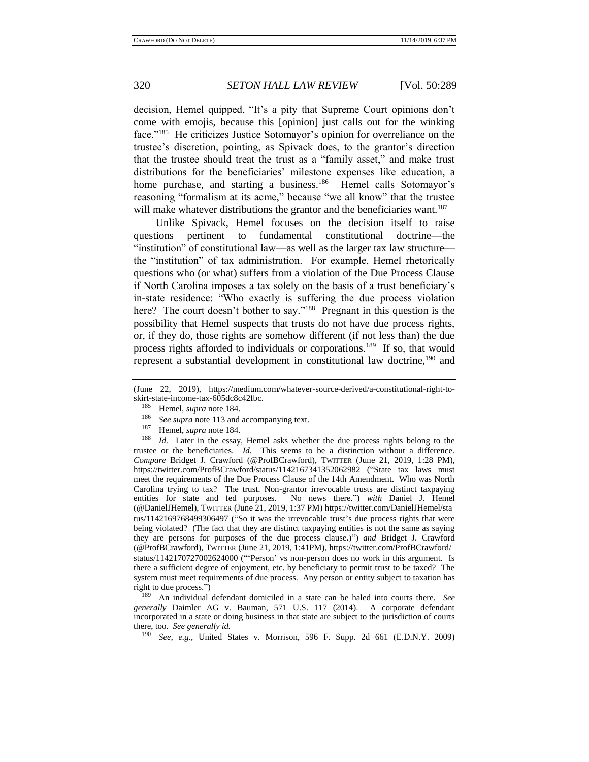decision, Hemel quipped, "It's a pity that Supreme Court opinions don't come with emojis, because this [opinion] just calls out for the winking face."[185] He criticizes Justice Sotomayor's opinion for overreliance on the trustee's discretion, pointing, as Spivack does, to the grantor's direction that the trustee should treat the trust as a "family asset," and make trust distributions for the beneficiaries' milestone expenses like education, a home purchase, and starting a business.[186] Hemel calls Sotomayor's reasoning "formalism at its acme," because "we all know" that the trustee will make whatever distributions the grantor and the beneficiaries want.[187]

Unlike Spivack, Hemel focuses on the decision itself to raise questions pertinent to fundamental constitutional doctrine—the "institution" of constitutional law—as well as the larger tax law structure—the "institution" of tax administration. For example, Hemel rhetorically questions who (or what) suffers from a violation of the Due Process Clause if North Carolina imposes a tax solely on the basis of a trust beneficiary's in-state residence: "Who exactly is suffering the due process violation here? The court doesn't bother to say."[188] Pregnant in this question is the possibility that Hemel suspects that trusts do not have due process rights, or, if they do, those rights are somehow different (if not less than) the due process rights afforded to individuals or corporations.[189] If so, that would represent a substantial development in constitutional law doctrine,[190] and

---

(June 22, 2019), https://medium.com/whatever-source-derived/a-constitutional-right-to-skirt-state-income-tax-605dc8c42fbc.

[185] Hemel, *supra* note 184.

[186] *See supra* note 113 and accompanying text.

[187] Hemel, *supra* note 184.

[188] *Id.* Later in the essay, Hemel asks whether the due process rights belong to the trustee or the beneficiaries. *Id.* This seems to be a distinction without a difference. *Compare* Bridget J. Crawford (@ProfBCrawford), TWITTER (June 21, 2019, 1:28 PM), https://twitter.com/ProfBCrawford/status/1142167341352062982 ("State tax laws must meet the requirements of the Due Process Clause of the 14th Amendment. Who was North Carolina trying to tax? The trust. Non-grantor irrevocable trusts are distinct taxpaying entities for state and fed purposes. No news there.") *with* Daniel J. Hemel (@DanielJHemel), TWITTER (June 21, 2019, 1:37 PM) https://twitter.com/DanielJHemel/status/1142169768499306497 ("So it was the irrevocable trust's due process rights that were being violated? (The fact that they are distinct taxpaying entities is not the same as saying they are persons for purposes of the due process clause.)") *and* Bridget J. Crawford (@ProfBCrawford), TWITTER (June 21, 2019, 1:41PM), https://twitter.com/ProfBCrawford/status/1142170727002624000 ("'Person' vs non-person does no work in this argument. Is there a sufficient degree of enjoyment, etc. by beneficiary to permit trust to be taxed? The system must meet requirements of due process. Any person or entity subject to taxation has right to due process.")

[189] An individual defendant domiciled in a state can be haled into courts there. *See generally* Daimler AG v. Bauman, 571 U.S. 117 (2014). A corporate defendant incorporated in a state or doing business in that state are subject to the jurisdiction of courts there, too. *See generally id.*

[190] *See, e.g.*, United States v. Morrison, 596 F. Supp. 2d 661 (E.D.N.Y. 2009)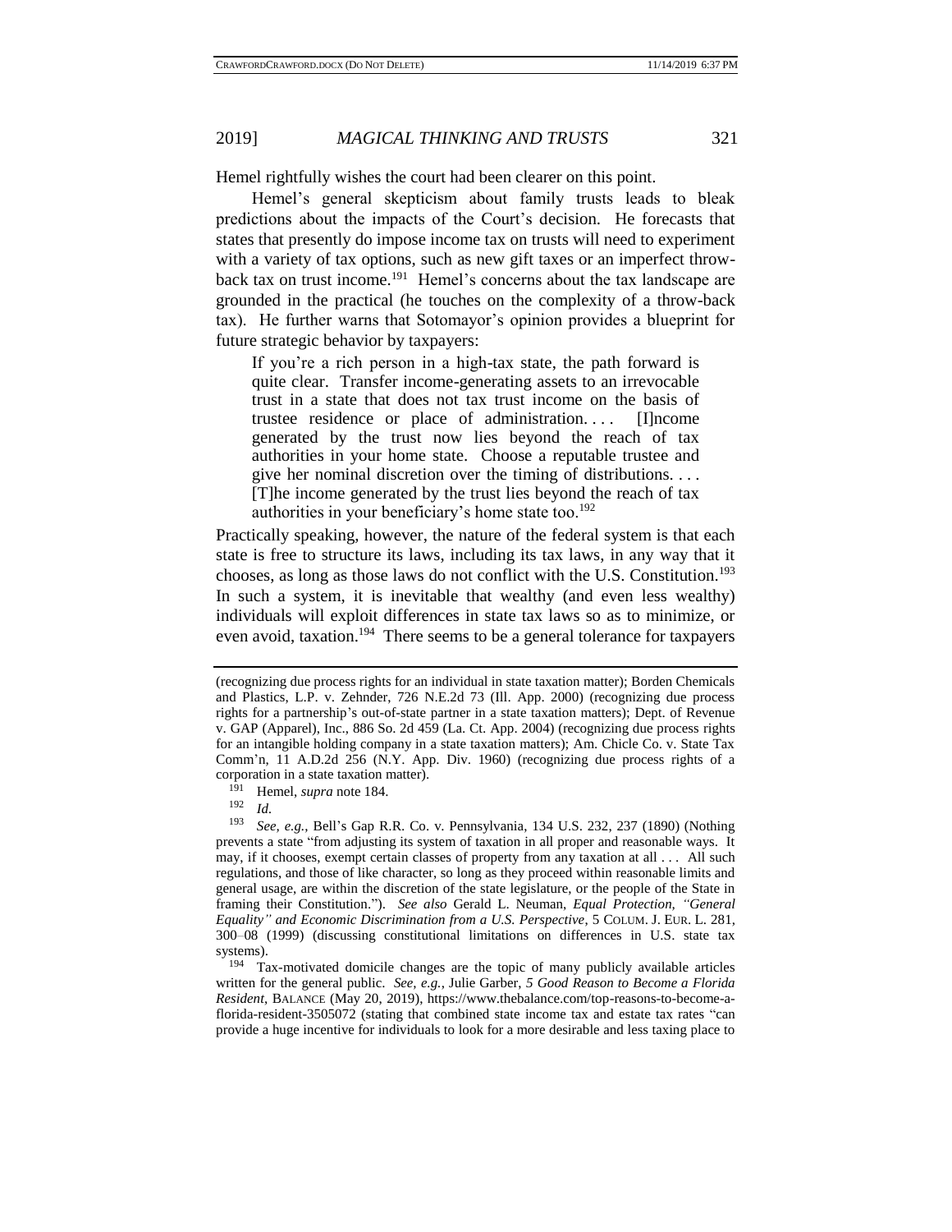Hemel rightfully wishes the court had been clearer on this point.

Hemel's general skepticism about family trusts leads to bleak predictions about the impacts of the Court's decision. He forecasts that states that presently do impose income tax on trusts will need to experiment with a variety of tax options, such as new gift taxes or an imperfect throw-back tax on trust income.[191] Hemel's concerns about the tax landscape are grounded in the practical (he touches on the complexity of a throw-back tax). He further warns that Sotomayor's opinion provides a blueprint for future strategic behavior by taxpayers:

> If you're a rich person in a high-tax state, the path forward is quite clear. Transfer income-generating assets to an irrevocable trust in a state that does not tax trust income on the basis of trustee residence or place of administration. . . . [I]ncome generated by the trust now lies beyond the reach of tax authorities in your home state. Choose a reputable trustee and give her nominal discretion over the timing of distributions. . . . [T]he income generated by the trust lies beyond the reach of tax authorities in your beneficiary's home state too.[192]

Practically speaking, however, the nature of the federal system is that each state is free to structure its laws, including its tax laws, in any way that it chooses, as long as those laws do not conflict with the U.S. Constitution.[193] In such a system, it is inevitable that wealthy (and even less wealthy) individuals will exploit differences in state tax laws so as to minimize, or even avoid, taxation.[194] There seems to be a general tolerance for taxpayers

---

(recognizing due process rights for an individual in state taxation matter); Borden Chemicals and Plastics, L.P. v. Zehnder, 726 N.E.2d 73 (Ill. App. 2000) (recognizing due process rights for a partnership's out-of-state partner in a state taxation matters); Dept. of Revenue v. GAP (Apparel), Inc., 886 So. 2d 459 (La. Ct. App. 2004) (recognizing due process rights for an intangible holding company in a state taxation matters); Am. Chicle Co. v. State Tax Comm'n, 11 A.D.2d 256 (N.Y. App. Div. 1960) (recognizing due process rights of a corporation in a state taxation matter).

[191] Hemel, *supra* note 184.

[192] *Id.*

[193] *See, e.g.*, Bell's Gap R.R. Co. v. Pennsylvania, 134 U.S. 232, 237 (1890) (Nothing prevents a state "from adjusting its system of taxation in all proper and reasonable ways. It may, if it chooses, exempt certain classes of property from any taxation at all . . . All such regulations, and those of like character, so long as they proceed within reasonable limits and general usage, are within the discretion of the state legislature, or the people of the State in framing their Constitution."). *See also* Gerald L. Neuman, *Equal Protection, "General Equality" and Economic Discrimination from a U.S. Perspective*, 5 COLUM. J. EUR. L. 281, 300–08 (1999) (discussing constitutional limitations on differences in U.S. state tax systems).

[194] Tax-motivated domicile changes are the topic of many publicly available articles written for the general public. *See, e.g.*, Julie Garber, *5 Good Reason to Become a Florida Resident*, BALANCE (May 20, 2019), https://www.thebalance.com/top-reasons-to-become-a-florida-resident-3505072 (stating that combined state income tax and estate tax rates "can provide a huge incentive for individuals to look for a more desirable and less taxing place to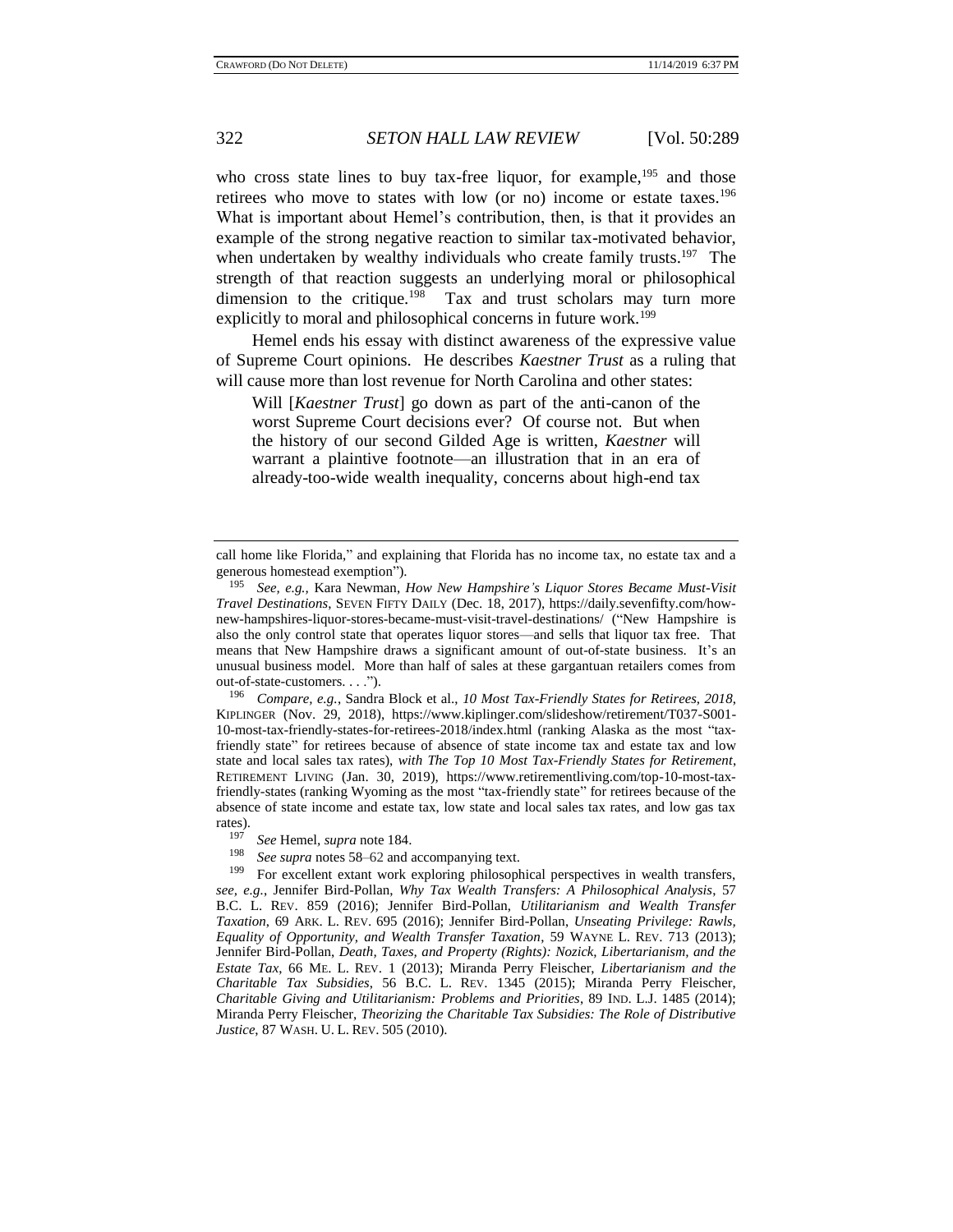who cross state lines to buy tax-free liquor, for example,[195] and those retirees who move to states with low (or no) income or estate taxes.[196] What is important about Hemel's contribution, then, is that it provides an example of the strong negative reaction to similar tax-motivated behavior, when undertaken by wealthy individuals who create family trusts.[197] The strength of that reaction suggests an underlying moral or philosophical dimension to the critique.[198] Tax and trust scholars may turn more explicitly to moral and philosophical concerns in future work.[199]

Hemel ends his essay with distinct awareness of the expressive value of Supreme Court opinions. He describes *Kaestner Trust* as a ruling that will cause more than lost revenue for North Carolina and other states:

> Will [*Kaestner Trust*] go down as part of the anti-canon of the worst Supreme Court decisions ever? Of course not. But when the history of our second Gilded Age is written, *Kaestner* will warrant a plaintive footnote—an illustration that in an era of already-too-wide wealth inequality, concerns about high-end tax

---

call home like Florida," and explaining that Florida has no income tax, no estate tax and a generous homestead exemption").

[195] *See, e.g.*, Kara Newman, *How New Hampshire's Liquor Stores Became Must-Visit Travel Destinations*, SEVEN FIFTY DAILY (Dec. 18, 2017), https://daily.sevenfifty.com/how-new-hampshires-liquor-stores-became-must-visit-travel-destinations/ ("New Hampshire is also the only control state that operates liquor stores—and sells that liquor tax free. That means that New Hampshire draws a significant amount of out-of-state business. It's an unusual business model. More than half of sales at these gargantuan retailers comes from out-of-state-customers. . . .").

[196] *Compare, e.g.*, Sandra Block et al., *10 Most Tax-Friendly States for Retirees, 2018*, KIPLINGER (Nov. 29, 2018), https://www.kiplinger.com/slideshow/retirement/T037-S001-10-most-tax-friendly-states-for-retirees-2018/index.html (ranking Alaska as the most "tax-friendly state" for retirees because of absence of state income tax and estate tax and low state and local sales tax rates), *with The Top 10 Most Tax-Friendly States for Retirement*, RETIREMENT LIVING (Jan. 30, 2019), https://www.retirementliving.com/top-10-most-tax-friendly-states (ranking Wyoming as the most "tax-friendly state" for retirees because of the absence of state income and estate tax, low state and local sales tax rates, and low gas tax rates).

[197] *See* Hemel, *supra* note 184.

[198] *See supra* notes 58–62 and accompanying text.

[199] For excellent extant work exploring philosophical perspectives in wealth transfers, *see, e.g.*, Jennifer Bird-Pollan, *Why Tax Wealth Transfers: A Philosophical Analysis*, 57 B.C. L. REV. 859 (2016); Jennifer Bird-Pollan, *Utilitarianism and Wealth Transfer Taxation*, 69 ARK. L. REV. 695 (2016); Jennifer Bird-Pollan, *Unseating Privilege: Rawls, Equality of Opportunity, and Wealth Transfer Taxation*, 59 WAYNE L. REV. 713 (2013); Jennifer Bird-Pollan, *Death, Taxes, and Property (Rights): Nozick, Libertarianism, and the Estate Tax*, 66 ME. L. REV. 1 (2013); Miranda Perry Fleischer, *Libertarianism and the Charitable Tax Subsidies*, 56 B.C. L. REV. 1345 (2015); Miranda Perry Fleischer, *Charitable Giving and Utilitarianism: Problems and Priorities*, 89 IND. L.J. 1485 (2014); Miranda Perry Fleischer, *Theorizing the Charitable Tax Subsidies: The Role of Distributive Justice*, 87 WASH. U. L. REV. 505 (2010).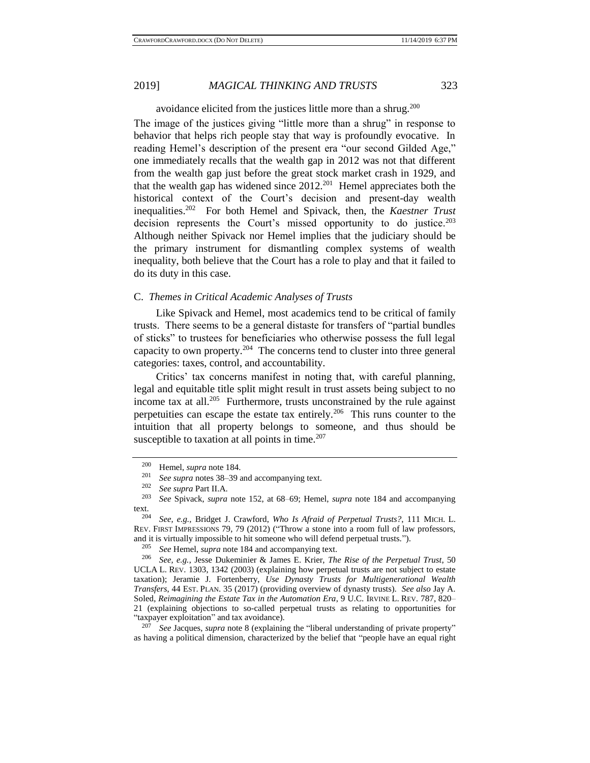avoidance elicited from the justices little more than a shrug.[200]

The image of the justices giving "little more than a shrug" in response to behavior that helps rich people stay that way is profoundly evocative. In reading Hemel's description of the present era "our second Gilded Age," one immediately recalls that the wealth gap in 2012 was not that different from the wealth gap just before the great stock market crash in 1929, and that the wealth gap has widened since 2012.[201] Hemel appreciates both the historical context of the Court's decision and present-day wealth inequalities.[202] For both Hemel and Spivack, then, the *Kaestner Trust* decision represents the Court's missed opportunity to do justice.[203] Although neither Spivack nor Hemel implies that the judiciary should be the primary instrument for dismantling complex systems of wealth inequality, both believe that the Court has a role to play and that it failed to do its duty in this case.

### C. *Themes in Critical Academic Analyses of Trusts*

Like Spivack and Hemel, most academics tend to be critical of family trusts. There seems to be a general distaste for transfers of "partial bundles of sticks" to trustees for beneficiaries who otherwise possess the full legal capacity to own property.[204] The concerns tend to cluster into three general categories: taxes, control, and accountability.

Critics' tax concerns manifest in noting that, with careful planning, legal and equitable title split might result in trust assets being subject to no income tax at all.[205] Furthermore, trusts unconstrained by the rule against perpetuities can escape the estate tax entirely.[206] This runs counter to the intuition that all property belongs to someone, and thus should be susceptible to taxation at all points in time.[207]

---

[200] Hemel, *supra* note 184.

[201] *See supra* notes 38–39 and accompanying text.

[202] *See supra* Part II.A.

[203] *See* Spivack, *supra* note 152, at 68–69; Hemel, *supra* note 184 and accompanying text.

[204] *See, e.g.*, Bridget J. Crawford, *Who Is Afraid of Perpetual Trusts?*, 111 MICH. L. REV. FIRST IMPRESSIONS 79, 79 (2012) ("Throw a stone into a room full of law professors, and it is virtually impossible to hit someone who will defend perpetual trusts.").

[205] *See* Hemel, *supra* note 184 and accompanying text.

[206] *See, e.g.*, Jesse Dukeminier & James E. Krier, *The Rise of the Perpetual Trust*, 50 UCLA L. REV. 1303, 1342 (2003) (explaining how perpetual trusts are not subject to estate taxation); Jeramie J. Fortenberry, *Use Dynasty Trusts for Multigenerational Wealth Transfers*, 44 EST. PLAN. 35 (2017) (providing overview of dynasty trusts). *See also* Jay A. Soled, *Reimagining the Estate Tax in the Automation Era*, 9 U.C. IRVINE L. REV. 787, 820–21 (explaining objections to so-called perpetual trusts as relating to opportunities for "taxpayer exploitation" and tax avoidance).

[207] *See* Jacques, *supra* note 8 (explaining the "liberal understanding of private property" as having a political dimension, characterized by the belief that "people have an equal right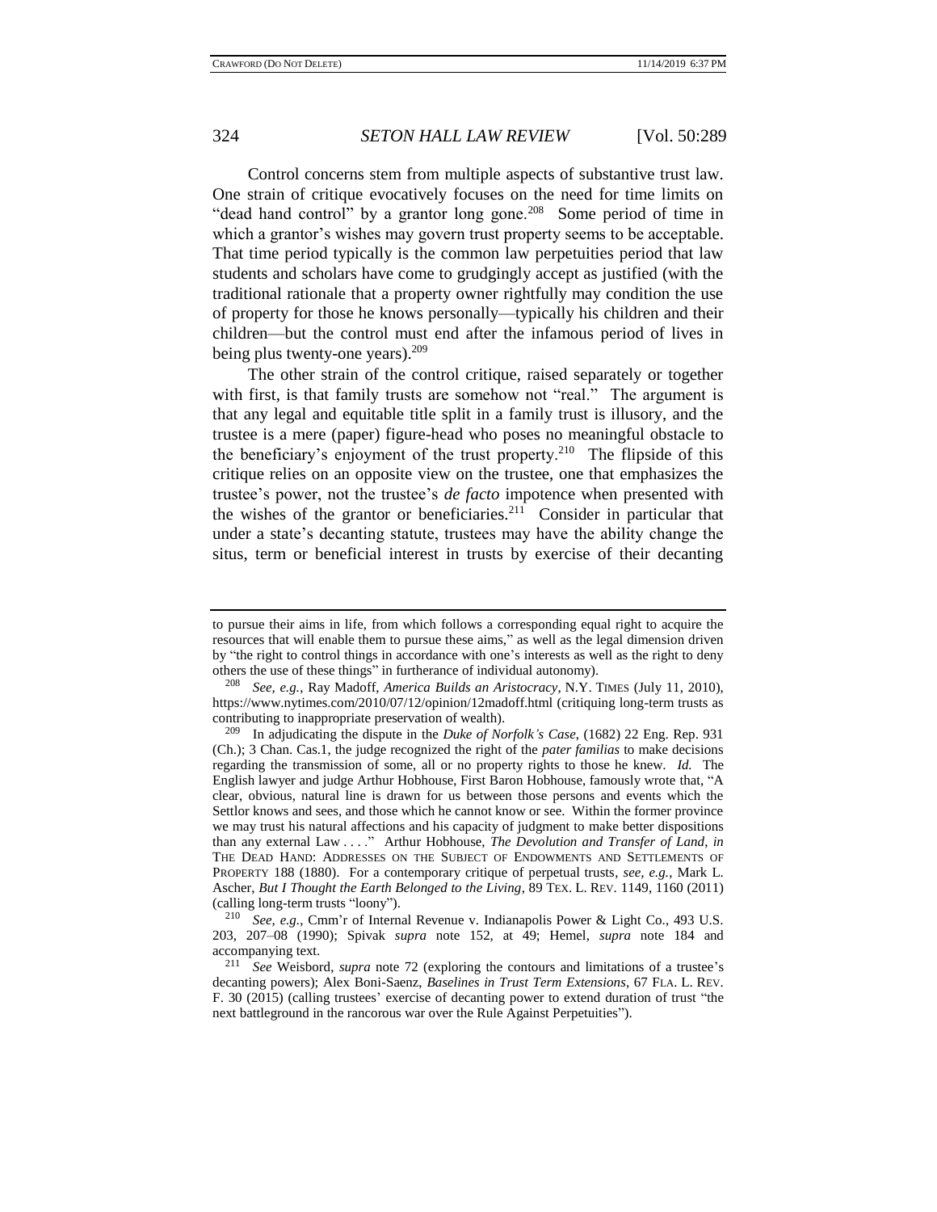Control concerns stem from multiple aspects of substantive trust law. One strain of critique evocatively focuses on the need for time limits on "dead hand control" by a grantor long gone.[208] Some period of time in which a grantor's wishes may govern trust property seems to be acceptable. That time period typically is the common law perpetuities period that law students and scholars have come to grudgingly accept as justified (with the traditional rationale that a property owner rightfully may condition the use of property for those he knows personally—typically his children and their children—but the control must end after the infamous period of lives in being plus twenty-one years).[209]

The other strain of the control critique, raised separately or together with first, is that family trusts are somehow not "real." The argument is that any legal and equitable title split in a family trust is illusory, and the trustee is a mere (paper) figure-head who poses no meaningful obstacle to the beneficiary's enjoyment of the trust property.[210] The flipside of this critique relies on an opposite view on the trustee, one that emphasizes the trustee's power, not the trustee's *de facto* impotence when presented with the wishes of the grantor or beneficiaries.[211] Consider in particular that under a state's decanting statute, trustees may have the ability change the situs, term or beneficial interest in trusts by exercise of their decanting

---

to pursue their aims in life, from which follows a corresponding equal right to acquire the resources that will enable them to pursue these aims," as well as the legal dimension driven by "the right to control things in accordance with one's interests as well as the right to deny others the use of these things" in furtherance of individual autonomy).

[208] *See, e.g.*, Ray Madoff, *America Builds an Aristocracy*, N.Y. TIMES (July 11, 2010), https://www.nytimes.com/2010/07/12/opinion/12madoff.html (critiquing long-term trusts as contributing to inappropriate preservation of wealth).

[209] In adjudicating the dispute in the *Duke of Norfolk's Case*, (1682) 22 Eng. Rep. 931 (Ch.); 3 Chan. Cas.1, the judge recognized the right of the *pater familias* to make decisions regarding the transmission of some, all or no property rights to those he knew. *Id.* The English lawyer and judge Arthur Hobhouse, First Baron Hobhouse, famously wrote that, "A clear, obvious, natural line is drawn for us between those persons and events which the Settlor knows and sees, and those which he cannot know or see. Within the former province we may trust his natural affections and his capacity of judgment to make better dispositions than any external Law . . . ." Arthur Hobhouse, *The Devolution and Transfer of Land*, *in* THE DEAD HAND: ADDRESSES ON THE SUBJECT OF ENDOWMENTS AND SETTLEMENTS OF PROPERTY 188 (1880). For a contemporary critique of perpetual trusts, *see, e.g.*, Mark L. Ascher, *But I Thought the Earth Belonged to the Living*, 89 TEX. L. REV. 1149, 1160 (2011) (calling long-term trusts "loony").

[210] *See, e.g.*, Cmm'r of Internal Revenue v. Indianapolis Power & Light Co., 493 U.S. 203, 207–08 (1990); Spivak *supra* note 152, at 49; Hemel, *supra* note 184 and accompanying text.

[211] *See* Weisbord, *supra* note 72 (exploring the contours and limitations of a trustee's decanting powers); Alex Boni-Saenz, *Baselines in Trust Term Extensions*, 67 FLA. L. REV. F. 30 (2015) (calling trustees' exercise of decanting power to extend duration of trust "the next battleground in the rancorous war over the Rule Against Perpetuities").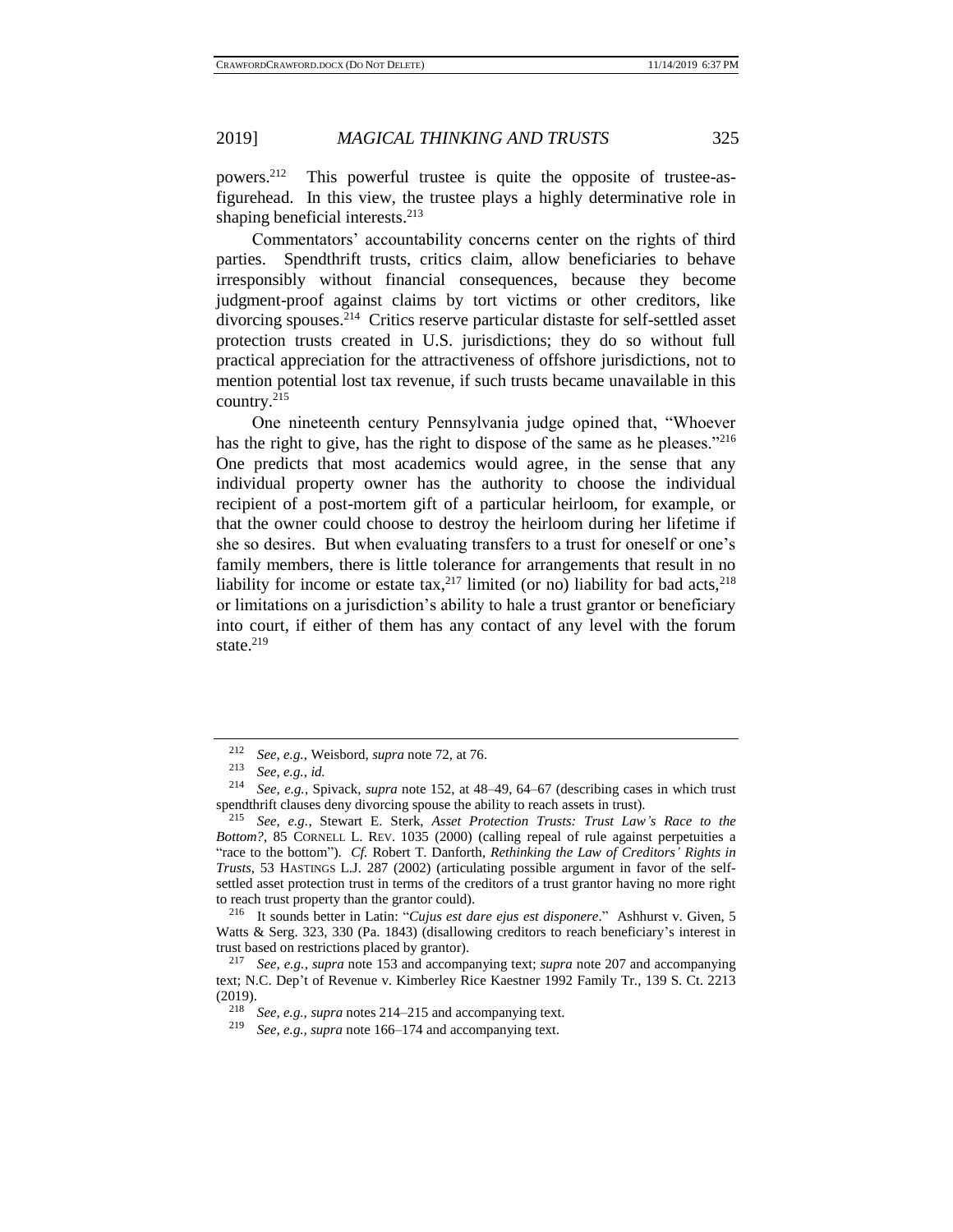powers.[212] This powerful trustee is quite the opposite of trustee-as-figurehead. In this view, the trustee plays a highly determinative role in shaping beneficial interests.[213]

Commentators' accountability concerns center on the rights of third parties. Spendthrift trusts, critics claim, allow beneficiaries to behave irresponsibly without financial consequences, because they become judgment-proof against claims by tort victims or other creditors, like divorcing spouses.[214] Critics reserve particular distaste for self-settled asset protection trusts created in U.S. jurisdictions; they do so without full practical appreciation for the attractiveness of offshore jurisdictions, not to mention potential lost tax revenue, if such trusts became unavailable in this country.[215]

One nineteenth century Pennsylvania judge opined that, "Whoever has the right to give, has the right to dispose of the same as he pleases."[216] One predicts that most academics would agree, in the sense that any individual property owner has the authority to choose the individual recipient of a post-mortem gift of a particular heirloom, for example, or that the owner could choose to destroy the heirloom during her lifetime if she so desires. But when evaluating transfers to a trust for oneself or one's family members, there is little tolerance for arrangements that result in no liability for income or estate tax,[217] limited (or no) liability for bad acts,[218] or limitations on a jurisdiction's ability to hale a trust grantor or beneficiary into court, if either of them has any contact of any level with the forum state.[219]

---

[212] *See, e.g.*, Weisbord, *supra* note 72, at 76.

[213] *See, e.g.*, *id.*

[214] *See, e.g.*, Spivack, *supra* note 152, at 48–49, 64–67 (describing cases in which trust spendthrift clauses deny divorcing spouse the ability to reach assets in trust).

[215] *See, e.g.*, Stewart E. Sterk, *Asset Protection Trusts: Trust Law's Race to the Bottom?*, 85 CORNELL L. REV. 1035 (2000) (calling repeal of rule against perpetuities a "race to the bottom"). *Cf.* Robert T. Danforth, *Rethinking the Law of Creditors' Rights in Trusts*, 53 HASTINGS L.J. 287 (2002) (articulating possible argument in favor of the self-settled asset protection trust in terms of the creditors of a trust grantor having no more right to reach trust property than the grantor could).

[216] It sounds better in Latin: "*Cujus est dare ejus est disponere*." Ashhurst v. Given, 5 Watts & Serg. 323, 330 (Pa. 1843) (disallowing creditors to reach beneficiary's interest in trust based on restrictions placed by grantor).

[217] *See, e.g.*, *supra* note 153 and accompanying text; *supra* note 207 and accompanying text; N.C. Dep't of Revenue v. Kimberley Rice Kaestner 1992 Family Tr., 139 S. Ct. 2213 (2019).

[218] *See, e.g.*, *supra* notes 214–215 and accompanying text.

[219] *See, e.g.*, *supra* note 166–174 and accompanying text.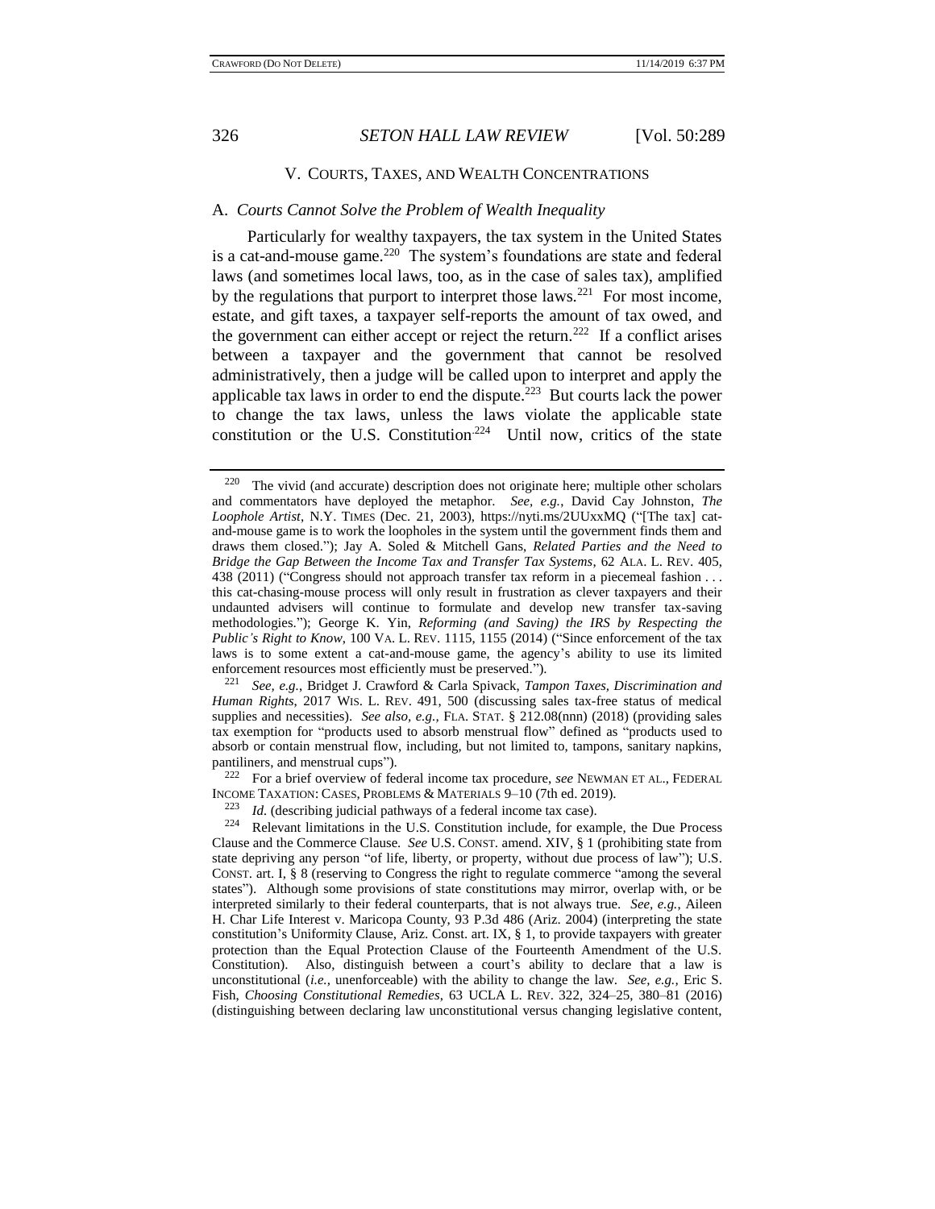## V. Courts, Taxes, and Wealth Concentrations

### A. *Courts Cannot Solve the Problem of Wealth Inequality*

Particularly for wealthy taxpayers, the tax system in the United States is a cat-and-mouse game.[220] The system's foundations are state and federal laws (and sometimes local laws, too, as in the case of sales tax), amplified by the regulations that purport to interpret those laws.[221] For most income, estate, and gift taxes, a taxpayer self-reports the amount of tax owed, and the government can either accept or reject the return.[222] If a conflict arises between a taxpayer and the government that cannot be resolved administratively, then a judge will be called upon to interpret and apply the applicable tax laws in order to end the dispute.[223] But courts lack the power to change the tax laws, unless the laws violate the applicable state constitution or the U.S. Constitution.[224] Until now, critics of the state

---

[220] The vivid (and accurate) description does not originate here; multiple other scholars and commentators have deployed the metaphor. *See, e.g.*, David Cay Johnston, *The Loophole Artist*, N.Y. TIMES (Dec. 21, 2003), https://nyti.ms/2UUxxMQ ("[The tax] cat-and-mouse game is to work the loopholes in the system until the government finds them and draws them closed."); Jay A. Soled & Mitchell Gans, *Related Parties and the Need to Bridge the Gap Between the Income Tax and Transfer Tax Systems*, 62 ALA. L. REV. 405, 438 (2011) ("Congress should not approach transfer tax reform in a piecemeal fashion . . . this cat-chasing-mouse process will only result in frustration as clever taxpayers and their undaunted advisers will continue to formulate and develop new transfer tax-saving methodologies."); George K. Yin, *Reforming (and Saving) the IRS by Respecting the Public's Right to Know*, 100 VA. L. REV. 1115, 1155 (2014) ("Since enforcement of the tax laws is to some extent a cat-and-mouse game, the agency's ability to use its limited enforcement resources most efficiently must be preserved.").

[221] *See, e.g.*, Bridget J. Crawford & Carla Spivack, *Tampon Taxes, Discrimination and Human Rights*, 2017 WIS. L. REV. 491, 500 (discussing sales tax-free status of medical supplies and necessities). *See also, e.g.*, FLA. STAT. § 212.08(nnn) (2018) (providing sales tax exemption for "products used to absorb menstrual flow" defined as "products used to absorb or contain menstrual flow, including, but not limited to, tampons, sanitary napkins, pantiliners, and menstrual cups").

[222] For a brief overview of federal income tax procedure, *see* NEWMAN ET AL., FEDERAL INCOME TAXATION: CASES, PROBLEMS & MATERIALS 9–10 (7th ed. 2019).

[223] *Id.* (describing judicial pathways of a federal income tax case).

[224] Relevant limitations in the U.S. Constitution include, for example, the Due Process Clause and the Commerce Clause. *See* U.S. CONST. amend. XIV, § 1 (prohibiting state from state depriving any person "of life, liberty, or property, without due process of law"); U.S. CONST. art. I, § 8 (reserving to Congress the right to regulate commerce "among the several states"). Although some provisions of state constitutions may mirror, overlap with, or be interpreted similarly to their federal counterparts, that is not always true. *See, e.g.*, Aileen H. Char Life Interest v. Maricopa County, 93 P.3d 486 (Ariz. 2004) (interpreting the state constitution's Uniformity Clause, Ariz. Const. art. IX, § 1, to provide taxpayers with greater protection than the Equal Protection Clause of the Fourteenth Amendment of the U.S. Constitution). Also, distinguish between a court's ability to declare that a law is unconstitutional (*i.e.*, unenforceable) with the ability to change the law. *See, e.g.*, Eric S. Fish, *Choosing Constitutional Remedies*, 63 UCLA L. REV. 322, 324–25, 380–81 (2016) (distinguishing between declaring law unconstitutional versus changing legislative content,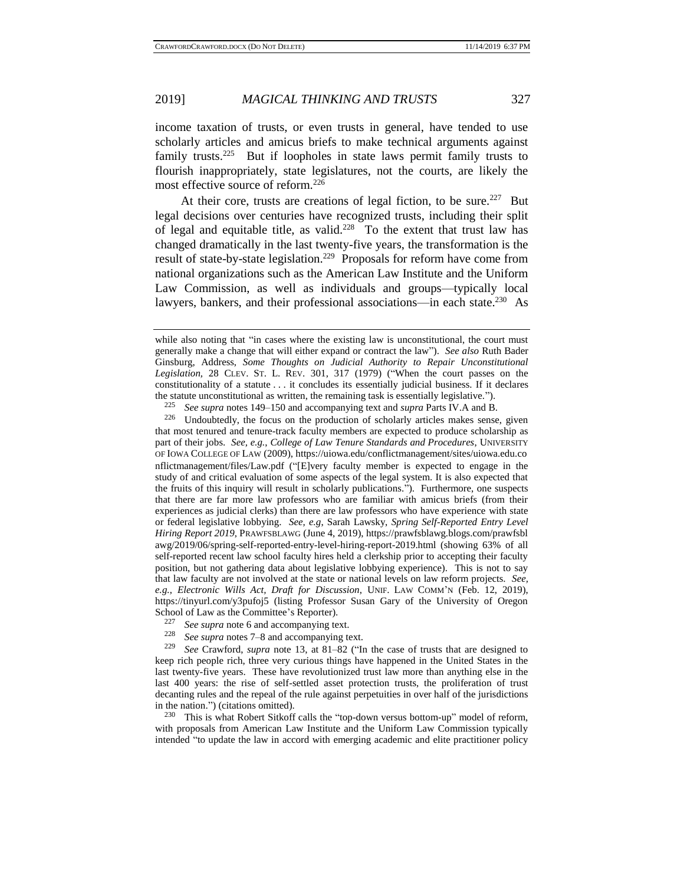income taxation of trusts, or even trusts in general, have tended to use scholarly articles and amicus briefs to make technical arguments against family trusts.[225] But if loopholes in state laws permit family trusts to flourish inappropriately, state legislatures, not the courts, are likely the most effective source of reform.[226]

At their core, trusts are creations of legal fiction, to be sure.[227] But legal decisions over centuries have recognized trusts, including their split of legal and equitable title, as valid.[228] To the extent that trust law has changed dramatically in the last twenty-five years, the transformation is the result of state-by-state legislation.[229] Proposals for reform have come from national organizations such as the American Law Institute and the Uniform Law Commission, as well as individuals and groups—typically local lawyers, bankers, and their professional associations—in each state.[230] As

---

while also noting that "in cases where the existing law is unconstitutional, the court must generally make a change that will either expand or contract the law"). *See also* Ruth Bader Ginsburg, Address, *Some Thoughts on Judicial Authority to Repair Unconstitutional Legislation*, 28 CLEV. ST. L. REV. 301, 317 (1979) ("When the court passes on the constitutionality of a statute . . . it concludes its essentially judicial business. If it declares the statute unconstitutional as written, the remaining task is essentially legislative.").

[225] *See supra* notes 149–150 and accompanying text and *supra* Parts IV.A and B.

[226] Undoubtedly, the focus on the production of scholarly articles makes sense, given that most tenured and tenure-track faculty members are expected to produce scholarship as part of their jobs. *See, e.g.*, *College of Law Tenure Standards and Procedures*, UNIVERSITY OF IOWA COLLEGE OF LAW (2009), https://uiowa.edu/conflictmanagement/sites/uiowa.edu.conflictmanagement/files/Law.pdf ("[E]very faculty member is expected to engage in the study of and critical evaluation of some aspects of the legal system. It is also expected that the fruits of this inquiry will result in scholarly publications."). Furthermore, one suspects that there are far more law professors who are familiar with amicus briefs (from their experiences as judicial clerks) than there are law professors who have experience with state or federal legislative lobbying. *See, e.g*, Sarah Lawsky, *Spring Self-Reported Entry Level Hiring Report 2019*, PRAWFSBLAWG (June 4, 2019), https://prawfsblawg.blogs.com/prawfsblawg/2019/06/spring-self-reported-entry-level-hiring-report-2019.html (showing 63% of all self-reported recent law school faculty hires held a clerkship prior to accepting their faculty position, but not gathering data about legislative lobbying experience). This is not to say that law faculty are not involved at the state or national levels on law reform projects. *See, e.g.*, *Electronic Wills Act, Draft for Discussion*, UNIF. LAW COMM'N (Feb. 12, 2019), https://tinyurl.com/y3pufoj5 (listing Professor Susan Gary of the University of Oregon School of Law as the Committee's Reporter).

[227] *See supra* note 6 and accompanying text.

[228] *See supra* notes 7–8 and accompanying text.

[229] *See* Crawford, *supra* note 13, at 81–82 ("In the case of trusts that are designed to keep rich people rich, three very curious things have happened in the United States in the last twenty-five years. These have revolutionized trust law more than anything else in the last 400 years: the rise of self-settled asset protection trusts, the proliferation of trust decanting rules and the repeal of the rule against perpetuities in over half of the jurisdictions in the nation.") (citations omitted).

[230] This is what Robert Sitkoff calls the "top-down versus bottom-up" model of reform, with proposals from American Law Institute and the Uniform Law Commission typically intended "to update the law in accord with emerging academic and elite practitioner policy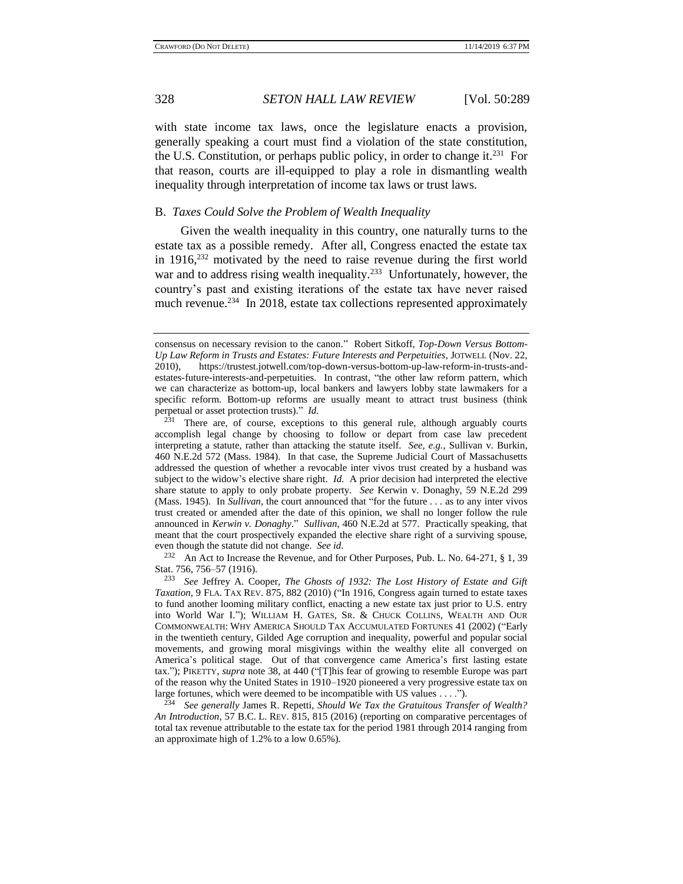with state income tax laws, once the legislature enacts a provision, generally speaking a court must find a violation of the state constitution, the U.S. Constitution, or perhaps public policy, in order to change it.[231] For that reason, courts are ill-equipped to play a role in dismantling wealth inequality through interpretation of income tax laws or trust laws.

### B. *Taxes Could Solve the Problem of Wealth Inequality*

Given the wealth inequality in this country, one naturally turns to the estate tax as a possible remedy. After all, Congress enacted the estate tax in 1916,[232] motivated by the need to raise revenue during the first world war and to address rising wealth inequality.[233] Unfortunately, however, the country's past and existing iterations of the estate tax have never raised much revenue.[234] In 2018, estate tax collections represented approximately

---

consensus on necessary revision to the canon." Robert Sitkoff, *Top-Down Versus Bottom-Up Law Reform in Trusts and Estates: Future Interests and Perpetuities*, JOTWELL (Nov. 22, 2010), https://trustest.jotwell.com/top-down-versus-bottom-up-law-reform-in-trusts-and-estates-future-interests-and-perpetuities. In contrast, "the other law reform pattern, which we can characterize as bottom-up, local bankers and lawyers lobby state lawmakers for a specific reform. Bottom-up reforms are usually meant to attract trust business (think perpetual or asset protection trusts)." *Id.*

[231] There are, of course, exceptions to this general rule, although arguably courts accomplish legal change by choosing to follow or depart from case law precedent interpreting a statute, rather than attacking the statute itself. *See, e.g.*, Sullivan v. Burkin, 460 N.E.2d 572 (Mass. 1984). In that case, the Supreme Judicial Court of Massachusetts addressed the question of whether a revocable inter vivos trust created by a husband was subject to the widow's elective share right. *Id.* A prior decision had interpreted the elective share statute to apply to only probate property. *See* Kerwin v. Donaghy, 59 N.E.2d 299 (Mass. 1945). In *Sullivan*, the court announced that "for the future . . . as to any inter vivos trust created or amended after the date of this opinion, we shall no longer follow the rule announced in *Kerwin v. Donaghy*." *Sullivan*, 460 N.E.2d at 577. Practically speaking, that meant that the court prospectively expanded the elective share right of a surviving spouse, even though the statute did not change. *See id.*

[232] An Act to Increase the Revenue, and for Other Purposes, Pub. L. No. 64-271, § 1, 39 Stat. 756, 756–57 (1916).

[233] *See* Jeffrey A. Cooper, *The Ghosts of 1932: The Lost History of Estate and Gift Taxation*, 9 FLA. TAX REV. 875, 882 (2010) ("In 1916, Congress again turned to estate taxes to fund another looming military conflict, enacting a new estate tax just prior to U.S. entry into World War I."); WILLIAM H. GATES, SR. & CHUCK COLLINS, WEALTH AND OUR COMMONWEALTH: WHY AMERICA SHOULD TAX ACCUMULATED FORTUNES 41 (2002) ("Early in the twentieth century, Gilded Age corruption and inequality, powerful and popular social movements, and growing moral misgivings within the wealthy elite all converged on America's political stage. Out of that convergence came America's first lasting estate tax."); PIKETTY, *supra* note 38, at 440 ("[T]his fear of growing to resemble Europe was part of the reason why the United States in 1910–1920 pioneered a very progressive estate tax on large fortunes, which were deemed to be incompatible with US values . . . .").

[234] *See generally* James R. Repetti, *Should We Tax the Gratuitous Transfer of Wealth? An Introduction*, 57 B.C. L. REV. 815, 815 (2016) (reporting on comparative percentages of total tax revenue attributable to the estate tax for the period 1981 through 2014 ranging from an approximate high of 1.2% to a low 0.65%).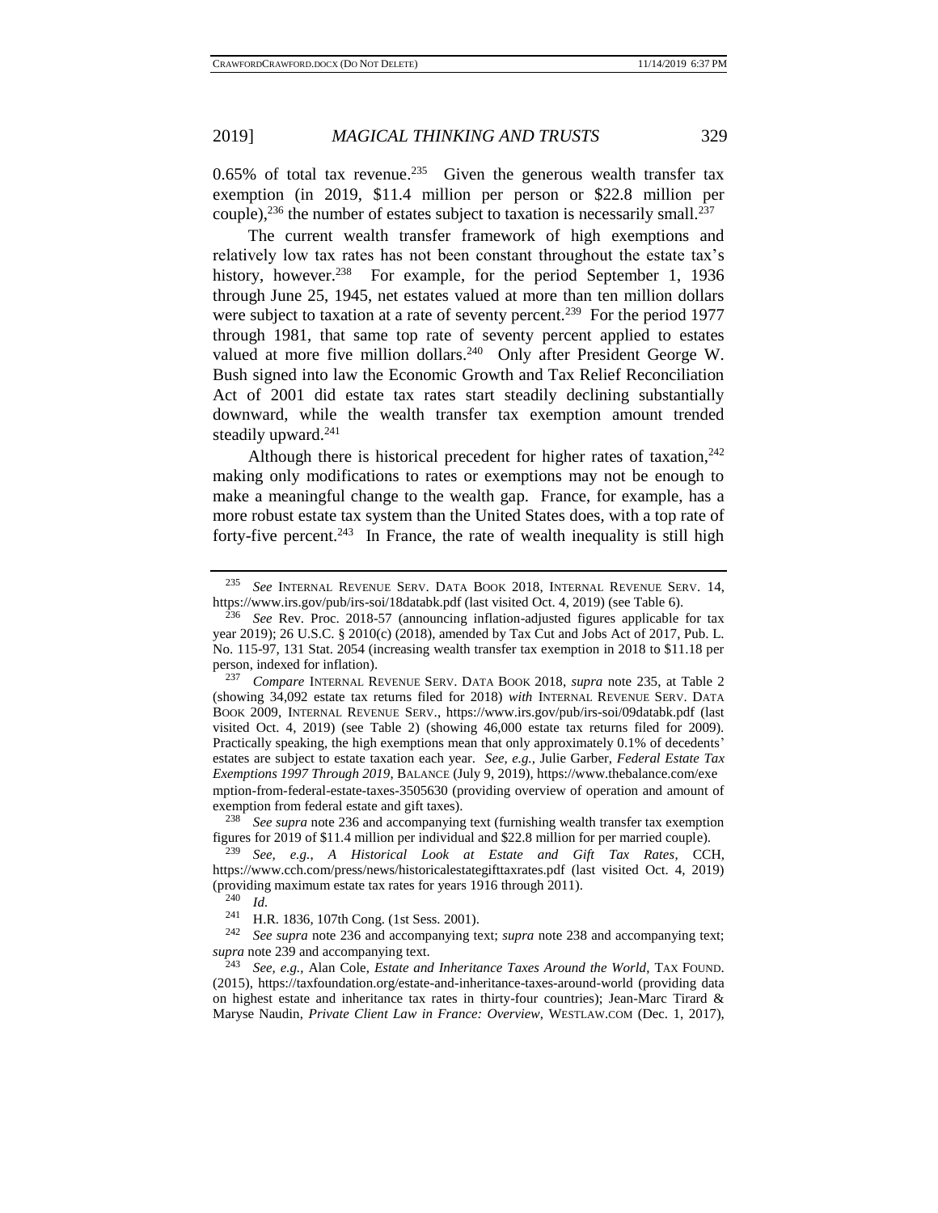0.65% of total tax revenue.[235] Given the generous wealth transfer tax exemption (in 2019, $11.4 million per person or $22.8 million per couple),[236] the number of estates subject to taxation is necessarily small.[237]

The current wealth transfer framework of high exemptions and relatively low tax rates has not been constant throughout the estate tax's history, however.[238] For example, for the period September 1, 1936 through June 25, 1945, net estates valued at more than ten million dollars were subject to taxation at a rate of seventy percent.[239] For the period 1977 through 1981, that same top rate of seventy percent applied to estates valued at more five million dollars.[240] Only after President George W. Bush signed into law the Economic Growth and Tax Relief Reconciliation Act of 2001 did estate tax rates start steadily declining substantially downward, while the wealth transfer tax exemption amount trended steadily upward.[241]

Although there is historical precedent for higher rates of taxation,[242] making only modifications to rates or exemptions may not be enough to make a meaningful change to the wealth gap. France, for example, has a more robust estate tax system than the United States does, with a top rate of forty-five percent.[243] In France, the rate of wealth inequality is still high

---

[235] *See* INTERNAL REVENUE SERV. DATA BOOK 2018, INTERNAL REVENUE SERV. 14, https://www.irs.gov/pub/irs-soi/18databk.pdf (last visited Oct. 4, 2019) (see Table 6).

[236] *See* Rev. Proc. 2018-57 (announcing inflation-adjusted figures applicable for tax year 2019); 26 U.S.C. § 2010(c) (2018), amended by Tax Cut and Jobs Act of 2017, Pub. L. No. 115-97, 131 Stat. 2054 (increasing wealth transfer tax exemption in 2018 to $11.18 per person, indexed for inflation).

[237] *Compare* INTERNAL REVENUE SERV. DATA BOOK 2018, *supra* note 235, at Table 2 (showing 34,092 estate tax returns filed for 2018) *with* INTERNAL REVENUE SERV. DATA BOOK 2009, INTERNAL REVENUE SERV., https://www.irs.gov/pub/irs-soi/09databk.pdf (last visited Oct. 4, 2019) (see Table 2) (showing 46,000 estate tax returns filed for 2009). Practically speaking, the high exemptions mean that only approximately 0.1% of decedents' estates are subject to estate taxation each year. *See, e.g.*, Julie Garber, *Federal Estate Tax Exemptions 1997 Through 2019*, BALANCE (July 9, 2019), https://www.thebalance.com/exemption-from-federal-estate-taxes-3505630 (providing overview of operation and amount of exemption from federal estate and gift taxes).

[238] *See supra* note 236 and accompanying text (furnishing wealth transfer tax exemption figures for 2019 of $11.4 million per individual and $22.8 million for per married couple).

[239] *See, e.g.*, *A Historical Look at Estate and Gift Tax Rates*, CCH, https://www.cch.com/press/news/historicalestategifttaxrates.pdf (last visited Oct. 4, 2019) (providing maximum estate tax rates for years 1916 through 2011).

[240] *Id.*

[241] H.R. 1836, 107th Cong. (1st Sess. 2001).

[242] *See supra* note 236 and accompanying text; *supra* note 238 and accompanying text; *supra* note 239 and accompanying text.

[243] *See, e.g.*, Alan Cole, *Estate and Inheritance Taxes Around the World*, TAX FOUND. (2015), https://taxfoundation.org/estate-and-inheritance-taxes-around-world (providing data on highest estate and inheritance tax rates in thirty-four countries); Jean-Marc Tirard & Maryse Naudin, *Private Client Law in France: Overview*, WESTLAW.COM (Dec. 1, 2017),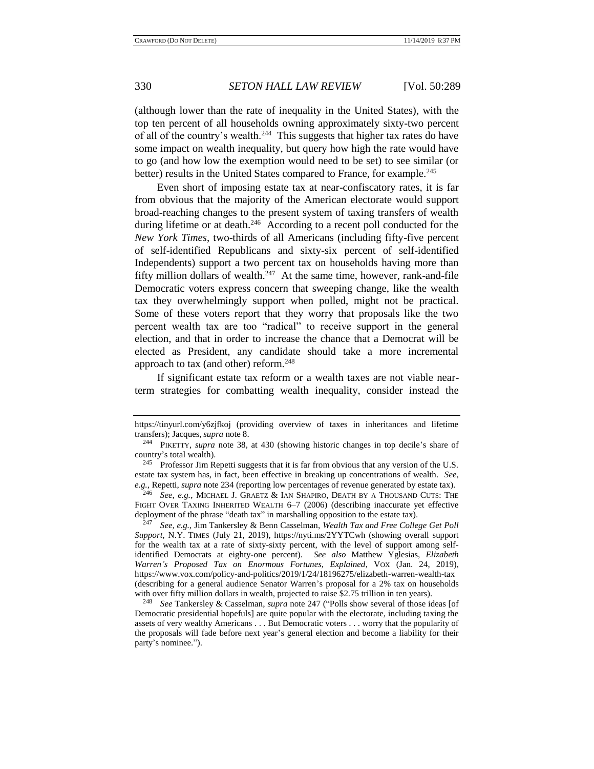(although lower than the rate of inequality in the United States), with the top ten percent of all households owning approximately sixty-two percent of all of the country's wealth.[244] This suggests that higher tax rates do have some impact on wealth inequality, but query how high the rate would have to go (and how low the exemption would need to be set) to see similar (or better) results in the United States compared to France, for example.[245]

Even short of imposing estate tax at near-confiscatory rates, it is far from obvious that the majority of the American electorate would support broad-reaching changes to the present system of taxing transfers of wealth during lifetime or at death.[246] According to a recent poll conducted for the *New York Times*, two-thirds of all Americans (including fifty-five percent of self-identified Republicans and sixty-six percent of self-identified Independents) support a two percent tax on households having more than fifty million dollars of wealth.[247] At the same time, however, rank-and-file Democratic voters express concern that sweeping change, like the wealth tax they overwhelmingly support when polled, might not be practical. Some of these voters report that they worry that proposals like the two percent wealth tax are too "radical" to receive support in the general election, and that in order to increase the chance that a Democrat will be elected as President, any candidate should take a more incremental approach to tax (and other) reform.[248]

If significant estate tax reform or a wealth taxes are not viable near-term strategies for combatting wealth inequality, consider instead the

---

https://tinyurl.com/y6zjfkoj (providing overview of taxes in inheritances and lifetime transfers); Jacques, *supra* note 8.

[244] PIKETTY, *supra* note 38, at 430 (showing historic changes in top decile's share of country's total wealth).

[245] Professor Jim Repetti suggests that it is far from obvious that any version of the U.S. estate tax system has, in fact, been effective in breaking up concentrations of wealth. *See, e.g.*, Repetti, *supra* note 234 (reporting low percentages of revenue generated by estate tax).

[246] *See, e.g.*, MICHAEL J. GRAETZ & IAN SHAPIRO, DEATH BY A THOUSAND CUTS: THE FIGHT OVER TAXING INHERITED WEALTH 6–7 (2006) (describing inaccurate yet effective deployment of the phrase "death tax" in marshalling opposition to the estate tax).

[247] *See, e.g.*, Jim Tankersley & Benn Casselman, *Wealth Tax and Free College Get Poll Support*, N.Y. TIMES (July 21, 2019), https://nyti.ms/2YYTCwh (showing overall support for the wealth tax at a rate of sixty-sixty percent, with the level of support among self-identified Democrats at eighty-one percent). *See also* Matthew Yglesias, *Elizabeth Warren's Proposed Tax on Enormous Fortunes, Explained*, VOX (Jan. 24, 2019), https://www.vox.com/policy-and-politics/2019/1/24/18196275/elizabeth-warren-wealth-tax (describing for a general audience Senator Warren's proposal for a 2% tax on households with over fifty million dollars in wealth, projected to raise $2.75 trillion in ten years).

[248] *See* Tankersley & Casselman, *supra* note 247 ("Polls show several of those ideas [of Democratic presidential hopefuls] are quite popular with the electorate, including taxing the assets of very wealthy Americans . . . But Democratic voters . . . worry that the popularity of the proposals will fade before next year's general election and become a liability for their party's nominee.").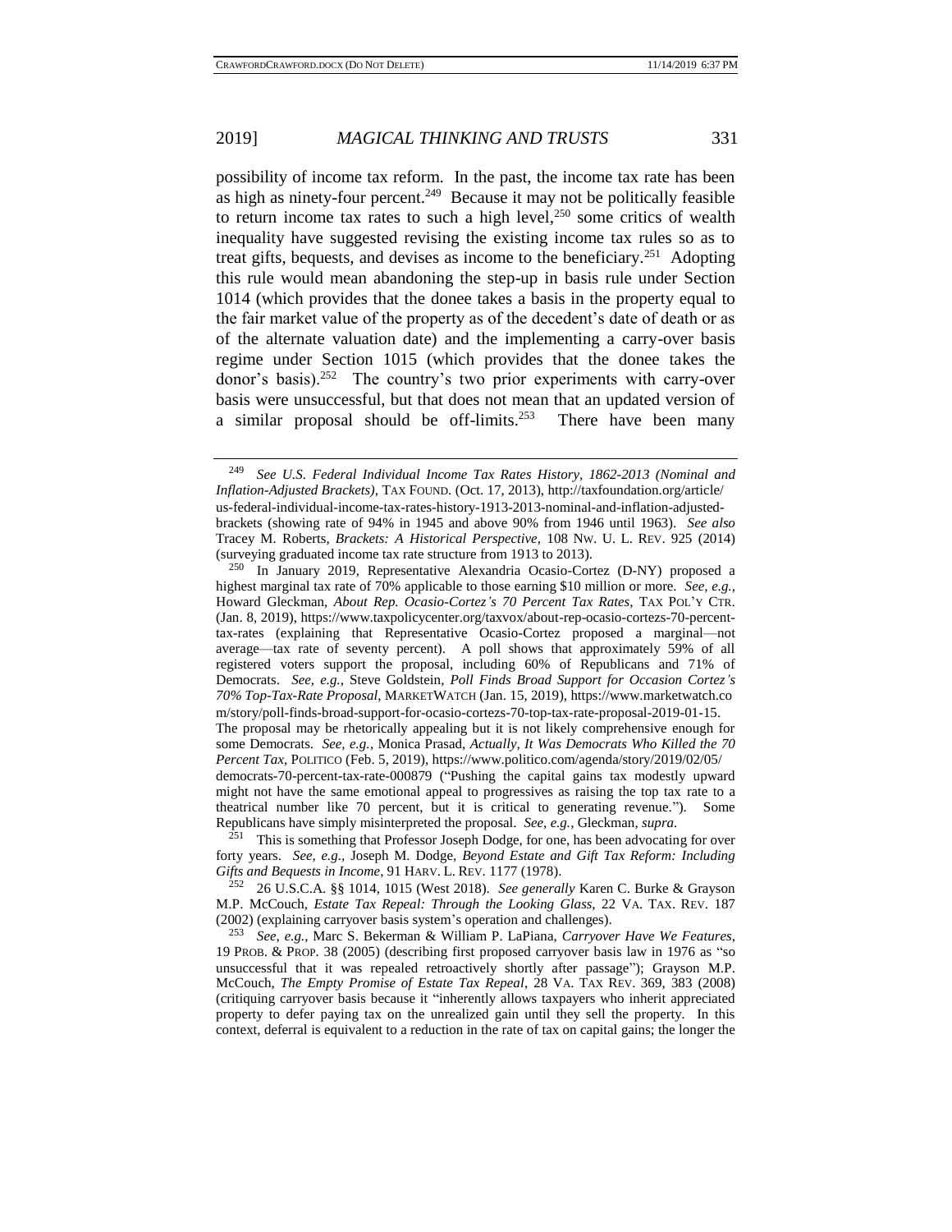possibility of income tax reform. In the past, the income tax rate has been as high as ninety-four percent.[249] Because it may not be politically feasible to return income tax rates to such a high level,[250] some critics of wealth inequality have suggested revising the existing income tax rules so as to treat gifts, bequests, and devises as income to the beneficiary.[251] Adopting this rule would mean abandoning the step-up in basis rule under Section 1014 (which provides that the donee takes a basis in the property equal to the fair market value of the property as of the decedent's date of death or as of the alternate valuation date) and the implementing a carry-over basis regime under Section 1015 (which provides that the donee takes the donor's basis).[252] The country's two prior experiments with carry-over basis were unsuccessful, but that does not mean that an updated version of a similar proposal should be off-limits.[253] There have been many

---

[249] *See U.S. Federal Individual Income Tax Rates History, 1862-2013 (Nominal and Inflation-Adjusted Brackets)*, TAX FOUND. (Oct. 17, 2013), http://taxfoundation.org/article/us-federal-individual-income-tax-rates-history-1913-2013-nominal-and-inflation-adjusted-brackets (showing rate of 94% in 1945 and above 90% from 1946 until 1963). *See also* Tracey M. Roberts, *Brackets: A Historical Perspective*, 108 NW. U. L. REV. 925 (2014) (surveying graduated income tax rate structure from 1913 to 2013).

[250] In January 2019, Representative Alexandria Ocasio-Cortez (D-NY) proposed a highest marginal tax rate of 70% applicable to those earning $10 million or more. *See, e.g.*, Howard Gleckman, *About Rep. Ocasio-Cortez's 70 Percent Tax Rates*, TAX POL'Y CTR. (Jan. 8, 2019), https://www.taxpolicycenter.org/taxvox/about-rep-ocasio-cortezs-70-percent-tax-rates (explaining that Representative Ocasio-Cortez proposed a marginal—not average—tax rate of seventy percent). A poll shows that approximately 59% of all registered voters support the proposal, including 60% of Republicans and 71% of Democrats. *See, e.g.*, Steve Goldstein, *Poll Finds Broad Support for Occasion Cortez's 70% Top-Tax-Rate Proposal*, MARKETWATCH (Jan. 15, 2019), https://www.marketwatch.com/story/poll-finds-broad-support-for-ocasio-cortezs-70-top-tax-rate-proposal-2019-01-15. The proposal may be rhetorically appealing but it is not likely comprehensive enough for some Democrats. *See, e.g.*, Monica Prasad, *Actually, It Was Democrats Who Killed the 70 Percent Tax*, POLITICO (Feb. 5, 2019), https://www.politico.com/agenda/story/2019/02/05/democrats-70-percent-tax-rate-000879 ("Pushing the capital gains tax modestly upward might not have the same emotional appeal to progressives as raising the top tax rate to a theatrical number like 70 percent, but it is critical to generating revenue."). Some Republicans have simply misinterpreted the proposal. *See, e.g.*, Gleckman, *supra*.

[251] This is something that Professor Joseph Dodge, for one, has been advocating for over forty years. *See, e.g.*, Joseph M. Dodge, *Beyond Estate and Gift Tax Reform: Including Gifts and Bequests in Income*, 91 HARV. L. REV. 1177 (1978).

[252] 26 U.S.C.A. §§ 1014, 1015 (West 2018). *See generally* Karen C. Burke & Grayson M.P. McCouch, *Estate Tax Repeal: Through the Looking Glass*, 22 VA. TAX. REV. 187 (2002) (explaining carryover basis system's operation and challenges).

[253] *See, e.g.*, Marc S. Bekerman & William P. LaPiana, *Carryover Have We Features*, 19 PROB. & PROP. 38 (2005) (describing first proposed carryover basis law in 1976 as "so unsuccessful that it was repealed retroactively shortly after passage"); Grayson M.P. McCouch, *The Empty Promise of Estate Tax Repeal*, 28 VA. TAX REV. 369, 383 (2008) (critiquing carryover basis because it "inherently allows taxpayers who inherit appreciated property to defer paying tax on the unrealized gain until they sell the property. In this context, deferral is equivalent to a reduction in the rate of tax on capital gains; the longer the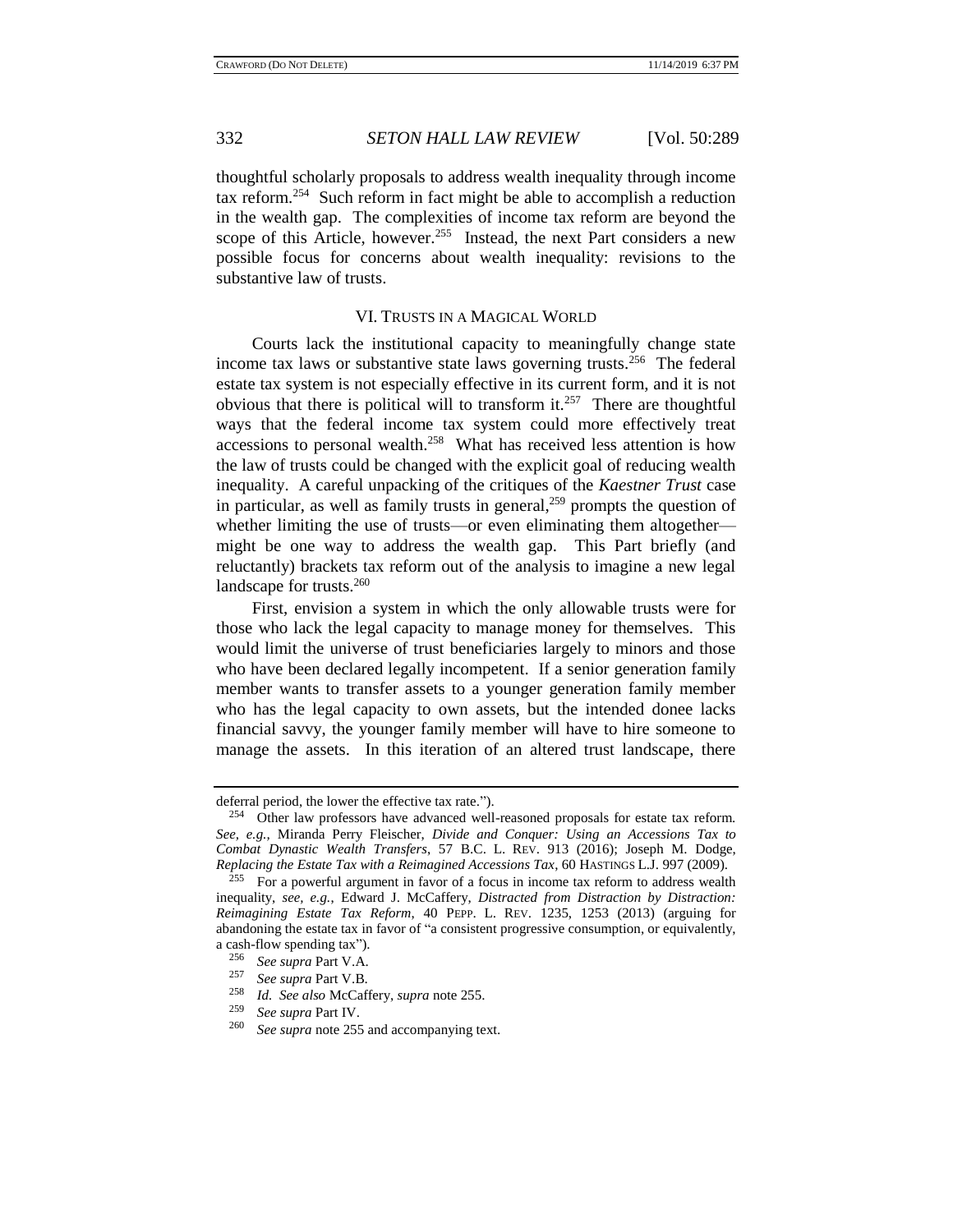thoughtful scholarly proposals to address wealth inequality through income tax reform.[254] Such reform in fact might be able to accomplish a reduction in the wealth gap. The complexities of income tax reform are beyond the scope of this Article, however.[255] Instead, the next Part considers a new possible focus for concerns about wealth inequality: revisions to the substantive law of trusts.

## VI. TRUSTS IN A MAGICAL WORLD

Courts lack the institutional capacity to meaningfully change state income tax laws or substantive state laws governing trusts.[256] The federal estate tax system is not especially effective in its current form, and it is not obvious that there is political will to transform it.[257] There are thoughtful ways that the federal income tax system could more effectively treat accessions to personal wealth.[258] What has received less attention is how the law of trusts could be changed with the explicit goal of reducing wealth inequality. A careful unpacking of the critiques of the *Kaestner Trust* case in particular, as well as family trusts in general,[259] prompts the question of whether limiting the use of trusts—or even eliminating them altogether—might be one way to address the wealth gap. This Part briefly (and reluctantly) brackets tax reform out of the analysis to imagine a new legal landscape for trusts.[260]

First, envision a system in which the only allowable trusts were for those who lack the legal capacity to manage money for themselves. This would limit the universe of trust beneficiaries largely to minors and those who have been declared legally incompetent. If a senior generation family member wants to transfer assets to a younger generation family member who has the legal capacity to own assets, but the intended donee lacks financial savvy, the younger family member will have to hire someone to manage the assets. In this iteration of an altered trust landscape, there

---

deferral period, the lower the effective tax rate.").

[254] Other law professors have advanced well-reasoned proposals for estate tax reform. *See, e.g.*, Miranda Perry Fleischer, *Divide and Conquer: Using an Accessions Tax to Combat Dynastic Wealth Transfers*, 57 B.C. L. REV. 913 (2016); Joseph M. Dodge, *Replacing the Estate Tax with a Reimagined Accessions Tax*, 60 HASTINGS L.J. 997 (2009).

[255] For a powerful argument in favor of a focus in income tax reform to address wealth inequality, *see, e.g.*, Edward J. McCaffery, *Distracted from Distraction by Distraction: Reimagining Estate Tax Reform*, 40 PEPP. L. REV. 1235, 1253 (2013) (arguing for abandoning the estate tax in favor of "a consistent progressive consumption, or equivalently, a cash-flow spending tax").

[256] *See supra* Part V.A.

[257] *See supra* Part V.B.

[258] *Id. See also* McCaffery, *supra* note 255.

[259] *See supra* Part IV.

[260] *See supra* note 255 and accompanying text.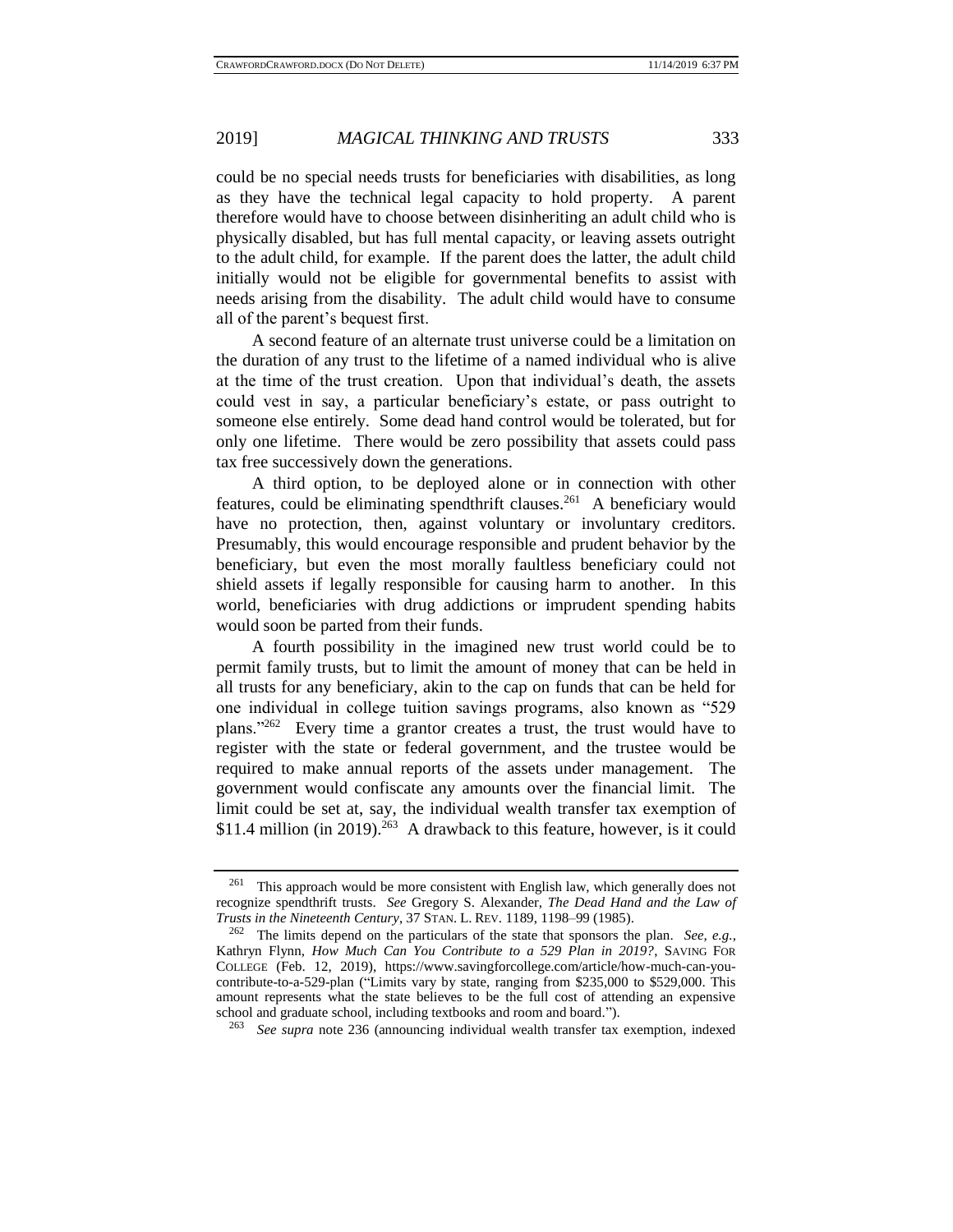could be no special needs trusts for beneficiaries with disabilities, as long as they have the technical legal capacity to hold property. A parent therefore would have to choose between disinheriting an adult child who is physically disabled, but has full mental capacity, or leaving assets outright to the adult child, for example. If the parent does the latter, the adult child initially would not be eligible for governmental benefits to assist with needs arising from the disability. The adult child would have to consume all of the parent's bequest first.

A second feature of an alternate trust universe could be a limitation on the duration of any trust to the lifetime of a named individual who is alive at the time of the trust creation. Upon that individual's death, the assets could vest in say, a particular beneficiary's estate, or pass outright to someone else entirely. Some dead hand control would be tolerated, but for only one lifetime. There would be zero possibility that assets could pass tax free successively down the generations.

A third option, to be deployed alone or in connection with other features, could be eliminating spendthrift clauses.[261] A beneficiary would have no protection, then, against voluntary or involuntary creditors. Presumably, this would encourage responsible and prudent behavior by the beneficiary, but even the most morally faultless beneficiary could not shield assets if legally responsible for causing harm to another. In this world, beneficiaries with drug addictions or imprudent spending habits would soon be parted from their funds.

A fourth possibility in the imagined new trust world could be to permit family trusts, but to limit the amount of money that can be held in all trusts for any beneficiary, akin to the cap on funds that can be held for one individual in college tuition savings programs, also known as "529 plans."[262] Every time a grantor creates a trust, the trust would have to register with the state or federal government, and the trustee would be required to make annual reports of the assets under management. The government would confiscate any amounts over the financial limit. The limit could be set at, say, the individual wealth transfer tax exemption of $11.4 million (in 2019).[263] A drawback to this feature, however, is it could

---

[261] This approach would be more consistent with English law, which generally does not recognize spendthrift trusts. *See* Gregory S. Alexander, *The Dead Hand and the Law of Trusts in the Nineteenth Century*, 37 STAN. L. REV. 1189, 1198–99 (1985).

[262] The limits depend on the particulars of the state that sponsors the plan. *See, e.g.*, Kathryn Flynn, *How Much Can You Contribute to a 529 Plan in 2019?*, SAVING FOR COLLEGE (Feb. 12, 2019), https://www.savingforcollege.com/article/how-much-can-you-contribute-to-a-529-plan ("Limits vary by state, ranging from $235,000 to $529,000. This amount represents what the state believes to be the full cost of attending an expensive school and graduate school, including textbooks and room and board.").

[263] *See supra* note 236 (announcing individual wealth transfer tax exemption, indexed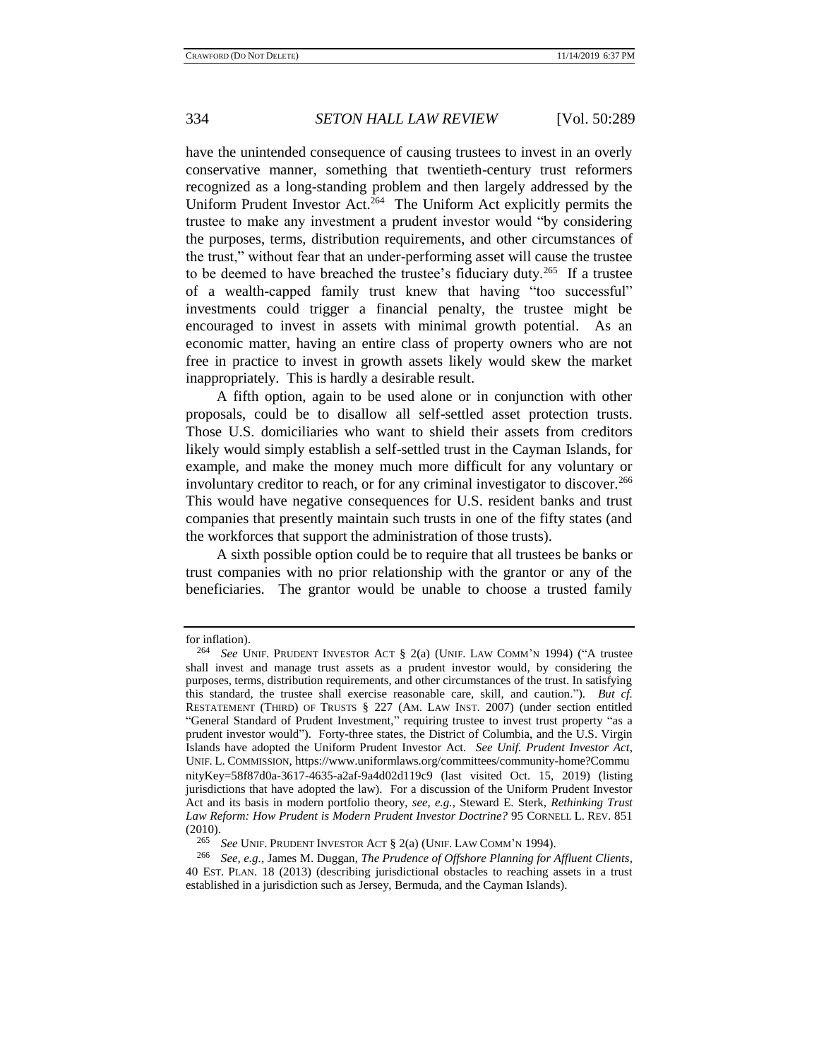have the unintended consequence of causing trustees to invest in an overly conservative manner, something that twentieth-century trust reformers recognized as a long-standing problem and then largely addressed by the Uniform Prudent Investor Act.[264] The Uniform Act explicitly permits the trustee to make any investment a prudent investor would "by considering the purposes, terms, distribution requirements, and other circumstances of the trust," without fear that an under-performing asset will cause the trustee to be deemed to have breached the trustee's fiduciary duty.[265] If a trustee of a wealth-capped family trust knew that having "too successful" investments could trigger a financial penalty, the trustee might be encouraged to invest in assets with minimal growth potential. As an economic matter, having an entire class of property owners who are not free in practice to invest in growth assets likely would skew the market inappropriately. This is hardly a desirable result.

A fifth option, again to be used alone or in conjunction with other proposals, could be to disallow all self-settled asset protection trusts. Those U.S. domiciliaries who want to shield their assets from creditors likely would simply establish a self-settled trust in the Cayman Islands, for example, and make the money much more difficult for any voluntary or involuntary creditor to reach, or for any criminal investigator to discover.[266] This would have negative consequences for U.S. resident banks and trust companies that presently maintain such trusts in one of the fifty states (and the workforces that support the administration of those trusts).

A sixth possible option could be to require that all trustees be banks or trust companies with no prior relationship with the grantor or any of the beneficiaries. The grantor would be unable to choose a trusted family

---

for inflation).

[264] *See* UNIF. PRUDENT INVESTOR ACT § 2(a) (UNIF. LAW COMM'N 1994) ("A trustee shall invest and manage trust assets as a prudent investor would, by considering the purposes, terms, distribution requirements, and other circumstances of the trust. In satisfying this standard, the trustee shall exercise reasonable care, skill, and caution."). *But cf.* RESTATEMENT (THIRD) OF TRUSTS § 227 (AM. LAW INST. 2007) (under section entitled "General Standard of Prudent Investment," requiring trustee to invest trust property "as a prudent investor would"). Forty-three states, the District of Columbia, and the U.S. Virgin Islands have adopted the Uniform Prudent Investor Act. *See Unif. Prudent Investor Act*, UNIF. L. COMMISSION, https://www.uniformlaws.org/committees/community-home?CommunityKey=58f87d0a-3617-4635-a2af-9a4d02d119c9 (last visited Oct. 15, 2019) (listing jurisdictions that have adopted the law). For a discussion of the Uniform Prudent Investor Act and its basis in modern portfolio theory, *see, e.g.*, Steward E. Sterk, *Rethinking Trust Law Reform: How Prudent is Modern Prudent Investor Doctrine?* 95 CORNELL L. REV. 851 (2010).

[265] *See* UNIF. PRUDENT INVESTOR ACT § 2(a) (UNIF. LAW COMM'N 1994).

[266] *See, e.g.*, James M. Duggan, *The Prudence of Offshore Planning for Affluent Clients*, 40 EST. PLAN. 18 (2013) (describing jurisdictional obstacles to reaching assets in a trust established in a jurisdiction such as Jersey, Bermuda, and the Cayman Islands).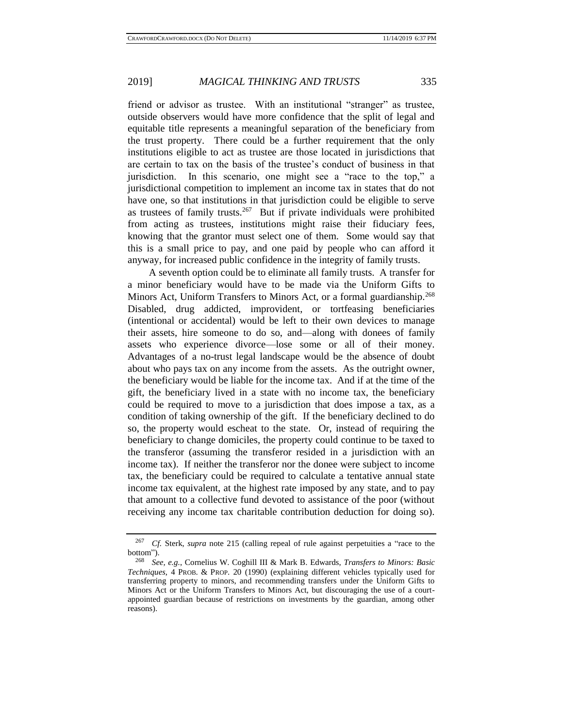friend or advisor as trustee. With an institutional "stranger" as trustee, outside observers would have more confidence that the split of legal and equitable title represents a meaningful separation of the beneficiary from the trust property. There could be a further requirement that the only institutions eligible to act as trustee are those located in jurisdictions that are certain to tax on the basis of the trustee's conduct of business in that jurisdiction. In this scenario, one might see a "race to the top," a jurisdictional competition to implement an income tax in states that do not have one, so that institutions in that jurisdiction could be eligible to serve as trustees of family trusts.[267] But if private individuals were prohibited from acting as trustees, institutions might raise their fiduciary fees, knowing that the grantor must select one of them. Some would say that this is a small price to pay, and one paid by people who can afford it anyway, for increased public confidence in the integrity of family trusts.

A seventh option could be to eliminate all family trusts. A transfer for a minor beneficiary would have to be made via the Uniform Gifts to Minors Act, Uniform Transfers to Minors Act, or a formal guardianship.[268] Disabled, drug addicted, improvident, or tortfeasing beneficiaries (intentional or accidental) would be left to their own devices to manage their assets, hire someone to do so, and—along with donees of family assets who experience divorce—lose some or all of their money. Advantages of a no-trust legal landscape would be the absence of doubt about who pays tax on any income from the assets. As the outright owner, the beneficiary would be liable for the income tax. And if at the time of the gift, the beneficiary lived in a state with no income tax, the beneficiary could be required to move to a jurisdiction that does impose a tax, as a condition of taking ownership of the gift. If the beneficiary declined to do so, the property would escheat to the state. Or, instead of requiring the beneficiary to change domiciles, the property could continue to be taxed to the transferor (assuming the transferor resided in a jurisdiction with an income tax). If neither the transferor nor the donee were subject to income tax, the beneficiary could be required to calculate a tentative annual state income tax equivalent, at the highest rate imposed by any state, and to pay that amount to a collective fund devoted to assistance of the poor (without receiving any income tax charitable contribution deduction for doing so).

---

[267] *Cf.* Sterk, *supra* note 215 (calling repeal of rule against perpetuities a "race to the bottom").

[268] *See, e.g.*, Cornelius W. Coghill III & Mark B. Edwards, *Transfers to Minors: Basic Techniques*, 4 PROB. & PROP. 20 (1990) (explaining different vehicles typically used for transferring property to minors, and recommending transfers under the Uniform Gifts to Minors Act or the Uniform Transfers to Minors Act, but discouraging the use of a court-appointed guardian because of restrictions on investments by the guardian, among other reasons).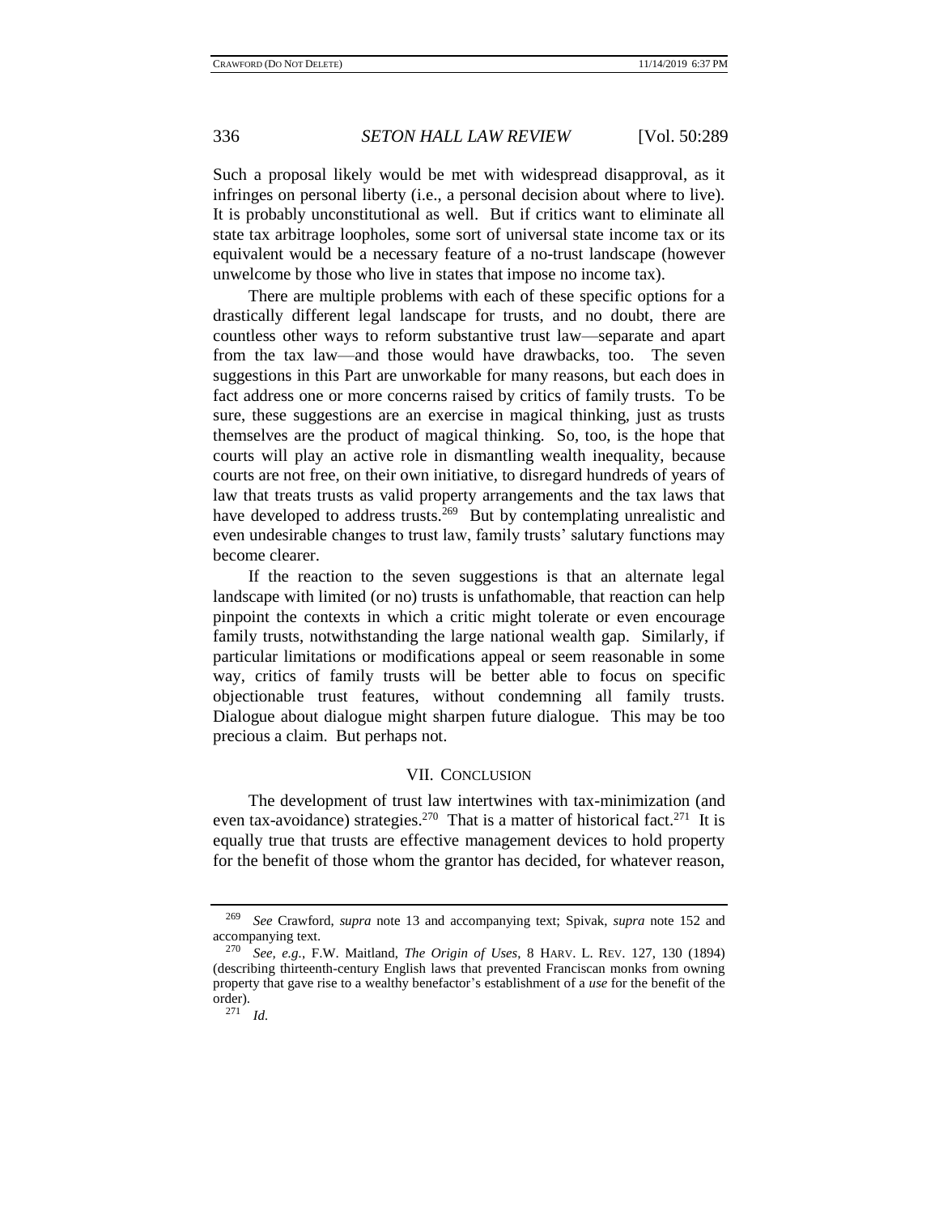Such a proposal likely would be met with widespread disapproval, as it infringes on personal liberty (i.e., a personal decision about where to live). It is probably unconstitutional as well. But if critics want to eliminate all state tax arbitrage loopholes, some sort of universal state income tax or its equivalent would be a necessary feature of a no-trust landscape (however unwelcome by those who live in states that impose no income tax).

There are multiple problems with each of these specific options for a drastically different legal landscape for trusts, and no doubt, there are countless other ways to reform substantive trust law—separate and apart from the tax law—and those would have drawbacks, too. The seven suggestions in this Part are unworkable for many reasons, but each does in fact address one or more concerns raised by critics of family trusts. To be sure, these suggestions are an exercise in magical thinking, just as trusts themselves are the product of magical thinking. So, too, is the hope that courts will play an active role in dismantling wealth inequality, because courts are not free, on their own initiative, to disregard hundreds of years of law that treats trusts as valid property arrangements and the tax laws that have developed to address trusts.[269] But by contemplating unrealistic and even undesirable changes to trust law, family trusts' salutary functions may become clearer.

If the reaction to the seven suggestions is that an alternate legal landscape with limited (or no) trusts is unfathomable, that reaction can help pinpoint the contexts in which a critic might tolerate or even encourage family trusts, notwithstanding the large national wealth gap. Similarly, if particular limitations or modifications appeal or seem reasonable in some way, critics of family trusts will be better able to focus on specific objectionable trust features, without condemning all family trusts. Dialogue about dialogue might sharpen future dialogue. This may be too precious a claim. But perhaps not.

## VII. CONCLUSION

The development of trust law intertwines with tax-minimization (and even tax-avoidance) strategies.[270] That is a matter of historical fact.[271] It is equally true that trusts are effective management devices to hold property for the benefit of those whom the grantor has decided, for whatever reason,

---

[269] *See* Crawford, *supra* note 13 and accompanying text; Spivak, *supra* note 152 and accompanying text.

[270] *See, e.g.*, F.W. Maitland, *The Origin of Uses*, 8 HARV. L. REV. 127, 130 (1894) (describing thirteenth-century English laws that prevented Franciscan monks from owning property that gave rise to a wealthy benefactor's establishment of a *use* for the benefit of the order).

[271] *Id.*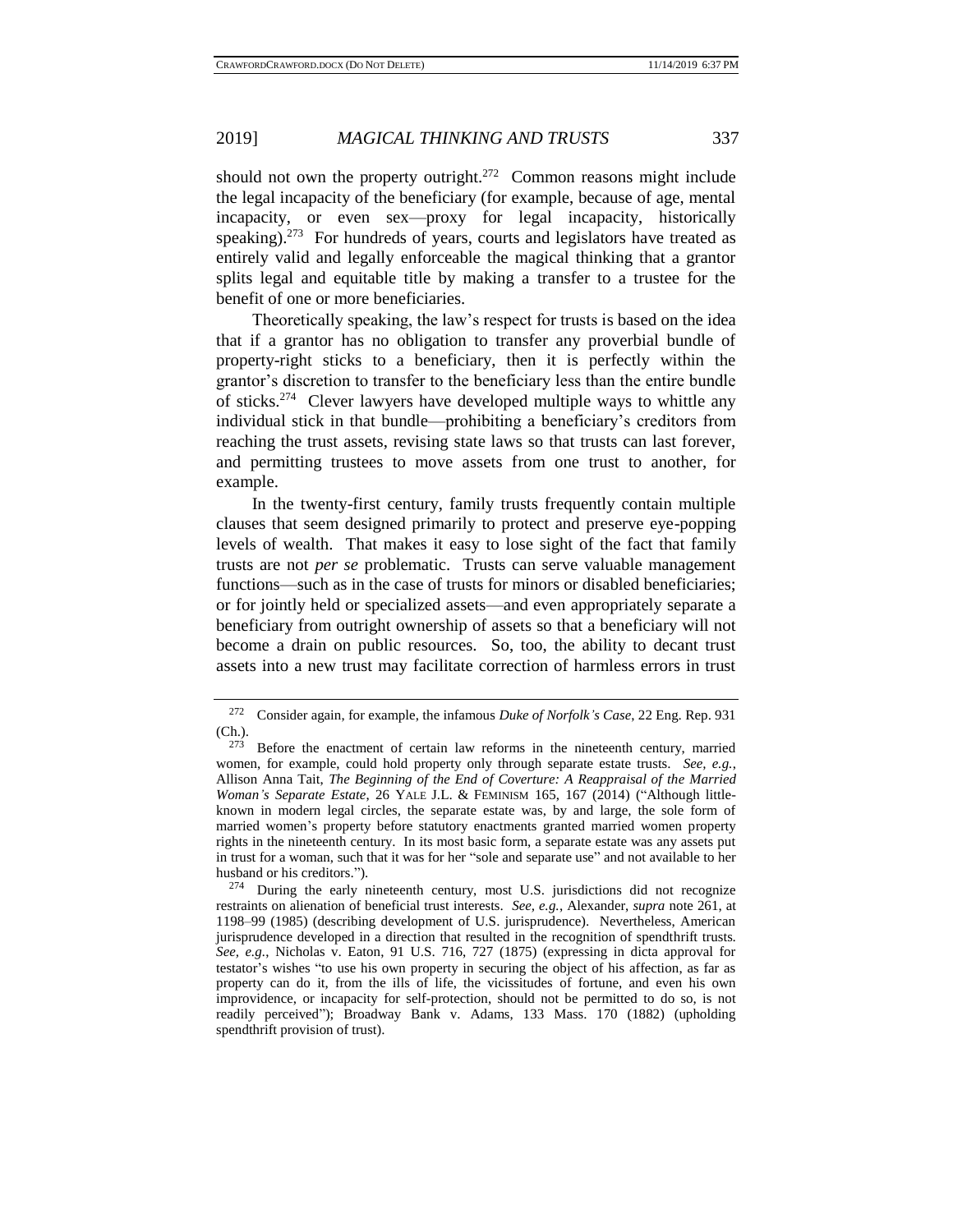should not own the property outright.[272] Common reasons might include the legal incapacity of the beneficiary (for example, because of age, mental incapacity, or even sex—proxy for legal incapacity, historically speaking).[273] For hundreds of years, courts and legislators have treated as entirely valid and legally enforceable the magical thinking that a grantor splits legal and equitable title by making a transfer to a trustee for the benefit of one or more beneficiaries.

Theoretically speaking, the law's respect for trusts is based on the idea that if a grantor has no obligation to transfer any proverbial bundle of property-right sticks to a beneficiary, then it is perfectly within the grantor's discretion to transfer to the beneficiary less than the entire bundle of sticks.[274] Clever lawyers have developed multiple ways to whittle any individual stick in that bundle—prohibiting a beneficiary's creditors from reaching the trust assets, revising state laws so that trusts can last forever, and permitting trustees to move assets from one trust to another, for example.

In the twenty-first century, family trusts frequently contain multiple clauses that seem designed primarily to protect and preserve eye-popping levels of wealth. That makes it easy to lose sight of the fact that family trusts are not *per se* problematic. Trusts can serve valuable management functions—such as in the case of trusts for minors or disabled beneficiaries; or for jointly held or specialized assets—and even appropriately separate a beneficiary from outright ownership of assets so that a beneficiary will not become a drain on public resources. So, too, the ability to decant trust assets into a new trust may facilitate correction of harmless errors in trust

---

[272] Consider again, for example, the infamous *Duke of Norfolk's Case*, 22 Eng. Rep. 931 (Ch.).

[273] Before the enactment of certain law reforms in the nineteenth century, married women, for example, could hold property only through separate estate trusts. *See, e.g.*, Allison Anna Tait, *The Beginning of the End of Coverture: A Reappraisal of the Married Woman's Separate Estate*, 26 YALE J.L. & FEMINISM 165, 167 (2014) ("Although little-known in modern legal circles, the separate estate was, by and large, the sole form of married women's property before statutory enactments granted married women property rights in the nineteenth century. In its most basic form, a separate estate was any assets put in trust for a woman, such that it was for her "sole and separate use" and not available to her husband or his creditors.").

[274] During the early nineteenth century, most U.S. jurisdictions did not recognize restraints on alienation of beneficial trust interests. *See, e.g.*, Alexander, *supra* note 261, at 1198–99 (1985) (describing development of U.S. jurisprudence). Nevertheless, American jurisprudence developed in a direction that resulted in the recognition of spendthrift trusts. *See, e.g.*, Nicholas v. Eaton, 91 U.S. 716, 727 (1875) (expressing in dicta approval for testator's wishes "to use his own property in securing the object of his affection, as far as property can do it, from the ills of life, the vicissitudes of fortune, and even his own improvidence, or incapacity for self-protection, should not be permitted to do so, is not readily perceived"); Broadway Bank v. Adams, 133 Mass. 170 (1882) (upholding spendthrift provision of trust).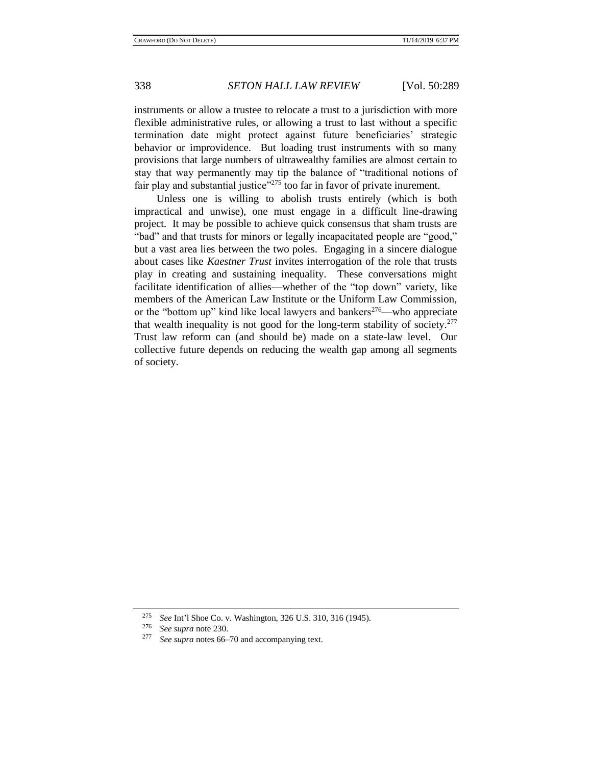instruments or allow a trustee to relocate a trust to a jurisdiction with more flexible administrative rules, or allowing a trust to last without a specific termination date might protect against future beneficiaries' strategic behavior or improvidence. But loading trust instruments with so many provisions that large numbers of ultrawealthy families are almost certain to stay that way permanently may tip the balance of "traditional notions of fair play and substantial justice"[275] too far in favor of private inurement.

Unless one is willing to abolish trusts entirely (which is both impractical and unwise), one must engage in a difficult line-drawing project. It may be possible to achieve quick consensus that sham trusts are "bad" and that trusts for minors or legally incapacitated people are "good," but a vast area lies between the two poles. Engaging in a sincere dialogue about cases like *Kaestner Trust* invites interrogation of the role that trusts play in creating and sustaining inequality. These conversations might facilitate identification of allies—whether of the "top down" variety, like members of the American Law Institute or the Uniform Law Commission, or the "bottom up" kind like local lawyers and bankers[276]—who appreciate that wealth inequality is not good for the long-term stability of society.[277] Trust law reform can (and should be) made on a state-law level. Our collective future depends on reducing the wealth gap among all segments of society.

---

[275] *See* Int'l Shoe Co. v. Washington, 326 U.S. 310, 316 (1945).

[276] *See supra* note 230.

[277] *See supra* notes 66–70 and accompanying text.